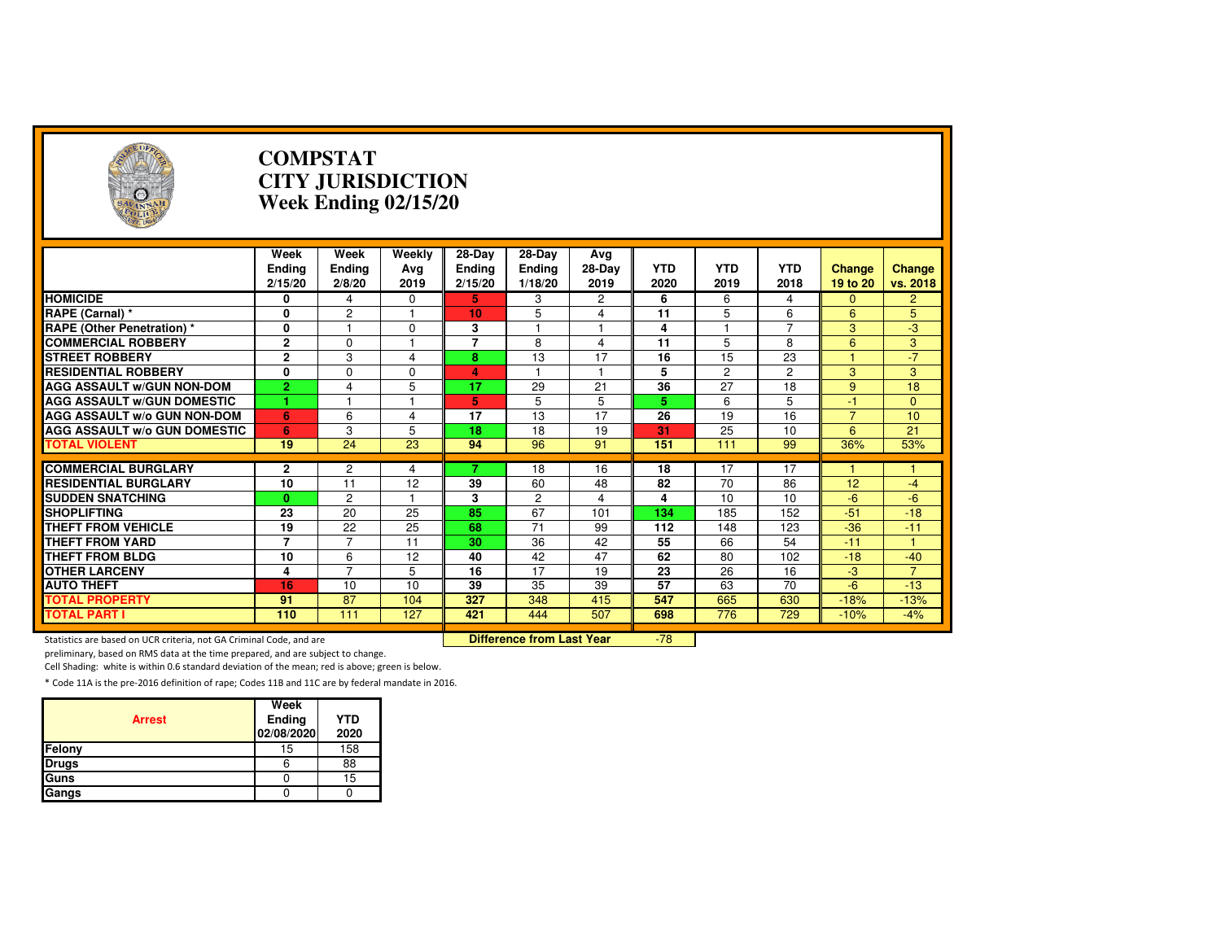# COMPSTAT
# CITY JURISDICTION
# Week Ending 02/15/20

| | Week Ending 2/15/20 | Week Ending 2/8/20 | Weekly Avg 2019 | 28-Day Ending 2/15/20 | 28-Day Ending 1/18/20 | Avg 28-Day 2019 | YTD 2020 | YTD 2019 | YTD 2018 | Change 19 to 20 | Change vs. 2018 |
|---|---|---|---|---|---|---|---|---|---|---|---|
| **HOMICIDE** | 0 | 4 | 0 | 5 | 3 | 2 | 6 | 6 | 4 | 0 | 2 |
| **RAPE (Carnal) *** | 0 | 2 | 1 | 10 | 5 | 4 | 11 | 5 | 6 | 6 | 5 |
| **RAPE (Other Penetration) *** | 0 | 1 | 0 | 3 | 1 | 1 | 4 | 1 | 7 | 3 | -3 |
| **COMMERCIAL ROBBERY** | 2 | 0 | 1 | 7 | 8 | 4 | 11 | 5 | 8 | 6 | 3 |
| **STREET ROBBERY** | 2 | 3 | 4 | 8 | 13 | 17 | 16 | 15 | 23 | 1 | -7 |
| **RESIDENTIAL ROBBERY** | 0 | 0 | 0 | 4 | 1 | 1 | 5 | 2 | 2 | 3 | 3 |
| **AGG ASSAULT w/GUN NON-DOM** | 2 | 4 | 5 | 17 | 29 | 21 | 36 | 27 | 18 | 9 | 18 |
| **AGG ASSAULT w/GUN DOMESTIC** | 1 | 1 | 1 | 5 | 5 | 5 | 5 | 6 | 5 | -1 | 0 |
| **AGG ASSAULT w/o GUN NON-DOM** | 6 | 6 | 4 | 17 | 13 | 17 | 26 | 19 | 16 | 7 | 10 |
| **AGG ASSAULT w/o GUN DOMESTIC** | 6 | 3 | 5 | 18 | 18 | 19 | 31 | 25 | 10 | 6 | 21 |
| **TOTAL VIOLENT** | 19 | 24 | 23 | 94 | 96 | 91 | 151 | 111 | 99 | 36% | 53% |
| **COMMERCIAL BURGLARY** | 2 | 2 | 4 | 7 | 18 | 16 | 18 | 17 | 17 | 1 | 1 |
| **RESIDENTIAL BURGLARY** | 10 | 11 | 12 | 39 | 60 | 48 | 82 | 70 | 86 | 12 | -4 |
| **SUDDEN SNATCHING** | 0 | 2 | 1 | 3 | 2 | 4 | 4 | 10 | 10 | -6 | -6 |
| **SHOPLIFTING** | 23 | 20 | 25 | 85 | 67 | 101 | 134 | 185 | 152 | -51 | -18 |
| **THEFT FROM VEHICLE** | 19 | 22 | 25 | 68 | 71 | 99 | 112 | 148 | 123 | -36 | -11 |
| **THEFT FROM YARD** | 7 | 7 | 11 | 30 | 36 | 42 | 55 | 66 | 54 | -11 | 1 |
| **THEFT FROM BLDG** | 10 | 6 | 12 | 40 | 42 | 47 | 62 | 80 | 102 | -18 | -40 |
| **OTHER LARCENY** | 4 | 7 | 5 | 16 | 17 | 19 | 23 | 26 | 16 | -3 | 7 |
| **AUTO THEFT** | 16 | 10 | 10 | 39 | 35 | 39 | 57 | 63 | 70 | -6 | -13 |
| **TOTAL PROPERTY** | 91 | 87 | 104 | 327 | 348 | 415 | 547 | 665 | 630 | -18% | -13% |
| **TOTAL PART I** | 110 | 111 | 127 | 421 | 444 | 507 | 698 | 776 | 729 | -10% | -4% |

**Difference from Last Year**: -78

Statistics are based on UCR criteria, not GA Criminal Code, and are preliminary, based on RMS data at the time prepared, and are subject to change.

Cell Shading: white is within 0.6 standard deviation of the mean; red is above; green is below.

* Code 11A is the pre-2016 definition of rape; Codes 11B and 11C are by federal mandate in 2016.

| Arrest | Week Ending 02/08/2020 | YTD 2020 |
|---|---|---|
| Felony | 15 | 158 |
| Drugs | 6 | 88 |
| Guns | 0 | 15 |
| Gangs | 0 | 0 |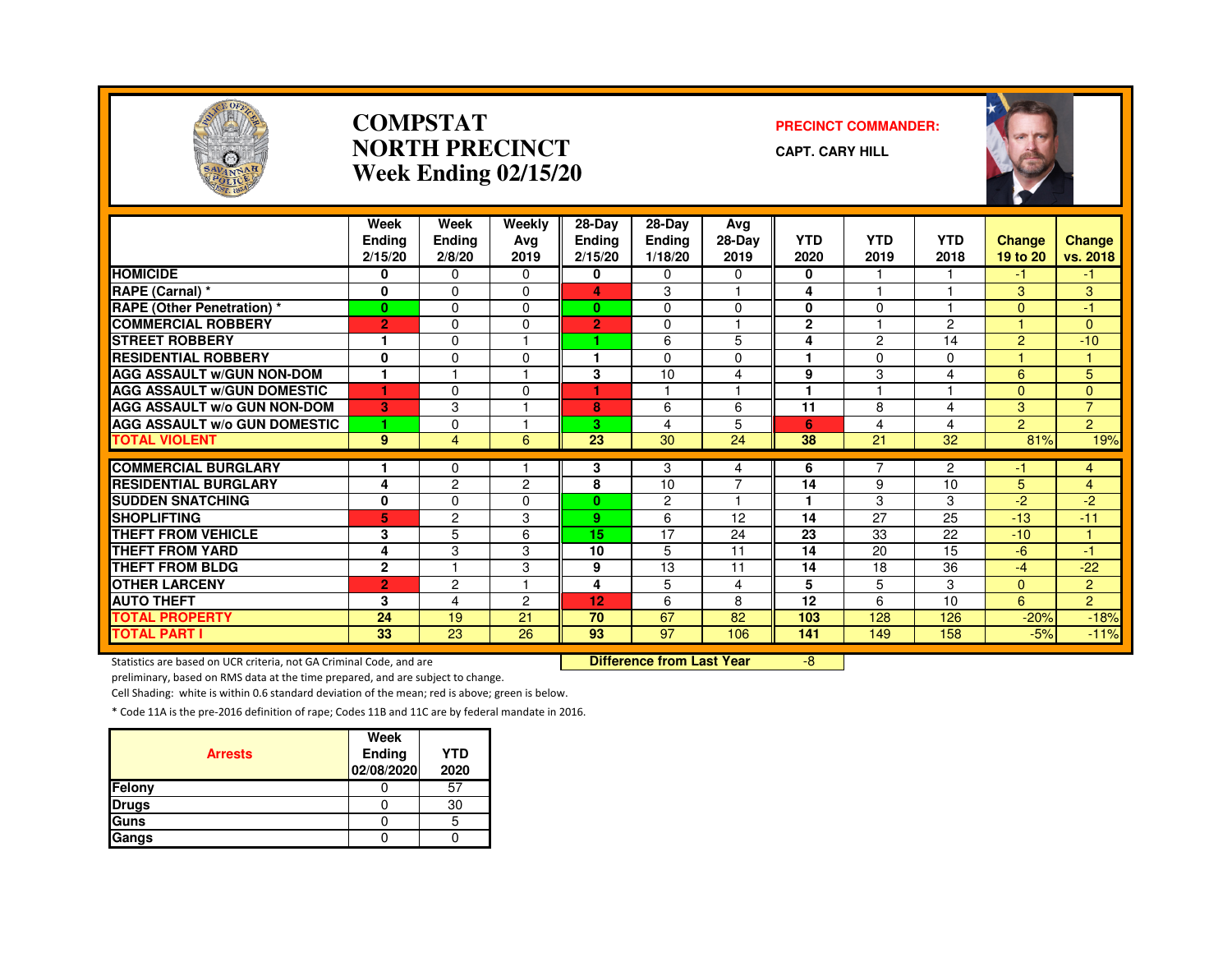# COMPSTAT
# NORTH PRECINCT
# Week Ending 02/15/20

**PRECINCT COMMANDER:**

**CAPT. CARY HILL**

| | Week Ending 2/15/20 | Week Ending 2/8/20 | Weekly Avg 2019 | 28-Day Ending 2/15/20 | 28-Day Ending 1/18/20 | Avg 28-Day 2019 | YTD 2020 | YTD 2019 | YTD 2018 | Change 19 to 20 | Change vs. 2018 |
|---|---|---|---|---|---|---|---|---|---|---|---|
| HOMICIDE | 0 | 0 | 0 | 0 | 0 | 0 | 0 | 1 | 1 | -1 | -1 |
| RAPE (Carnal) * | 0 | 0 | 0 | 4 | 3 | 1 | 4 | 1 | 1 | 3 | 3 |
| RAPE (Other Penetration) * | 0 | 0 | 0 | 0 | 0 | 0 | 0 | 0 | 1 | 0 | -1 |
| COMMERCIAL ROBBERY | 2 | 0 | 0 | 2 | 0 | 1 | 2 | 1 | 2 | 1 | 0 |
| STREET ROBBERY | 1 | 0 | 1 | 1 | 6 | 5 | 4 | 2 | 14 | 2 | -10 |
| RESIDENTIAL ROBBERY | 0 | 0 | 0 | 1 | 0 | 0 | 1 | 0 | 0 | 1 | 1 |
| AGG ASSAULT w/GUN NON-DOM | 1 | 1 | 1 | 3 | 10 | 4 | 9 | 3 | 4 | 6 | 5 |
| AGG ASSAULT w/GUN DOMESTIC | 1 | 0 | 0 | 1 | 1 | 1 | 1 | 1 | 1 | 0 | 0 |
| AGG ASSAULT w/o GUN NON-DOM | 3 | 3 | 1 | 8 | 6 | 6 | 11 | 8 | 4 | 3 | 7 |
| AGG ASSAULT w/o GUN DOMESTIC | 1 | 0 | 1 | 3 | 4 | 5 | 6 | 4 | 4 | 2 | 2 |
| **TOTAL VIOLENT** | 9 | 4 | 6 | 23 | 30 | 24 | 38 | 21 | 32 | 81% | 19% |
| COMMERCIAL BURGLARY | 1 | 0 | 1 | 3 | 3 | 4 | 6 | 7 | 2 | -1 | 4 |
| RESIDENTIAL BURGLARY | 4 | 2 | 2 | 8 | 10 | 7 | 14 | 9 | 10 | 5 | 4 |
| SUDDEN SNATCHING | 0 | 0 | 0 | 0 | 2 | 1 | 1 | 3 | 3 | -2 | -2 |
| SHOPLIFTING | 5 | 2 | 3 | 9 | 6 | 12 | 14 | 27 | 25 | -13 | -11 |
| THEFT FROM VEHICLE | 3 | 5 | 6 | 15 | 17 | 24 | 23 | 33 | 22 | -10 | 1 |
| THEFT FROM YARD | 4 | 3 | 3 | 10 | 5 | 11 | 14 | 20 | 15 | -6 | -1 |
| THEFT FROM BLDG | 2 | 1 | 3 | 9 | 13 | 11 | 14 | 18 | 36 | -4 | -22 |
| OTHER LARCENY | 2 | 2 | 1 | 4 | 5 | 4 | 5 | 5 | 3 | 0 | 2 |
| AUTO THEFT | 3 | 4 | 2 | 12 | 6 | 8 | 12 | 6 | 10 | 6 | 2 |
| **TOTAL PROPERTY** | 24 | 19 | 21 | 70 | 67 | 82 | 103 | 128 | 126 | -20% | -18% |
| **TOTAL PART I** | 33 | 23 | 26 | 93 | 97 | 106 | 141 | 149 | 158 | -5% | -11% |

**Difference from Last Year** -8

Statistics are based on UCR criteria, not GA Criminal Code, and are preliminary, based on RMS data at the time prepared, and are subject to change.

Cell Shading: white is within 0.6 standard deviation of the mean; red is above; green is below.

* Code 11A is the pre-2016 definition of rape; Codes 11B and 11C are by federal mandate in 2016.

| Arrests | Week Ending 02/08/2020 | YTD 2020 |
|---|---|---|
| Felony | 0 | 57 |
| Drugs | 0 | 30 |
| Guns | 0 | 5 |
| Gangs | 0 | 0 |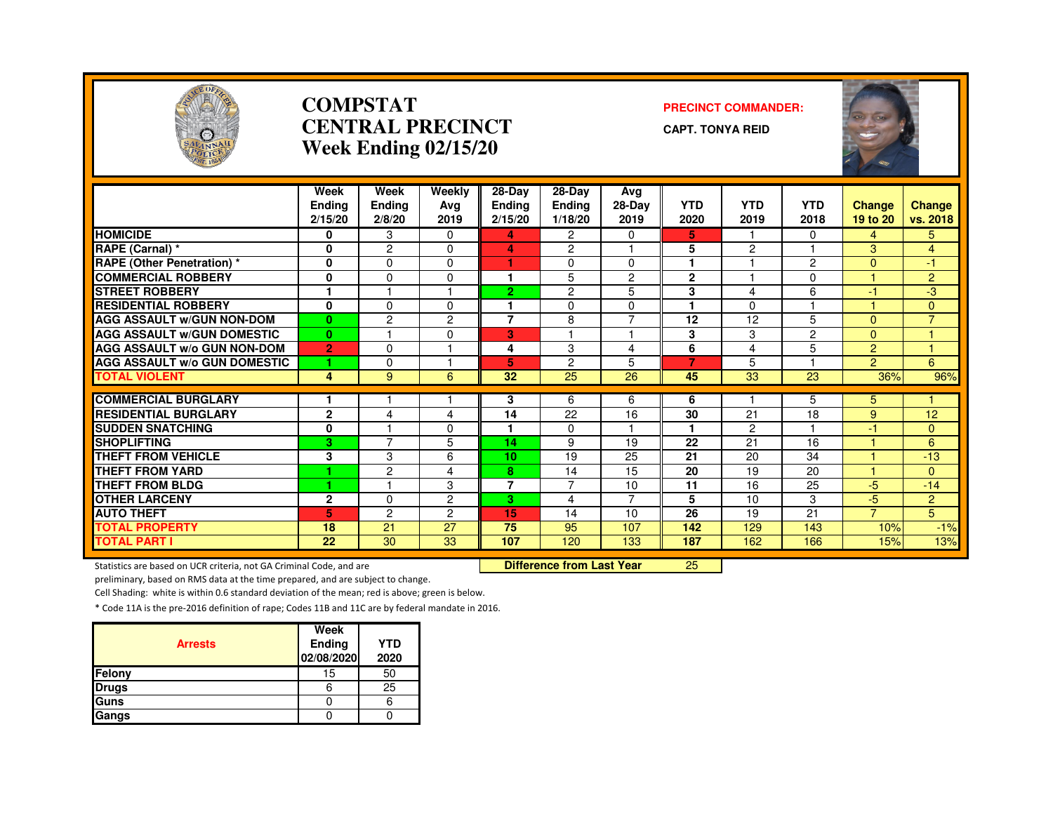# COMPSTAT
# CENTRAL PRECINCT
## Week Ending 02/15/20

**PRECINCT COMMANDER:**

**CAPT. TONYA REID**

| | Week Ending 2/15/20 | Week Ending 2/8/20 | Weekly Avg 2019 | 28-Day Ending 2/15/20 | 28-Day Ending 1/18/20 | Avg 28-Day 2019 | YTD 2020 | YTD 2019 | YTD 2018 | Change 19 to 20 | Change vs. 2018 |
|---|---|---|---|---|---|---|---|---|---|---|---|
| HOMICIDE | 0 | 3 | 0 | 4 | 2 | 0 | 5 | 1 | 0 | 4 | 5 |
| RAPE (Carnal) * | 0 | 2 | 0 | 4 | 2 | 1 | 5 | 2 | 1 | 3 | 4 |
| RAPE (Other Penetration) * | 0 | 0 | 0 | 1 | 0 | 0 | 1 | 1 | 2 | 0 | -1 |
| COMMERCIAL ROBBERY | 0 | 0 | 0 | 1 | 5 | 2 | 2 | 1 | 0 | 1 | 2 |
| STREET ROBBERY | 1 | 1 | 1 | 2 | 2 | 5 | 3 | 4 | 6 | -1 | -3 |
| RESIDENTIAL ROBBERY | 0 | 0 | 0 | 1 | 0 | 0 | 1 | 0 | 1 | 1 | 0 |
| AGG ASSAULT w/GUN NON-DOM | 0 | 2 | 2 | 7 | 8 | 7 | 12 | 12 | 5 | 0 | 7 |
| AGG ASSAULT w/GUN DOMESTIC | 0 | 1 | 0 | 3 | 1 | 1 | 3 | 3 | 2 | 0 | 1 |
| AGG ASSAULT w/o GUN NON-DOM | 2 | 0 | 1 | 4 | 3 | 4 | 6 | 4 | 5 | 2 | 1 |
| AGG ASSAULT w/o GUN DOMESTIC | 1 | 0 | 1 | 5 | 2 | 5 | 7 | 5 | 1 | 2 | 6 |
| TOTAL VIOLENT | 4 | 9 | 6 | 32 | 25 | 26 | 45 | 33 | 23 | 36% | 96% |
| COMMERCIAL BURGLARY | 1 | 1 | 1 | 3 | 6 | 6 | 6 | 1 | 5 | 5 | 1 |
| RESIDENTIAL BURGLARY | 2 | 4 | 4 | 14 | 22 | 16 | 30 | 21 | 18 | 9 | 12 |
| SUDDEN SNATCHING | 0 | 1 | 0 | 1 | 0 | 1 | 1 | 2 | 1 | -1 | 0 |
| SHOPLIFTING | 3 | 7 | 5 | 14 | 9 | 19 | 22 | 21 | 16 | 1 | 6 |
| THEFT FROM VEHICLE | 3 | 3 | 6 | 10 | 19 | 25 | 21 | 20 | 34 | 1 | -13 |
| THEFT FROM YARD | 1 | 2 | 4 | 8 | 14 | 15 | 20 | 19 | 20 | 1 | 0 |
| THEFT FROM BLDG | 1 | 1 | 3 | 7 | 7 | 10 | 11 | 16 | 25 | -5 | -14 |
| OTHER LARCENY | 2 | 0 | 2 | 3 | 4 | 7 | 5 | 10 | 3 | -5 | 2 |
| AUTO THEFT | 5 | 2 | 2 | 15 | 14 | 10 | 26 | 19 | 21 | 7 | 5 |
| TOTAL PROPERTY | 18 | 21 | 27 | 75 | 95 | 107 | 142 | 129 | 143 | 10% | -1% |
| TOTAL PART I | 22 | 30 | 33 | 107 | 120 | 133 | 187 | 162 | 166 | 15% | 13% |

**Difference from Last Year** 25

Statistics are based on UCR criteria, not GA Criminal Code, and are preliminary, based on RMS data at the time prepared, and are subject to change.

Cell Shading: white is within 0.6 standard deviation of the mean; red is above; green is below.

\* Code 11A is the pre-2016 definition of rape; Codes 11B and 11C are by federal mandate in 2016.

| Arrests | Week Ending 02/08/2020 | YTD 2020 |
|---|---|---|
| Felony | 15 | 50 |
| Drugs | 6 | 25 |
| Guns | 0 | 6 |
| Gangs | 0 | 0 |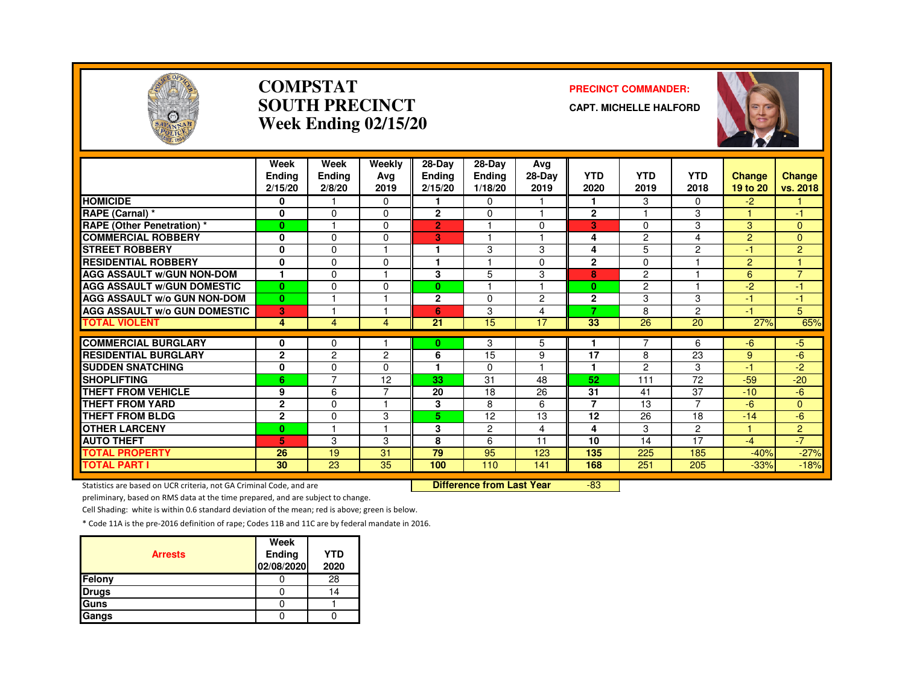# COMPSTAT SOUTH PRECINCT Week Ending 02/15/20

**PRECINCT COMMANDER:**

**CAPT. MICHELLE HALFORD**

| | Week Ending 2/15/20 | Week Ending 2/8/20 | Weekly Avg 2019 | 28-Day Ending 2/15/20 | 28-Day Ending 1/18/20 | Avg 28-Day 2019 | YTD 2020 | YTD 2019 | YTD 2018 | Change 19 to 20 | Change vs. 2018 |
|---|---|---|---|---|---|---|---|---|---|---|---|
| HOMICIDE | 0 | 1 | 0 | 1 | 0 | 1 | 1 | 3 | 0 | -2 | 1 |
| RAPE (Carnal) * | 0 | 0 | 0 | 2 | 0 | 1 | 2 | 1 | 3 | 1 | -1 |
| RAPE (Other Penetration) * | 0 | 1 | 0 | 2 | 1 | 0 | 3 | 0 | 3 | 3 | 0 |
| COMMERCIAL ROBBERY | 0 | 0 | 0 | 3 | 1 | 1 | 4 | 2 | 4 | 2 | 0 |
| STREET ROBBERY | 0 | 0 | 1 | 1 | 3 | 3 | 4 | 5 | 2 | -1 | 2 |
| RESIDENTIAL ROBBERY | 0 | 0 | 0 | 1 | 1 | 0 | 2 | 0 | 1 | 2 | 1 |
| AGG ASSAULT w/GUN NON-DOM | 1 | 0 | 1 | 3 | 5 | 3 | 8 | 2 | 1 | 6 | 7 |
| AGG ASSAULT w/GUN DOMESTIC | 0 | 0 | 0 | 0 | 1 | 1 | 0 | 2 | 1 | -2 | -1 |
| AGG ASSAULT w/o GUN NON-DOM | 0 | 1 | 1 | 2 | 0 | 2 | 2 | 3 | 3 | -1 | -1 |
| AGG ASSAULT w/o GUN DOMESTIC | 3 | 1 | 1 | 6 | 3 | 4 | 7 | 8 | 2 | -1 | 5 |
| TOTAL VIOLENT | 4 | 4 | 4 | 21 | 15 | 17 | 33 | 26 | 20 | 27% | 65% |
| COMMERCIAL BURGLARY | 0 | 0 | 1 | 0 | 3 | 5 | 1 | 7 | 6 | -6 | -5 |
| RESIDENTIAL BURGLARY | 2 | 2 | 2 | 6 | 15 | 9 | 17 | 8 | 23 | 9 | -6 |
| SUDDEN SNATCHING | 0 | 0 | 0 | 1 | 0 | 1 | 1 | 2 | 3 | -1 | -2 |
| SHOPLIFTING | 6 | 7 | 12 | 33 | 31 | 48 | 52 | 111 | 72 | -59 | -20 |
| THEFT FROM VEHICLE | 9 | 6 | 7 | 20 | 18 | 26 | 31 | 41 | 37 | -10 | -6 |
| THEFT FROM YARD | 2 | 0 | 1 | 3 | 8 | 6 | 7 | 13 | 7 | -6 | 0 |
| THEFT FROM BLDG | 2 | 0 | 3 | 5 | 12 | 13 | 12 | 26 | 18 | -14 | -6 |
| OTHER LARCENY | 0 | 1 | 1 | 3 | 2 | 4 | 4 | 3 | 2 | 1 | 2 |
| AUTO THEFT | 5 | 3 | 3 | 8 | 6 | 11 | 10 | 14 | 17 | -4 | -7 |
| TOTAL PROPERTY | 26 | 19 | 31 | 79 | 95 | 123 | 135 | 225 | 185 | -40% | -27% |
| TOTAL PART I | 30 | 23 | 35 | 100 | 110 | 141 | 168 | 251 | 205 | -33% | -18% |

**Difference from Last Year** -83

Statistics are based on UCR criteria, not GA Criminal Code, and are preliminary, based on RMS data at the time prepared, and are subject to change.

Cell Shading: white is within 0.6 standard deviation of the mean; red is above; green is below.

* Code 11A is the pre-2016 definition of rape; Codes 11B and 11C are by federal mandate in 2016.

| Arrests | Week Ending 02/08/2020 | YTD 2020 |
|---|---|---|
| Felony | 0 | 28 |
| Drugs | 0 | 14 |
| Guns | 0 | 1 |
| Gangs | 0 | 0 |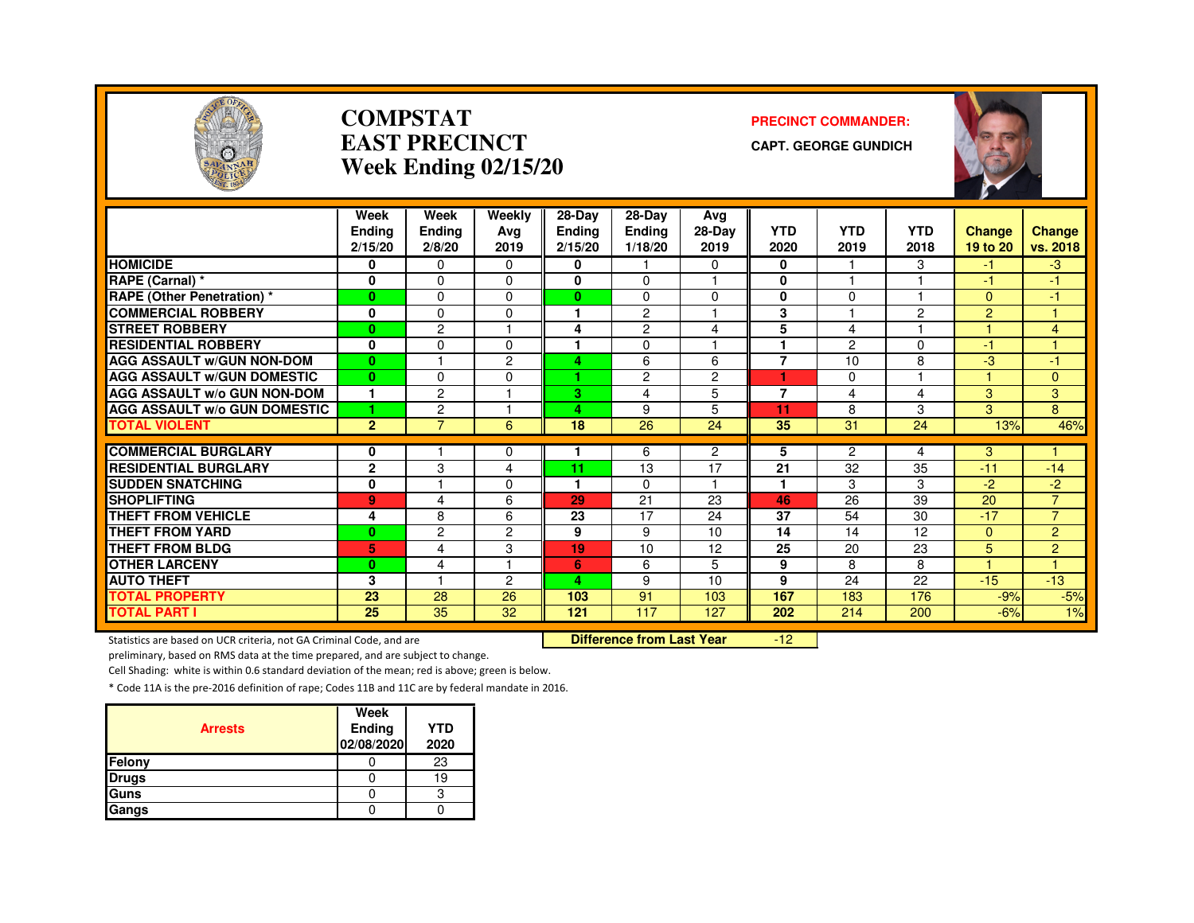# COMPSTAT
# EAST PRECINCT
# Week Ending 02/15/20

**PRECINCT COMMANDER:**
**CAPT. GEORGE GUNDICH**

| | Week Ending 2/15/20 | Week Ending 2/8/20 | Weekly Avg 2019 | 28-Day Ending 2/15/20 | 28-Day Ending 1/18/20 | Avg 28-Day 2019 | YTD 2020 | YTD 2019 | YTD 2018 | Change 19 to 20 | Change vs. 2018 |
|---|---|---|---|---|---|---|---|---|---|---|---|
| HOMICIDE | 0 | 0 | 0 | 0 | 1 | 0 | 0 | 1 | 3 | -1 | -3 |
| RAPE (Carnal) * | 0 | 0 | 0 | 0 | 0 | 1 | 0 | 1 | 1 | -1 | -1 |
| RAPE (Other Penetration) * | 0 | 0 | 0 | 0 | 0 | 0 | 0 | 0 | 1 | 0 | -1 |
| COMMERCIAL ROBBERY | 0 | 0 | 0 | 1 | 2 | 1 | 3 | 1 | 2 | 2 | 1 |
| STREET ROBBERY | 0 | 2 | 1 | 4 | 2 | 4 | 5 | 4 | 1 | 1 | 4 |
| RESIDENTIAL ROBBERY | 0 | 0 | 0 | 1 | 0 | 1 | 1 | 2 | 0 | -1 | 1 |
| AGG ASSAULT w/GUN NON-DOM | 0 | 1 | 2 | 4 | 6 | 6 | 7 | 10 | 8 | -3 | -1 |
| AGG ASSAULT w/GUN DOMESTIC | 0 | 0 | 0 | 1 | 2 | 2 | 1 | 0 | 1 | 1 | 0 |
| AGG ASSAULT w/o GUN NON-DOM | 1 | 2 | 1 | 3 | 4 | 5 | 7 | 4 | 4 | 3 | 3 |
| AGG ASSAULT w/o GUN DOMESTIC | 1 | 2 | 1 | 4 | 9 | 5 | 11 | 8 | 3 | 3 | 8 |
| TOTAL VIOLENT | 2 | 7 | 6 | 18 | 26 | 24 | 35 | 31 | 24 | 13% | 46% |
| COMMERCIAL BURGLARY | 0 | 1 | 0 | 1 | 6 | 2 | 5 | 2 | 4 | 3 | 1 |
| RESIDENTIAL BURGLARY | 2 | 3 | 4 | 11 | 13 | 17 | 21 | 32 | 35 | -11 | -14 |
| SUDDEN SNATCHING | 0 | 1 | 0 | 1 | 0 | 1 | 1 | 3 | 3 | -2 | -2 |
| SHOPLIFTING | 9 | 4 | 6 | 29 | 21 | 23 | 46 | 26 | 39 | 20 | 7 |
| THEFT FROM VEHICLE | 4 | 8 | 6 | 23 | 17 | 24 | 37 | 54 | 30 | -17 | 7 |
| THEFT FROM YARD | 0 | 2 | 2 | 9 | 9 | 10 | 14 | 14 | 12 | 0 | 2 |
| THEFT FROM BLDG | 5 | 4 | 3 | 19 | 10 | 12 | 25 | 20 | 23 | 5 | 2 |
| OTHER LARCENY | 0 | 4 | 1 | 6 | 6 | 5 | 9 | 8 | 8 | 1 | 1 |
| AUTO THEFT | 3 | 1 | 2 | 4 | 9 | 10 | 9 | 24 | 22 | -15 | -13 |
| TOTAL PROPERTY | 23 | 28 | 26 | 103 | 91 | 103 | 167 | 183 | 176 | -9% | -5% |
| TOTAL PART I | 25 | 35 | 32 | 121 | 117 | 127 | 202 | 214 | 200 | -6% | 1% |

**Difference from Last Year** -12

Statistics are based on UCR criteria, not GA Criminal Code, and are preliminary, based on RMS data at the time prepared, and are subject to change.

Cell Shading: white is within 0.6 standard deviation of the mean; red is above; green is below.

* Code 11A is the pre-2016 definition of rape; Codes 11B and 11C are by federal mandate in 2016.

| Arrests | Week Ending 02/08/2020 | YTD 2020 |
|---|---|---|
| Felony | 0 | 23 |
| Drugs | 0 | 19 |
| Guns | 0 | 3 |
| Gangs | 0 | 0 |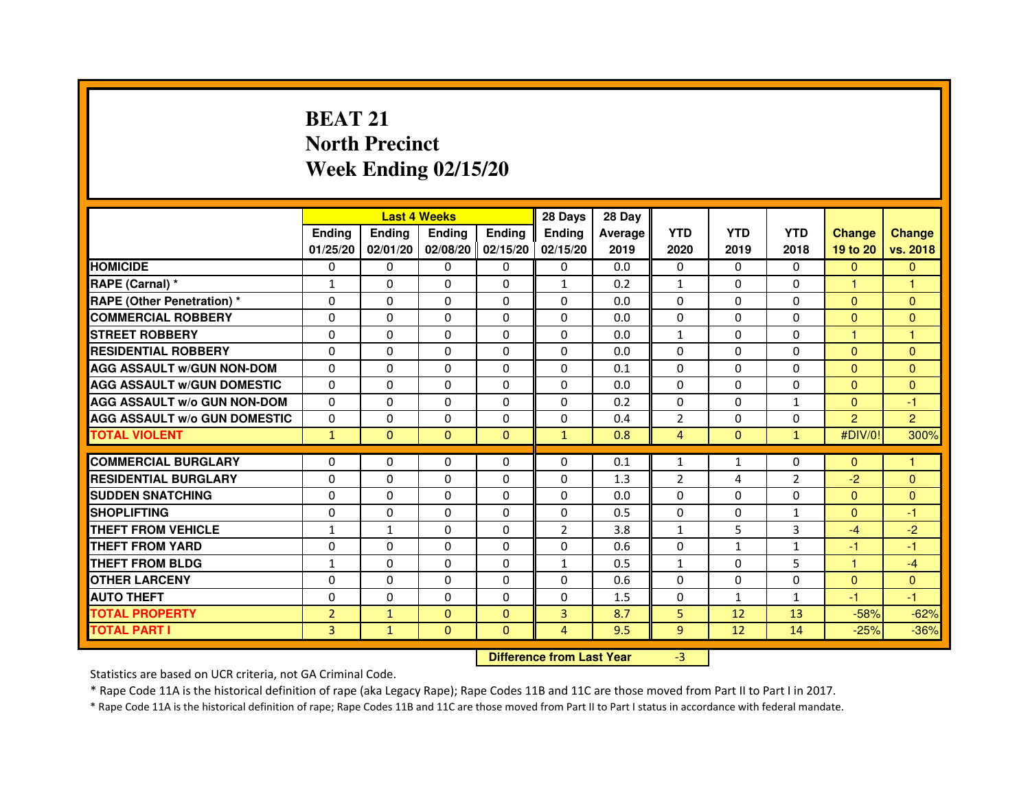# BEAT 21
# North Precinct
# Week Ending 02/15/20

| | Last 4 Weeks | | | | 28 Days | 28 Day | | | | | |
|---|---|---|---|---|---|---|---|---|---|---|---|
| | Ending 01/25/20 | Ending 02/01/20 | Ending 02/08/20 | Ending 02/15/20 | Ending 02/15/20 | Average 2019 | YTD 2020 | YTD 2019 | YTD 2018 | Change 19 to 20 | Change vs. 2018 |
| HOMICIDE | 0 | 0 | 0 | 0 | 0 | 0.0 | 0 | 0 | 0 | 0 | 0 |
| RAPE (Carnal) * | 1 | 0 | 0 | 0 | 1 | 0.2 | 1 | 0 | 0 | 1 | 1 |
| RAPE (Other Penetration) * | 0 | 0 | 0 | 0 | 0 | 0.0 | 0 | 0 | 0 | 0 | 0 |
| COMMERCIAL ROBBERY | 0 | 0 | 0 | 0 | 0 | 0.0 | 0 | 0 | 0 | 0 | 0 |
| STREET ROBBERY | 0 | 0 | 0 | 0 | 0 | 0.0 | 1 | 0 | 0 | 1 | 1 |
| RESIDENTIAL ROBBERY | 0 | 0 | 0 | 0 | 0 | 0.0 | 0 | 0 | 0 | 0 | 0 |
| AGG ASSAULT w/GUN NON-DOM | 0 | 0 | 0 | 0 | 0 | 0.1 | 0 | 0 | 0 | 0 | 0 |
| AGG ASSAULT w/GUN DOMESTIC | 0 | 0 | 0 | 0 | 0 | 0.0 | 0 | 0 | 0 | 0 | 0 |
| AGG ASSAULT w/o GUN NON-DOM | 0 | 0 | 0 | 0 | 0 | 0.2 | 0 | 0 | 1 | 0 | -1 |
| AGG ASSAULT w/o GUN DOMESTIC | 0 | 0 | 0 | 0 | 0 | 0.4 | 2 | 0 | 0 | 2 | 2 |
| TOTAL VIOLENT | 1 | 0 | 0 | 0 | 1 | 0.8 | 4 | 0 | 1 | #DIV/0! | 300% |
| COMMERCIAL BURGLARY | 0 | 0 | 0 | 0 | 0 | 0.1 | 1 | 1 | 0 | 0 | 1 |
| RESIDENTIAL BURGLARY | 0 | 0 | 0 | 0 | 0 | 1.3 | 2 | 4 | 2 | -2 | 0 |
| SUDDEN SNATCHING | 0 | 0 | 0 | 0 | 0 | 0.0 | 0 | 0 | 0 | 0 | 0 |
| SHOPLIFTING | 0 | 0 | 0 | 0 | 0 | 0.5 | 0 | 0 | 1 | 0 | -1 |
| THEFT FROM VEHICLE | 1 | 1 | 0 | 0 | 2 | 3.8 | 1 | 5 | 3 | -4 | -2 |
| THEFT FROM YARD | 0 | 0 | 0 | 0 | 0 | 0.6 | 0 | 1 | 1 | -1 | -1 |
| THEFT FROM BLDG | 1 | 0 | 0 | 0 | 1 | 0.5 | 1 | 0 | 5 | 1 | -4 |
| OTHER LARCENY | 0 | 0 | 0 | 0 | 0 | 0.6 | 0 | 0 | 0 | 0 | 0 |
| AUTO THEFT | 0 | 0 | 0 | 0 | 0 | 1.5 | 0 | 1 | 1 | -1 | -1 |
| TOTAL PROPERTY | 2 | 1 | 0 | 0 | 3 | 8.7 | 5 | 12 | 13 | -58% | -62% |
| TOTAL PART I | 3 | 1 | 0 | 0 | 4 | 9.5 | 9 | 12 | 14 | -25% | -36% |

**Difference from Last Year** -3

Statistics are based on UCR criteria, not GA Criminal Code.

* Rape Code 11A is the historical definition of rape (aka Legacy Rape); Rape Codes 11B and 11C are those moved from Part II to Part I in 2017.

* Rape Code 11A is the historical definition of rape; Rape Codes 11B and 11C are those moved from Part II to Part I status in accordance with federal mandate.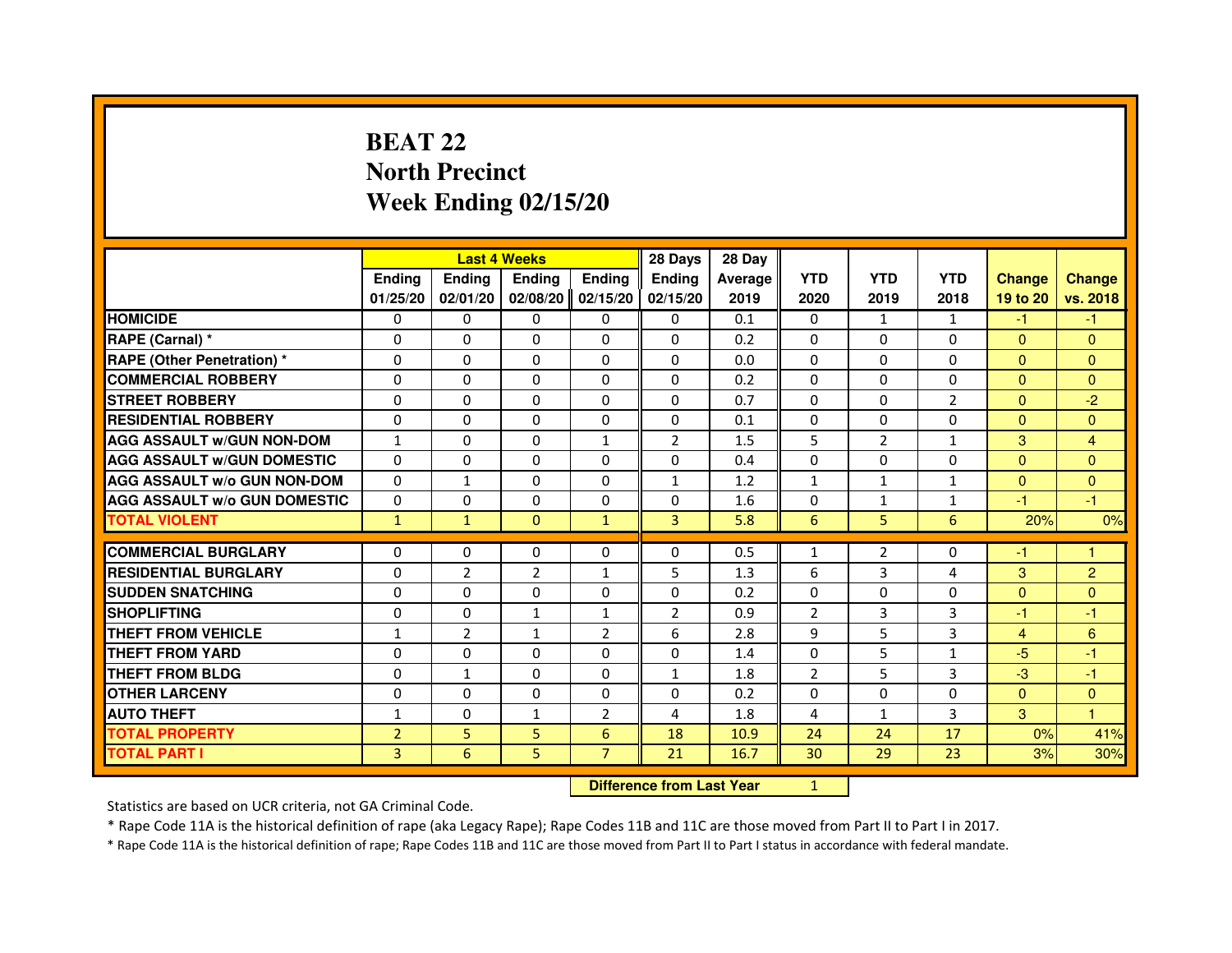# BEAT 22
# North Precinct
# Week Ending 02/15/20

| | Last 4 Weeks | | | | 28 Days | 28 Day | | | | | |
|---|---|---|---|---|---|---|---|---|---|---|---|
| | Ending 01/25/20 | Ending 02/01/20 | Ending 02/08/20 | Ending 02/15/20 | Ending 02/15/20 | Average 2019 | YTD 2020 | YTD 2019 | YTD 2018 | Change 19 to 20 | Change vs. 2018 |
| HOMICIDE | 0 | 0 | 0 | 0 | 0 | 0.1 | 0 | 1 | 1 | -1 | -1 |
| RAPE (Carnal) * | 0 | 0 | 0 | 0 | 0 | 0.2 | 0 | 0 | 0 | 0 | 0 |
| RAPE (Other Penetration) * | 0 | 0 | 0 | 0 | 0 | 0.0 | 0 | 0 | 0 | 0 | 0 |
| COMMERCIAL ROBBERY | 0 | 0 | 0 | 0 | 0 | 0.2 | 0 | 0 | 0 | 0 | 0 |
| STREET ROBBERY | 0 | 0 | 0 | 0 | 0 | 0.7 | 0 | 0 | 2 | 0 | -2 |
| RESIDENTIAL ROBBERY | 0 | 0 | 0 | 0 | 0 | 0.1 | 0 | 0 | 0 | 0 | 0 |
| AGG ASSAULT w/GUN NON-DOM | 1 | 0 | 0 | 1 | 2 | 1.5 | 5 | 2 | 1 | 3 | 4 |
| AGG ASSAULT w/GUN DOMESTIC | 0 | 0 | 0 | 0 | 0 | 0.4 | 0 | 0 | 0 | 0 | 0 |
| AGG ASSAULT w/o GUN NON-DOM | 0 | 1 | 0 | 0 | 1 | 1.2 | 1 | 1 | 1 | 0 | 0 |
| AGG ASSAULT w/o GUN DOMESTIC | 0 | 0 | 0 | 0 | 0 | 1.6 | 0 | 1 | 1 | -1 | -1 |
| TOTAL VIOLENT | 1 | 1 | 0 | 1 | 3 | 5.8 | 6 | 5 | 6 | 20% | 0% |
| COMMERCIAL BURGLARY | 0 | 0 | 0 | 0 | 0 | 0.5 | 1 | 2 | 0 | -1 | 1 |
| RESIDENTIAL BURGLARY | 0 | 2 | 2 | 1 | 5 | 1.3 | 6 | 3 | 4 | 3 | 2 |
| SUDDEN SNATCHING | 0 | 0 | 0 | 0 | 0 | 0.2 | 0 | 0 | 0 | 0 | 0 |
| SHOPLIFTING | 0 | 0 | 1 | 1 | 2 | 0.9 | 2 | 3 | 3 | -1 | -1 |
| THEFT FROM VEHICLE | 1 | 2 | 1 | 2 | 6 | 2.8 | 9 | 5 | 3 | 4 | 6 |
| THEFT FROM YARD | 0 | 0 | 0 | 0 | 0 | 1.4 | 0 | 5 | 1 | -5 | -1 |
| THEFT FROM BLDG | 0 | 1 | 0 | 0 | 1 | 1.8 | 2 | 5 | 3 | -3 | -1 |
| OTHER LARCENY | 0 | 0 | 0 | 0 | 0 | 0.2 | 0 | 0 | 0 | 0 | 0 |
| AUTO THEFT | 1 | 0 | 1 | 2 | 4 | 1.8 | 4 | 1 | 3 | 3 | 1 |
| TOTAL PROPERTY | 2 | 5 | 5 | 6 | 18 | 10.9 | 24 | 24 | 17 | 0% | 41% |
| TOTAL PART I | 3 | 6 | 5 | 7 | 21 | 16.7 | 30 | 29 | 23 | 3% | 30% |

| Difference from Last Year | 1 |
|---|---|

Statistics are based on UCR criteria, not GA Criminal Code.

* Rape Code 11A is the historical definition of rape (aka Legacy Rape); Rape Codes 11B and 11C are those moved from Part II to Part I in 2017.

* Rape Code 11A is the historical definition of rape; Rape Codes 11B and 11C are those moved from Part II to Part I status in accordance with federal mandate.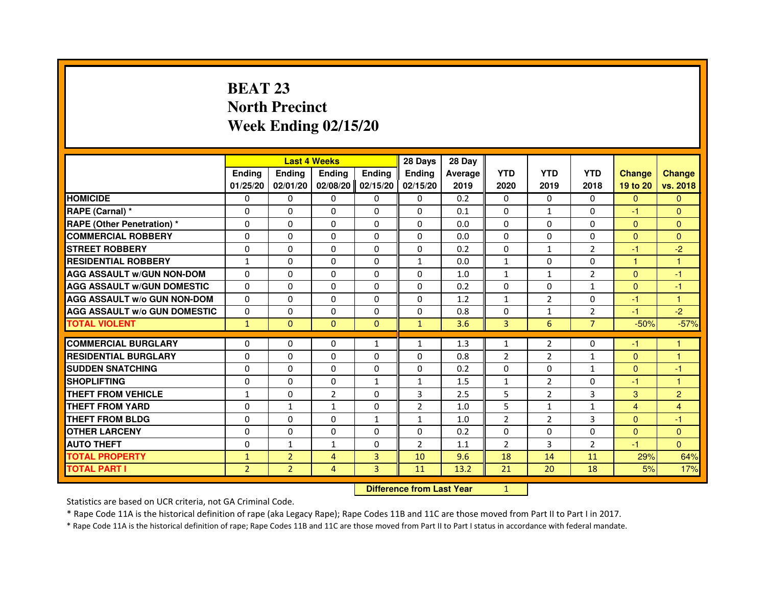# BEAT 23
# North Precinct
# Week Ending 02/15/20

| | Last 4 Weeks | | | | 28 Days | 28 Day | | | | | |
|---|---|---|---|---|---|---|---|---|---|---|---|
| | Ending 01/25/20 | Ending 02/01/20 | Ending 02/08/20 | Ending 02/15/20 | Ending 02/15/20 | Average 2019 | YTD 2020 | YTD 2019 | YTD 2018 | Change 19 to 20 | Change vs. 2018 |
| HOMICIDE | 0 | 0 | 0 | 0 | 0 | 0.2 | 0 | 0 | 0 | 0 | 0 |
| RAPE (Carnal) * | 0 | 0 | 0 | 0 | 0 | 0.1 | 0 | 1 | 0 | -1 | 0 |
| RAPE (Other Penetration) * | 0 | 0 | 0 | 0 | 0 | 0.0 | 0 | 0 | 0 | 0 | 0 |
| COMMERCIAL ROBBERY | 0 | 0 | 0 | 0 | 0 | 0.0 | 0 | 0 | 0 | 0 | 0 |
| STREET ROBBERY | 0 | 0 | 0 | 0 | 0 | 0.2 | 0 | 1 | 2 | -1 | -2 |
| RESIDENTIAL ROBBERY | 1 | 0 | 0 | 0 | 1 | 0.0 | 1 | 0 | 0 | 1 | 1 |
| AGG ASSAULT w/GUN NON-DOM | 0 | 0 | 0 | 0 | 0 | 1.0 | 1 | 1 | 2 | 0 | -1 |
| AGG ASSAULT w/GUN DOMESTIC | 0 | 0 | 0 | 0 | 0 | 0.2 | 0 | 0 | 1 | 0 | -1 |
| AGG ASSAULT w/o GUN NON-DOM | 0 | 0 | 0 | 0 | 0 | 1.2 | 1 | 2 | 0 | -1 | 1 |
| AGG ASSAULT w/o GUN DOMESTIC | 0 | 0 | 0 | 0 | 0 | 0.8 | 0 | 1 | 2 | -1 | -2 |
| TOTAL VIOLENT | 1 | 0 | 0 | 0 | 1 | 3.6 | 3 | 6 | 7 | -50% | -57% |
| COMMERCIAL BURGLARY | 0 | 0 | 0 | 1 | 1 | 1.3 | 1 | 2 | 0 | -1 | 1 |
| RESIDENTIAL BURGLARY | 0 | 0 | 0 | 0 | 0 | 0.8 | 2 | 2 | 1 | 0 | 1 |
| SUDDEN SNATCHING | 0 | 0 | 0 | 0 | 0 | 0.2 | 0 | 0 | 1 | 0 | -1 |
| SHOPLIFTING | 0 | 0 | 0 | 1 | 1 | 1.5 | 1 | 2 | 0 | -1 | 1 |
| THEFT FROM VEHICLE | 1 | 0 | 2 | 0 | 3 | 2.5 | 5 | 2 | 3 | 3 | 2 |
| THEFT FROM YARD | 0 | 1 | 1 | 0 | 2 | 1.0 | 5 | 1 | 1 | 4 | 4 |
| THEFT FROM BLDG | 0 | 0 | 0 | 1 | 1 | 1.0 | 2 | 2 | 3 | 0 | -1 |
| OTHER LARCENY | 0 | 0 | 0 | 0 | 0 | 0.2 | 0 | 0 | 0 | 0 | 0 |
| AUTO THEFT | 0 | 1 | 1 | 0 | 2 | 1.1 | 2 | 3 | 2 | -1 | 0 |
| TOTAL PROPERTY | 1 | 2 | 4 | 3 | 10 | 9.6 | 18 | 14 | 11 | 29% | 64% |
| TOTAL PART I | 2 | 2 | 4 | 3 | 11 | 13.2 | 21 | 20 | 18 | 5% | 17% |

**Difference from Last Year** 1

Statistics are based on UCR criteria, not GA Criminal Code.

* Rape Code 11A is the historical definition of rape (aka Legacy Rape); Rape Codes 11B and 11C are those moved from Part II to Part I in 2017.

* Rape Code 11A is the historical definition of rape; Rape Codes 11B and 11C are those moved from Part II to Part I status in accordance with federal mandate.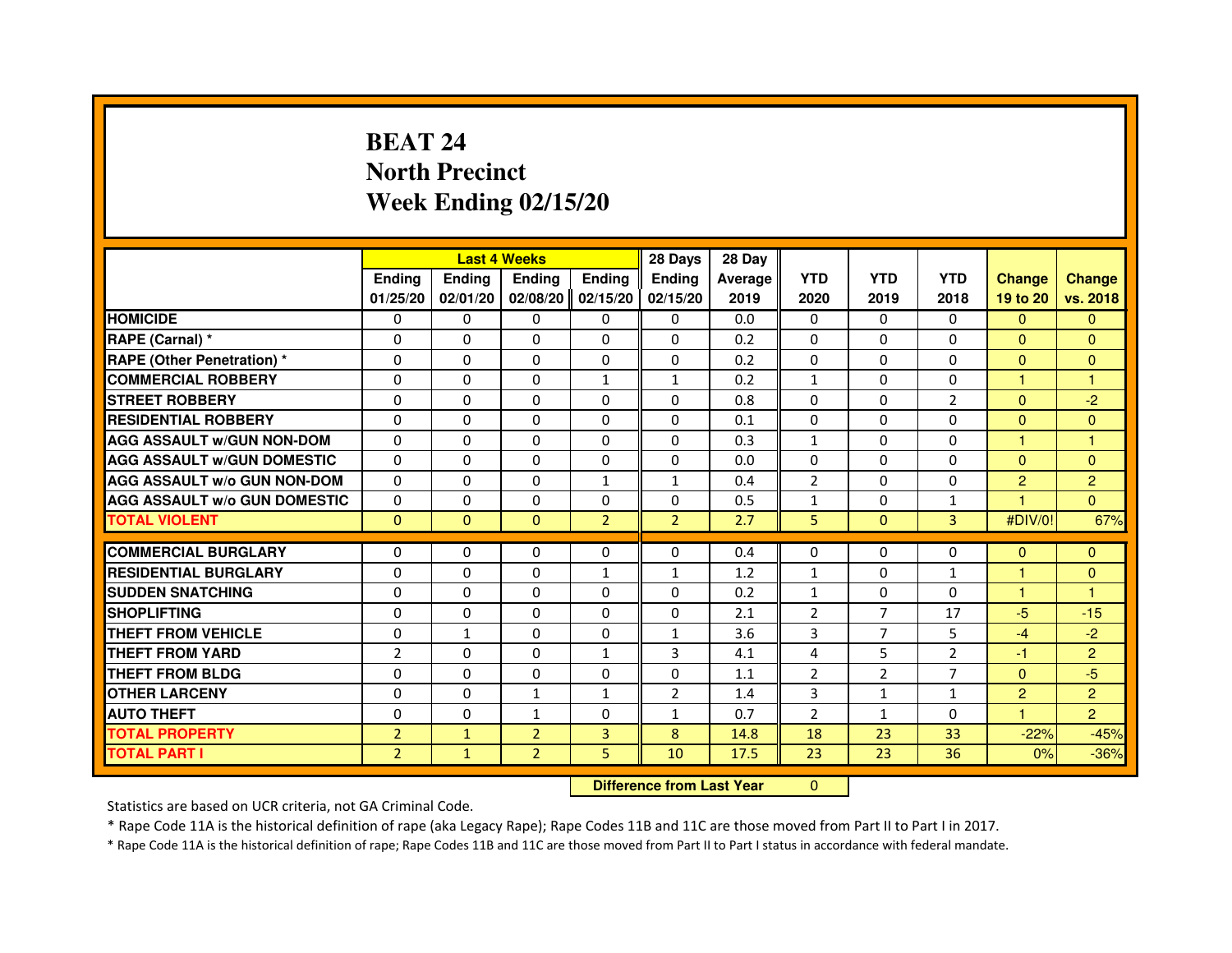# BEAT 24
# North Precinct
# Week Ending 02/15/20

| | Last 4 Weeks | | | | 28 Days | 28 Day | | | | | |
|---|---|---|---|---|---|---|---|---|---|---|---|
| | Ending 01/25/20 | Ending 02/01/20 | Ending 02/08/20 | Ending 02/15/20 | Ending 02/15/20 | Average 2019 | YTD 2020 | YTD 2019 | YTD 2018 | Change 19 to 20 | Change vs. 2018 |
| HOMICIDE | 0 | 0 | 0 | 0 | 0 | 0.0 | 0 | 0 | 0 | 0 | 0 |
| RAPE (Carnal) * | 0 | 0 | 0 | 0 | 0 | 0.2 | 0 | 0 | 0 | 0 | 0 |
| RAPE (Other Penetration) * | 0 | 0 | 0 | 0 | 0 | 0.2 | 0 | 0 | 0 | 0 | 0 |
| COMMERCIAL ROBBERY | 0 | 0 | 0 | 1 | 1 | 0.2 | 1 | 0 | 0 | 1 | 1 |
| STREET ROBBERY | 0 | 0 | 0 | 0 | 0 | 0.8 | 0 | 0 | 2 | 0 | -2 |
| RESIDENTIAL ROBBERY | 0 | 0 | 0 | 0 | 0 | 0.1 | 0 | 0 | 0 | 0 | 0 |
| AGG ASSAULT w/GUN NON-DOM | 0 | 0 | 0 | 0 | 0 | 0.3 | 1 | 0 | 0 | 1 | 1 |
| AGG ASSAULT w/GUN DOMESTIC | 0 | 0 | 0 | 0 | 0 | 0.0 | 0 | 0 | 0 | 0 | 0 |
| AGG ASSAULT w/o GUN NON-DOM | 0 | 0 | 0 | 1 | 1 | 0.4 | 2 | 0 | 0 | 2 | 2 |
| AGG ASSAULT w/o GUN DOMESTIC | 0 | 0 | 0 | 0 | 0 | 0.5 | 1 | 0 | 1 | 1 | 0 |
| TOTAL VIOLENT | 0 | 0 | 0 | 2 | 2 | 2.7 | 5 | 0 | 3 | #DIV/0! | 67% |
| COMMERCIAL BURGLARY | 0 | 0 | 0 | 0 | 0 | 0.4 | 0 | 0 | 0 | 0 | 0 |
| RESIDENTIAL BURGLARY | 0 | 0 | 0 | 1 | 1 | 1.2 | 1 | 0 | 1 | 1 | 0 |
| SUDDEN SNATCHING | 0 | 0 | 0 | 0 | 0 | 0.2 | 1 | 0 | 0 | 1 | 1 |
| SHOPLIFTING | 0 | 0 | 0 | 0 | 0 | 2.1 | 2 | 7 | 17 | -5 | -15 |
| THEFT FROM VEHICLE | 0 | 1 | 0 | 0 | 1 | 3.6 | 3 | 7 | 5 | -4 | -2 |
| THEFT FROM YARD | 2 | 0 | 0 | 1 | 3 | 4.1 | 4 | 5 | 2 | -1 | 2 |
| THEFT FROM BLDG | 0 | 0 | 0 | 0 | 0 | 1.1 | 2 | 2 | 7 | 0 | -5 |
| OTHER LARCENY | 0 | 0 | 1 | 1 | 2 | 1.4 | 3 | 1 | 1 | 2 | 2 |
| AUTO THEFT | 0 | 0 | 1 | 0 | 1 | 0.7 | 2 | 1 | 0 | 1 | 2 |
| TOTAL PROPERTY | 2 | 1 | 2 | 3 | 8 | 14.8 | 18 | 23 | 33 | -22% | -45% |
| TOTAL PART I | 2 | 1 | 2 | 5 | 10 | 17.5 | 23 | 23 | 36 | 0% | -36% |

**Difference from Last Year** 0

Statistics are based on UCR criteria, not GA Criminal Code.

* Rape Code 11A is the historical definition of rape (aka Legacy Rape); Rape Codes 11B and 11C are those moved from Part II to Part I in 2017.

* Rape Code 11A is the historical definition of rape; Rape Codes 11B and 11C are those moved from Part II to Part I status in accordance with federal mandate.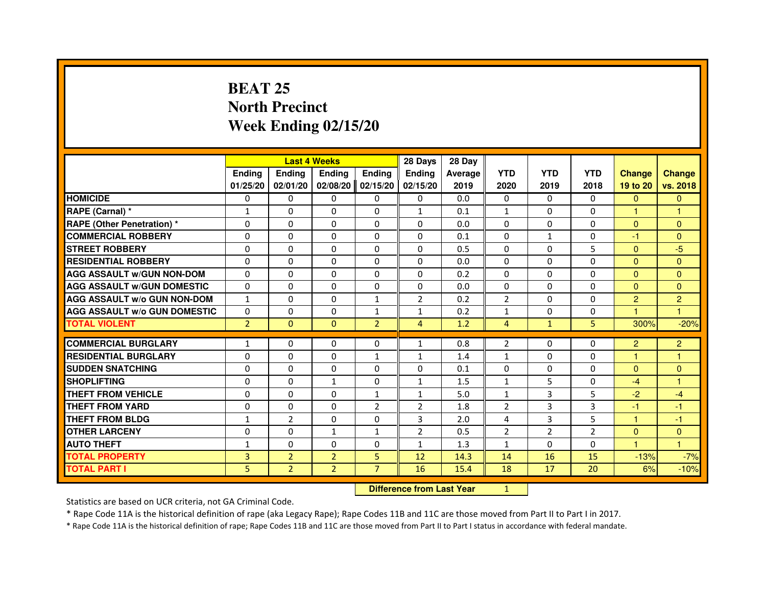# BEAT 25
# North Precinct
# Week Ending 02/15/20

| | Last 4 Weeks | | | | 28 Days | 28 Day | | | | | |
|---|---|---|---|---|---|---|---|---|---|---|---|
| | Ending 01/25/20 | Ending 02/01/20 | Ending 02/08/20 | Ending 02/15/20 | Ending 02/15/20 | Average 2019 | YTD 2020 | YTD 2019 | YTD 2018 | Change 19 to 20 | Change vs. 2018 |
| HOMICIDE | 0 | 0 | 0 | 0 | 0 | 0.0 | 0 | 0 | 0 | 0 | 0 |
| RAPE (Carnal) * | 1 | 0 | 0 | 0 | 1 | 0.1 | 1 | 0 | 0 | 1 | 1 |
| RAPE (Other Penetration) * | 0 | 0 | 0 | 0 | 0 | 0.0 | 0 | 0 | 0 | 0 | 0 |
| COMMERCIAL ROBBERY | 0 | 0 | 0 | 0 | 0 | 0.1 | 0 | 1 | 0 | -1 | 0 |
| STREET ROBBERY | 0 | 0 | 0 | 0 | 0 | 0.5 | 0 | 0 | 5 | 0 | -5 |
| RESIDENTIAL ROBBERY | 0 | 0 | 0 | 0 | 0 | 0.0 | 0 | 0 | 0 | 0 | 0 |
| AGG ASSAULT w/GUN NON-DOM | 0 | 0 | 0 | 0 | 0 | 0.2 | 0 | 0 | 0 | 0 | 0 |
| AGG ASSAULT w/GUN DOMESTIC | 0 | 0 | 0 | 0 | 0 | 0.0 | 0 | 0 | 0 | 0 | 0 |
| AGG ASSAULT w/o GUN NON-DOM | 1 | 0 | 0 | 1 | 2 | 0.2 | 2 | 0 | 0 | 2 | 2 |
| AGG ASSAULT w/o GUN DOMESTIC | 0 | 0 | 0 | 1 | 1 | 0.2 | 1 | 0 | 0 | 1 | 1 |
| TOTAL VIOLENT | 2 | 0 | 0 | 2 | 4 | 1.2 | 4 | 1 | 5 | 300% | -20% |
| COMMERCIAL BURGLARY | 1 | 0 | 0 | 0 | 1 | 0.8 | 2 | 0 | 0 | 2 | 2 |
| RESIDENTIAL BURGLARY | 0 | 0 | 0 | 1 | 1 | 1.4 | 1 | 0 | 0 | 1 | 1 |
| SUDDEN SNATCHING | 0 | 0 | 0 | 0 | 0 | 0.1 | 0 | 0 | 0 | 0 | 0 |
| SHOPLIFTING | 0 | 0 | 1 | 0 | 1 | 1.5 | 1 | 5 | 0 | -4 | 1 |
| THEFT FROM VEHICLE | 0 | 0 | 0 | 1 | 1 | 5.0 | 1 | 3 | 5 | -2 | -4 |
| THEFT FROM YARD | 0 | 0 | 0 | 2 | 2 | 1.8 | 2 | 3 | 3 | -1 | -1 |
| THEFT FROM BLDG | 1 | 2 | 0 | 0 | 3 | 2.0 | 4 | 3 | 5 | 1 | -1 |
| OTHER LARCENY | 0 | 0 | 1 | 1 | 2 | 0.5 | 2 | 2 | 2 | 0 | 0 |
| AUTO THEFT | 1 | 0 | 0 | 0 | 1 | 1.3 | 1 | 0 | 0 | 1 | 1 |
| TOTAL PROPERTY | 3 | 2 | 2 | 5 | 12 | 14.3 | 14 | 16 | 15 | -13% | -7% |
| TOTAL PART I | 5 | 2 | 2 | 7 | 16 | 15.4 | 18 | 17 | 20 | 6% | -10% |

**Difference from Last Year** 1

Statistics are based on UCR criteria, not GA Criminal Code.

* Rape Code 11A is the historical definition of rape (aka Legacy Rape); Rape Codes 11B and 11C are those moved from Part II to Part I in 2017.

* Rape Code 11A is the historical definition of rape; Rape Codes 11B and 11C are those moved from Part II to Part I status in accordance with federal mandate.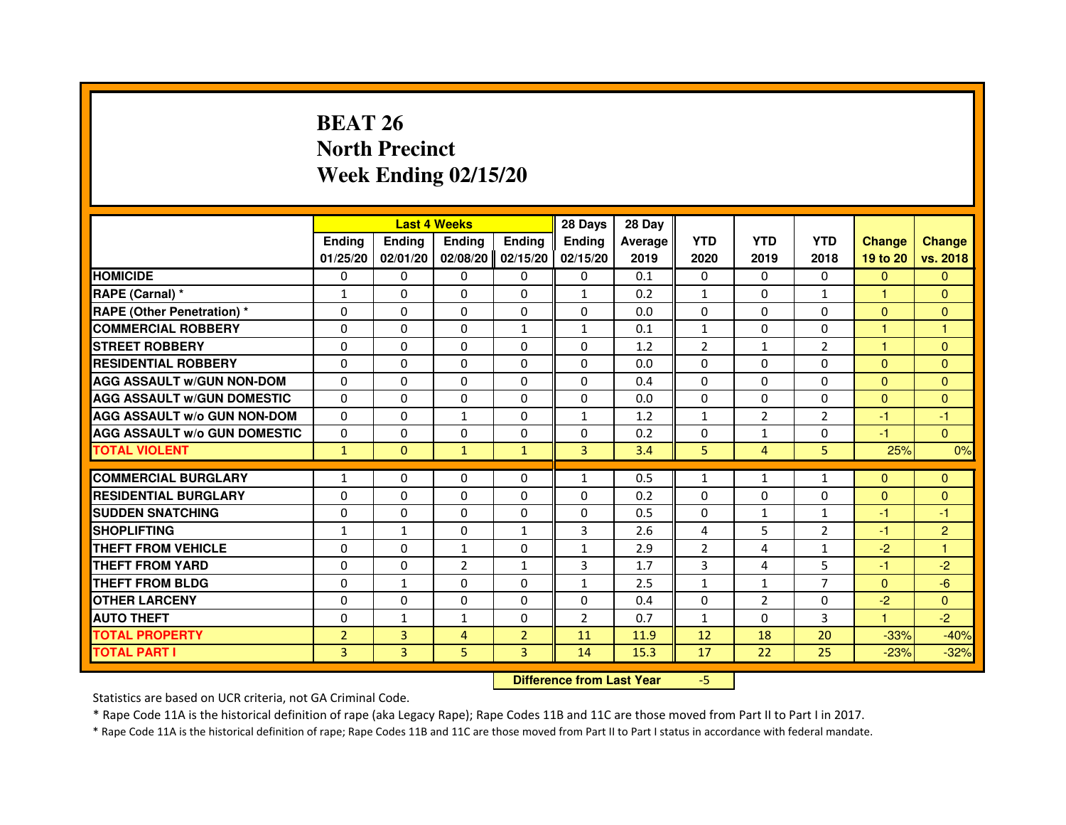# BEAT 26
## North Precinct
## Week Ending 02/15/20

| | Last 4 Weeks | | | | 28 Days | 28 Day | | | | | |
|---|---|---|---|---|---|---|---|---|---|---|---|
| | Ending 01/25/20 | Ending 02/01/20 | Ending 02/08/20 | Ending 02/15/20 | Ending 02/15/20 | Average 2019 | YTD 2020 | YTD 2019 | YTD 2018 | Change 19 to 20 | Change vs. 2018 |
| HOMICIDE | 0 | 0 | 0 | 0 | 0 | 0.1 | 0 | 0 | 0 | 0 | 0 |
| RAPE (Carnal) * | 1 | 0 | 0 | 0 | 1 | 0.2 | 1 | 0 | 1 | 1 | 0 |
| RAPE (Other Penetration) * | 0 | 0 | 0 | 0 | 0 | 0.0 | 0 | 0 | 0 | 0 | 0 |
| COMMERCIAL ROBBERY | 0 | 0 | 0 | 1 | 1 | 0.1 | 1 | 0 | 0 | 1 | 1 |
| STREET ROBBERY | 0 | 0 | 0 | 0 | 0 | 1.2 | 2 | 1 | 2 | 1 | 0 |
| RESIDENTIAL ROBBERY | 0 | 0 | 0 | 0 | 0 | 0.0 | 0 | 0 | 0 | 0 | 0 |
| AGG ASSAULT w/GUN NON-DOM | 0 | 0 | 0 | 0 | 0 | 0.4 | 0 | 0 | 0 | 0 | 0 |
| AGG ASSAULT w/GUN DOMESTIC | 0 | 0 | 0 | 0 | 0 | 0.0 | 0 | 0 | 0 | 0 | 0 |
| AGG ASSAULT w/o GUN NON-DOM | 0 | 0 | 1 | 0 | 1 | 1.2 | 1 | 2 | 2 | -1 | -1 |
| AGG ASSAULT w/o GUN DOMESTIC | 0 | 0 | 0 | 0 | 0 | 0.2 | 0 | 1 | 0 | -1 | 0 |
| TOTAL VIOLENT | 1 | 0 | 1 | 1 | 3 | 3.4 | 5 | 4 | 5 | 25% | 0% |
| COMMERCIAL BURGLARY | 1 | 0 | 0 | 0 | 1 | 0.5 | 1 | 1 | 1 | 0 | 0 |
| RESIDENTIAL BURGLARY | 0 | 0 | 0 | 0 | 0 | 0.2 | 0 | 0 | 0 | 0 | 0 |
| SUDDEN SNATCHING | 0 | 0 | 0 | 0 | 0 | 0.5 | 0 | 1 | 1 | -1 | -1 |
| SHOPLIFTING | 1 | 1 | 0 | 1 | 3 | 2.6 | 4 | 5 | 2 | -1 | 2 |
| THEFT FROM VEHICLE | 0 | 0 | 1 | 0 | 1 | 2.9 | 2 | 4 | 1 | -2 | 1 |
| THEFT FROM YARD | 0 | 0 | 2 | 1 | 3 | 1.7 | 3 | 4 | 5 | -1 | -2 |
| THEFT FROM BLDG | 0 | 1 | 0 | 0 | 1 | 2.5 | 1 | 1 | 7 | 0 | -6 |
| OTHER LARCENY | 0 | 0 | 0 | 0 | 0 | 0.4 | 0 | 2 | 0 | -2 | 0 |
| AUTO THEFT | 0 | 1 | 1 | 0 | 2 | 0.7 | 1 | 0 | 3 | 1 | -2 |
| TOTAL PROPERTY | 2 | 3 | 4 | 2 | 11 | 11.9 | 12 | 18 | 20 | -33% | -40% |
| TOTAL PART I | 3 | 3 | 5 | 3 | 14 | 15.3 | 17 | 22 | 25 | -23% | -32% |

**Difference from Last Year** -5

Statistics are based on UCR criteria, not GA Criminal Code.

* Rape Code 11A is the historical definition of rape (aka Legacy Rape); Rape Codes 11B and 11C are those moved from Part II to Part I in 2017.

* Rape Code 11A is the historical definition of rape; Rape Codes 11B and 11C are those moved from Part II to Part I status in accordance with federal mandate.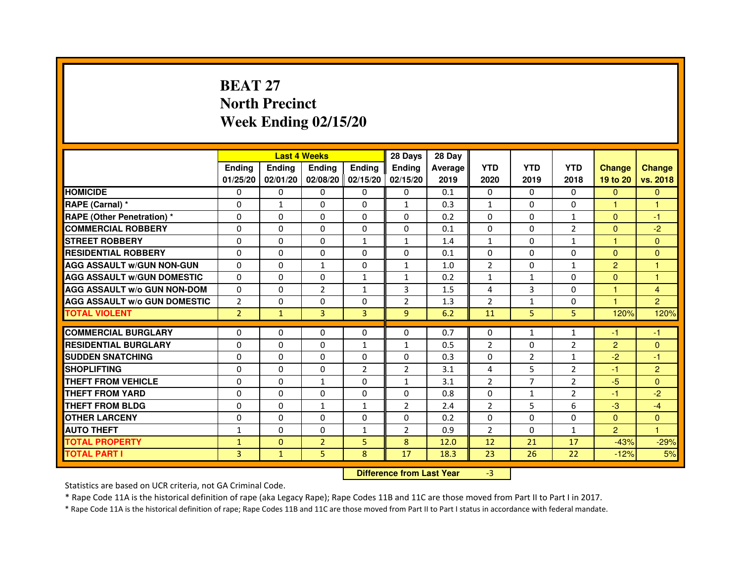# BEAT 27
## North Precinct
## Week Ending 02/15/20

| | Last 4 Weeks | | | | 28 Days | 28 Day | | | | | |
|---|---|---|---|---|---|---|---|---|---|---|---|
| | Ending 01/25/20 | Ending 02/01/20 | Ending 02/08/20 | Ending 02/15/20 | Ending 02/15/20 | Average 2019 | YTD 2020 | YTD 2019 | YTD 2018 | Change 19 to 20 | Change vs. 2018 |
| HOMICIDE | 0 | 0 | 0 | 0 | 0 | 0.1 | 0 | 0 | 0 | 0 | 0 |
| RAPE (Carnal) * | 0 | 1 | 0 | 0 | 1 | 0.3 | 1 | 0 | 0 | 1 | 1 |
| RAPE (Other Penetration) * | 0 | 0 | 0 | 0 | 0 | 0.2 | 0 | 0 | 1 | 0 | -1 |
| COMMERCIAL ROBBERY | 0 | 0 | 0 | 0 | 0 | 0.1 | 0 | 0 | 2 | 0 | -2 |
| STREET ROBBERY | 0 | 0 | 0 | 1 | 1 | 1.4 | 1 | 0 | 1 | 1 | 0 |
| RESIDENTIAL ROBBERY | 0 | 0 | 0 | 0 | 0 | 0.1 | 0 | 0 | 0 | 0 | 0 |
| AGG ASSAULT w/GUN NON-GUN | 0 | 0 | 1 | 0 | 1 | 1.0 | 2 | 0 | 1 | 2 | 1 |
| AGG ASSAULT w/GUN DOMESTIC | 0 | 0 | 0 | 1 | 1 | 0.2 | 1 | 1 | 0 | 0 | 1 |
| AGG ASSAULT w/o GUN NON-DOM | 0 | 0 | 2 | 1 | 3 | 1.5 | 4 | 3 | 0 | 1 | 4 |
| AGG ASSAULT w/o GUN DOMESTIC | 2 | 0 | 0 | 0 | 2 | 1.3 | 2 | 1 | 0 | 1 | 2 |
| TOTAL VIOLENT | 2 | 1 | 3 | 3 | 9 | 6.2 | 11 | 5 | 5 | 120% | 120% |
| COMMERCIAL BURGLARY | 0 | 0 | 0 | 0 | 0 | 0.7 | 0 | 1 | 1 | -1 | -1 |
| RESIDENTIAL BURGLARY | 0 | 0 | 0 | 1 | 1 | 0.5 | 2 | 0 | 2 | 2 | 0 |
| SUDDEN SNATCHING | 0 | 0 | 0 | 0 | 0 | 0.3 | 0 | 2 | 1 | -2 | -1 |
| SHOPLIFTING | 0 | 0 | 0 | 2 | 2 | 3.1 | 4 | 5 | 2 | -1 | 2 |
| THEFT FROM VEHICLE | 0 | 0 | 1 | 0 | 1 | 3.1 | 2 | 7 | 2 | -5 | 0 |
| THEFT FROM YARD | 0 | 0 | 0 | 0 | 0 | 0.8 | 0 | 1 | 2 | -1 | -2 |
| THEFT FROM BLDG | 0 | 0 | 1 | 1 | 2 | 2.4 | 2 | 5 | 6 | -3 | -4 |
| OTHER LARCENY | 0 | 0 | 0 | 0 | 0 | 0.2 | 0 | 0 | 0 | 0 | 0 |
| AUTO THEFT | 1 | 0 | 0 | 1 | 2 | 0.9 | 2 | 0 | 1 | 2 | 1 |
| TOTAL PROPERTY | 1 | 0 | 2 | 5 | 8 | 12.0 | 12 | 21 | 17 | -43% | -29% |
| TOTAL PART I | 3 | 1 | 5 | 8 | 17 | 18.3 | 23 | 26 | 22 | -12% | 5% |

**Difference from Last Year** -3

Statistics are based on UCR criteria, not GA Criminal Code.

* Rape Code 11A is the historical definition of rape (aka Legacy Rape); Rape Codes 11B and 11C are those moved from Part II to Part I in 2017.

* Rape Code 11A is the historical definition of rape; Rape Codes 11B and 11C are those moved from Part II to Part I status in accordance with federal mandate.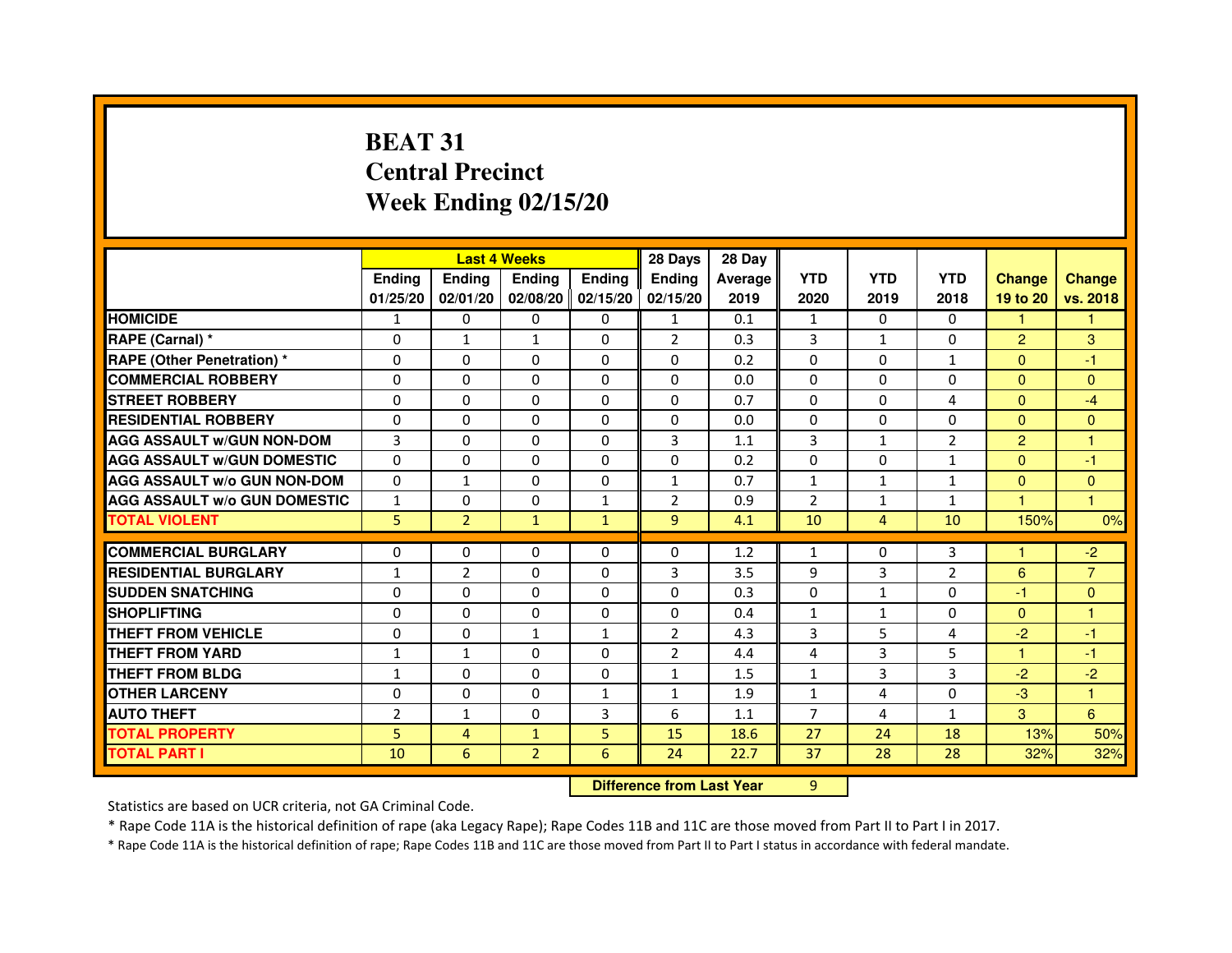# BEAT 31
## Central Precinct
## Week Ending 02/15/20

| | Last 4 Weeks | | | | 28 Days | 28 Day | | | | | |
|---|---|---|---|---|---|---|---|---|---|---|---|
| | Ending 01/25/20 | Ending 02/01/20 | Ending 02/08/20 | Ending 02/15/20 | Ending 02/15/20 | Average 2019 | YTD 2020 | YTD 2019 | YTD 2018 | Change 19 to 20 | Change vs. 2018 |
| HOMICIDE | 1 | 0 | 0 | 0 | 1 | 0.1 | 1 | 0 | 0 | 1 | 1 |
| RAPE (Carnal) * | 0 | 1 | 1 | 0 | 2 | 0.3 | 3 | 1 | 0 | 2 | 3 |
| RAPE (Other Penetration) * | 0 | 0 | 0 | 0 | 0 | 0.2 | 0 | 0 | 1 | 0 | -1 |
| COMMERCIAL ROBBERY | 0 | 0 | 0 | 0 | 0 | 0.0 | 0 | 0 | 0 | 0 | 0 |
| STREET ROBBERY | 0 | 0 | 0 | 0 | 0 | 0.7 | 0 | 0 | 4 | 0 | -4 |
| RESIDENTIAL ROBBERY | 0 | 0 | 0 | 0 | 0 | 0.0 | 0 | 0 | 0 | 0 | 0 |
| AGG ASSAULT w/GUN NON-DOM | 3 | 0 | 0 | 0 | 3 | 1.1 | 3 | 1 | 2 | 2 | 1 |
| AGG ASSAULT w/GUN DOMESTIC | 0 | 0 | 0 | 0 | 0 | 0.2 | 0 | 0 | 1 | 0 | -1 |
| AGG ASSAULT w/o GUN NON-DOM | 0 | 1 | 0 | 0 | 1 | 0.7 | 1 | 1 | 1 | 0 | 0 |
| AGG ASSAULT w/o GUN DOMESTIC | 1 | 0 | 0 | 1 | 2 | 0.9 | 2 | 1 | 1 | 1 | 1 |
| TOTAL VIOLENT | 5 | 2 | 1 | 1 | 9 | 4.1 | 10 | 4 | 10 | 150% | 0% |
| COMMERCIAL BURGLARY | 0 | 0 | 0 | 0 | 0 | 1.2 | 1 | 0 | 3 | 1 | -2 |
| RESIDENTIAL BURGLARY | 1 | 2 | 0 | 0 | 3 | 3.5 | 9 | 3 | 2 | 6 | 7 |
| SUDDEN SNATCHING | 0 | 0 | 0 | 0 | 0 | 0.3 | 0 | 1 | 0 | -1 | 0 |
| SHOPLIFTING | 0 | 0 | 0 | 0 | 0 | 0.4 | 1 | 1 | 0 | 0 | 1 |
| THEFT FROM VEHICLE | 0 | 0 | 1 | 1 | 2 | 4.3 | 3 | 5 | 4 | -2 | -1 |
| THEFT FROM YARD | 1 | 1 | 0 | 0 | 2 | 4.4 | 4 | 3 | 5 | 1 | -1 |
| THEFT FROM BLDG | 1 | 0 | 0 | 0 | 1 | 1.5 | 1 | 3 | 3 | -2 | -2 |
| OTHER LARCENY | 0 | 0 | 0 | 1 | 1 | 1.9 | 1 | 4 | 0 | -3 | 1 |
| AUTO THEFT | 2 | 1 | 0 | 3 | 6 | 1.1 | 7 | 4 | 1 | 3 | 6 |
| TOTAL PROPERTY | 5 | 4 | 1 | 5 | 15 | 18.6 | 27 | 24 | 18 | 13% | 50% |
| TOTAL PART I | 10 | 6 | 2 | 6 | 24 | 22.7 | 37 | 28 | 28 | 32% | 32% |

**Difference from Last Year** 9

Statistics are based on UCR criteria, not GA Criminal Code.

* Rape Code 11A is the historical definition of rape (aka Legacy Rape); Rape Codes 11B and 11C are those moved from Part II to Part I in 2017.

* Rape Code 11A is the historical definition of rape; Rape Codes 11B and 11C are those moved from Part II to Part I status in accordance with federal mandate.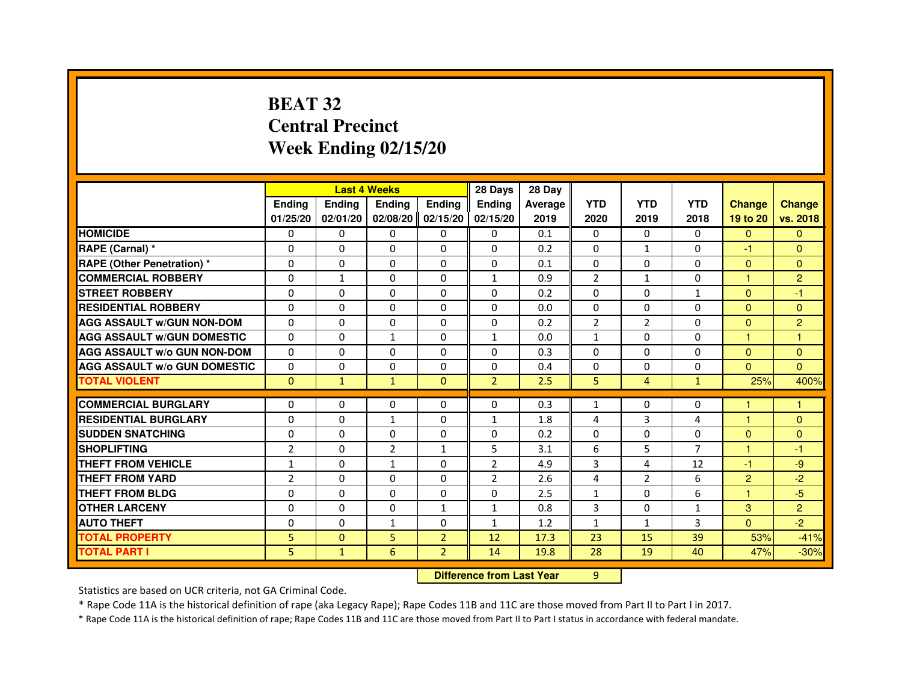# BEAT 32
## Central Precinct
## Week Ending 02/15/20

| | Last 4 Weeks | | | | 28 Days | 28 Day | | | | | |
|---|---|---|---|---|---|---|---|---|---|---|---|
| | Ending 01/25/20 | Ending 02/01/20 | Ending 02/08/20 | Ending 02/15/20 | Ending 02/15/20 | Average 2019 | YTD 2020 | YTD 2019 | YTD 2018 | Change 19 to 20 | Change vs. 2018 |
| HOMICIDE | 0 | 0 | 0 | 0 | 0 | 0.1 | 0 | 0 | 0 | 0 | 0 |
| RAPE (Carnal) * | 0 | 0 | 0 | 0 | 0 | 0.2 | 0 | 1 | 0 | -1 | 0 |
| RAPE (Other Penetration) * | 0 | 0 | 0 | 0 | 0 | 0.1 | 0 | 0 | 0 | 0 | 0 |
| COMMERCIAL ROBBERY | 0 | 1 | 0 | 0 | 1 | 0.9 | 2 | 1 | 0 | 1 | 2 |
| STREET ROBBERY | 0 | 0 | 0 | 0 | 0 | 0.2 | 0 | 0 | 1 | 0 | -1 |
| RESIDENTIAL ROBBERY | 0 | 0 | 0 | 0 | 0 | 0.0 | 0 | 0 | 0 | 0 | 0 |
| AGG ASSAULT w/GUN NON-DOM | 0 | 0 | 0 | 0 | 0 | 0.2 | 2 | 2 | 0 | 0 | 2 |
| AGG ASSAULT w/GUN DOMESTIC | 0 | 0 | 1 | 0 | 1 | 0.0 | 1 | 0 | 0 | 1 | 1 |
| AGG ASSAULT w/o GUN NON-DOM | 0 | 0 | 0 | 0 | 0 | 0.3 | 0 | 0 | 0 | 0 | 0 |
| AGG ASSAULT w/o GUN DOMESTIC | 0 | 0 | 0 | 0 | 0 | 0.4 | 0 | 0 | 0 | 0 | 0 |
| TOTAL VIOLENT | 0 | 1 | 1 | 0 | 2 | 2.5 | 5 | 4 | 1 | 25% | 400% |
| COMMERCIAL BURGLARY | 0 | 0 | 0 | 0 | 0 | 0.3 | 1 | 0 | 0 | 1 | 1 |
| RESIDENTIAL BURGLARY | 0 | 0 | 1 | 0 | 1 | 1.8 | 4 | 3 | 4 | 1 | 0 |
| SUDDEN SNATCHING | 0 | 0 | 0 | 0 | 0 | 0.2 | 0 | 0 | 0 | 0 | 0 |
| SHOPLIFTING | 2 | 0 | 2 | 1 | 5 | 3.1 | 6 | 5 | 7 | 1 | -1 |
| THEFT FROM VEHICLE | 1 | 0 | 1 | 0 | 2 | 4.9 | 3 | 4 | 12 | -1 | -9 |
| THEFT FROM YARD | 2 | 0 | 0 | 0 | 2 | 2.6 | 4 | 2 | 6 | 2 | -2 |
| THEFT FROM BLDG | 0 | 0 | 0 | 0 | 0 | 2.5 | 1 | 0 | 6 | 1 | -5 |
| OTHER LARCENY | 0 | 0 | 0 | 1 | 1 | 0.8 | 3 | 0 | 1 | 3 | 2 |
| AUTO THEFT | 0 | 0 | 1 | 0 | 1 | 1.2 | 1 | 1 | 3 | 0 | -2 |
| TOTAL PROPERTY | 5 | 0 | 5 | 2 | 12 | 17.3 | 23 | 15 | 39 | 53% | -41% |
| TOTAL PART I | 5 | 1 | 6 | 2 | 14 | 19.8 | 28 | 19 | 40 | 47% | -30% |

**Difference from Last Year** 9

Statistics are based on UCR criteria, not GA Criminal Code.

* Rape Code 11A is the historical definition of rape (aka Legacy Rape); Rape Codes 11B and 11C are those moved from Part II to Part I in 2017.

* Rape Code 11A is the historical definition of rape; Rape Codes 11B and 11C are those moved from Part II to Part I status in accordance with federal mandate.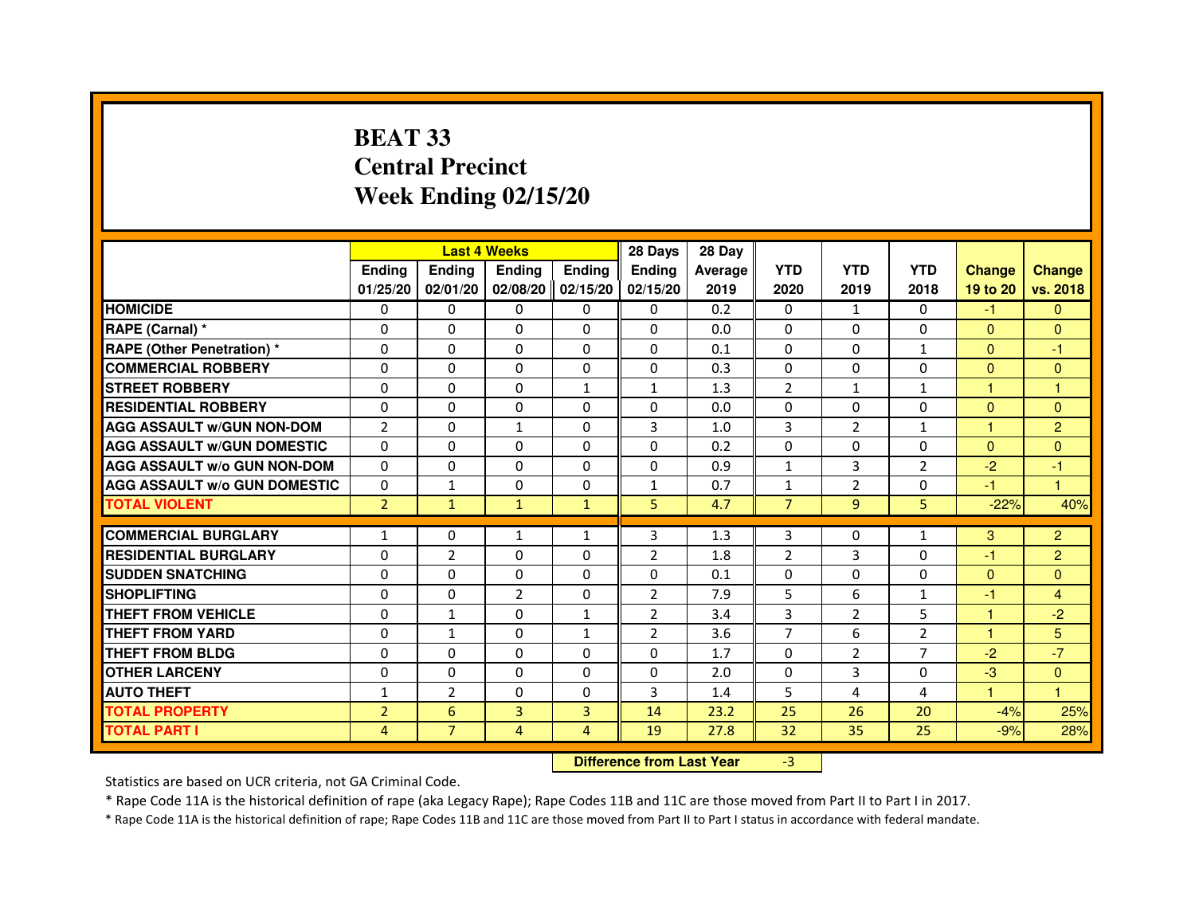# BEAT 33
# Central Precinct
# Week Ending 02/15/20

| | Last 4 Weeks | | | | 28 Days | 28 Day | | | | | |
|---|---|---|---|---|---|---|---|---|---|---|---|
| | Ending 01/25/20 | Ending 02/01/20 | Ending 02/08/20 | Ending 02/15/20 | Ending 02/15/20 | Average 2019 | YTD 2020 | YTD 2019 | YTD 2018 | Change 19 to 20 | Change vs. 2018 |
| HOMICIDE | 0 | 0 | 0 | 0 | 0 | 0.2 | 0 | 1 | 0 | -1 | 0 |
| RAPE (Carnal) * | 0 | 0 | 0 | 0 | 0 | 0.0 | 0 | 0 | 0 | 0 | 0 |
| RAPE (Other Penetration) * | 0 | 0 | 0 | 0 | 0 | 0.1 | 0 | 0 | 1 | 0 | -1 |
| COMMERCIAL ROBBERY | 0 | 0 | 0 | 0 | 0 | 0.3 | 0 | 0 | 0 | 0 | 0 |
| STREET ROBBERY | 0 | 0 | 0 | 1 | 1 | 1.3 | 2 | 1 | 1 | 1 | 1 |
| RESIDENTIAL ROBBERY | 0 | 0 | 0 | 0 | 0 | 0.0 | 0 | 0 | 0 | 0 | 0 |
| AGG ASSAULT w/GUN NON-DOM | 2 | 0 | 1 | 0 | 3 | 1.0 | 3 | 2 | 1 | 1 | 2 |
| AGG ASSAULT w/GUN DOMESTIC | 0 | 0 | 0 | 0 | 0 | 0.2 | 0 | 0 | 0 | 0 | 0 |
| AGG ASSAULT w/o GUN NON-DOM | 0 | 0 | 0 | 0 | 0 | 0.9 | 1 | 3 | 2 | -2 | -1 |
| AGG ASSAULT w/o GUN DOMESTIC | 0 | 1 | 0 | 0 | 1 | 0.7 | 1 | 2 | 0 | -1 | 1 |
| TOTAL VIOLENT | 2 | 1 | 1 | 1 | 5 | 4.7 | 7 | 9 | 5 | -22% | 40% |
| COMMERCIAL BURGLARY | 1 | 0 | 1 | 1 | 3 | 1.3 | 3 | 0 | 1 | 3 | 2 |
| RESIDENTIAL BURGLARY | 0 | 2 | 0 | 0 | 2 | 1.8 | 2 | 3 | 0 | -1 | 2 |
| SUDDEN SNATCHING | 0 | 0 | 0 | 0 | 0 | 0.1 | 0 | 0 | 0 | 0 | 0 |
| SHOPLIFTING | 0 | 0 | 2 | 0 | 2 | 7.9 | 5 | 6 | 1 | -1 | 4 |
| THEFT FROM VEHICLE | 0 | 1 | 0 | 1 | 2 | 3.4 | 3 | 2 | 5 | 1 | -2 |
| THEFT FROM YARD | 0 | 1 | 0 | 1 | 2 | 3.6 | 7 | 6 | 2 | 1 | 5 |
| THEFT FROM BLDG | 0 | 0 | 0 | 0 | 0 | 1.7 | 0 | 2 | 7 | -2 | -7 |
| OTHER LARCENY | 0 | 0 | 0 | 0 | 0 | 2.0 | 0 | 3 | 0 | -3 | 0 |
| AUTO THEFT | 1 | 2 | 0 | 0 | 3 | 1.4 | 5 | 4 | 4 | 1 | 1 |
| TOTAL PROPERTY | 2 | 6 | 3 | 3 | 14 | 23.2 | 25 | 26 | 20 | -4% | 25% |
| TOTAL PART I | 4 | 7 | 4 | 4 | 19 | 27.8 | 32 | 35 | 25 | -9% | 28% |

**Difference from Last Year** -3

Statistics are based on UCR criteria, not GA Criminal Code.

* Rape Code 11A is the historical definition of rape (aka Legacy Rape); Rape Codes 11B and 11C are those moved from Part II to Part I in 2017.

* Rape Code 11A is the historical definition of rape; Rape Codes 11B and 11C are those moved from Part II to Part I status in accordance with federal mandate.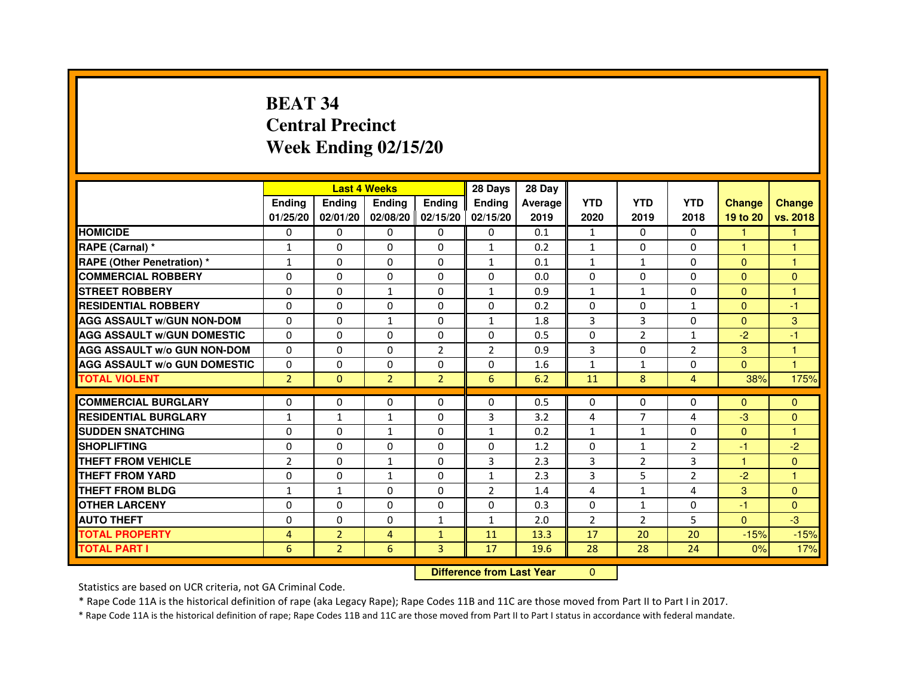# BEAT 34
# Central Precinct
# Week Ending 02/15/20

| | Last 4 Weeks | | | | 28 Days | 28 Day | | | | | |
|---|---|---|---|---|---|---|---|---|---|---|---|
| | Ending 01/25/20 | Ending 02/01/20 | Ending 02/08/20 | Ending 02/15/20 | Ending 02/15/20 | Average 2019 | YTD 2020 | YTD 2019 | YTD 2018 | Change 19 to 20 | Change vs. 2018 |
| HOMICIDE | 0 | 0 | 0 | 0 | 0 | 0.1 | 1 | 0 | 0 | 1 | 1 |
| RAPE (Carnal) * | 1 | 0 | 0 | 0 | 1 | 0.2 | 1 | 0 | 0 | 1 | 1 |
| RAPE (Other Penetration) * | 1 | 0 | 0 | 0 | 1 | 0.1 | 1 | 1 | 0 | 0 | 1 |
| COMMERCIAL ROBBERY | 0 | 0 | 0 | 0 | 0 | 0.0 | 0 | 0 | 0 | 0 | 0 |
| STREET ROBBERY | 0 | 0 | 1 | 0 | 1 | 0.9 | 1 | 1 | 0 | 0 | 1 |
| RESIDENTIAL ROBBERY | 0 | 0 | 0 | 0 | 0 | 0.2 | 0 | 0 | 1 | 0 | -1 |
| AGG ASSAULT w/GUN NON-DOM | 0 | 0 | 1 | 0 | 1 | 1.8 | 3 | 3 | 0 | 0 | 3 |
| AGG ASSAULT w/GUN DOMESTIC | 0 | 0 | 0 | 0 | 0 | 0.5 | 0 | 2 | 1 | -2 | -1 |
| AGG ASSAULT w/o GUN NON-DOM | 0 | 0 | 0 | 2 | 2 | 0.9 | 3 | 0 | 2 | 3 | 1 |
| AGG ASSAULT w/o GUN DOMESTIC | 0 | 0 | 0 | 0 | 0 | 1.6 | 1 | 1 | 0 | 0 | 1 |
| TOTAL VIOLENT | 2 | 0 | 2 | 2 | 6 | 6.2 | 11 | 8 | 4 | 38% | 175% |
| COMMERCIAL BURGLARY | 0 | 0 | 0 | 0 | 0 | 0.5 | 0 | 0 | 0 | 0 | 0 |
| RESIDENTIAL BURGLARY | 1 | 1 | 1 | 0 | 3 | 3.2 | 4 | 7 | 4 | -3 | 0 |
| SUDDEN SNATCHING | 0 | 0 | 1 | 0 | 1 | 0.2 | 1 | 1 | 0 | 0 | 1 |
| SHOPLIFTING | 0 | 0 | 0 | 0 | 0 | 1.2 | 0 | 1 | 2 | -1 | -2 |
| THEFT FROM VEHICLE | 2 | 0 | 1 | 0 | 3 | 2.3 | 3 | 2 | 3 | 1 | 0 |
| THEFT FROM YARD | 0 | 0 | 1 | 0 | 1 | 2.3 | 3 | 5 | 2 | -2 | 1 |
| THEFT FROM BLDG | 1 | 1 | 0 | 0 | 2 | 1.4 | 4 | 1 | 4 | 3 | 0 |
| OTHER LARCENY | 0 | 0 | 0 | 0 | 0 | 0.3 | 0 | 1 | 0 | -1 | 0 |
| AUTO THEFT | 0 | 0 | 0 | 1 | 1 | 2.0 | 2 | 2 | 5 | 0 | -3 |
| TOTAL PROPERTY | 4 | 2 | 4 | 1 | 11 | 13.3 | 17 | 20 | 20 | -15% | -15% |
| TOTAL PART I | 6 | 2 | 6 | 3 | 17 | 19.6 | 28 | 28 | 24 | 0% | 17% |

**Difference from Last Year** 0

Statistics are based on UCR criteria, not GA Criminal Code.

* Rape Code 11A is the historical definition of rape (aka Legacy Rape); Rape Codes 11B and 11C are those moved from Part II to Part I in 2017.

* Rape Code 11A is the historical definition of rape; Rape Codes 11B and 11C are those moved from Part II to Part I status in accordance with federal mandate.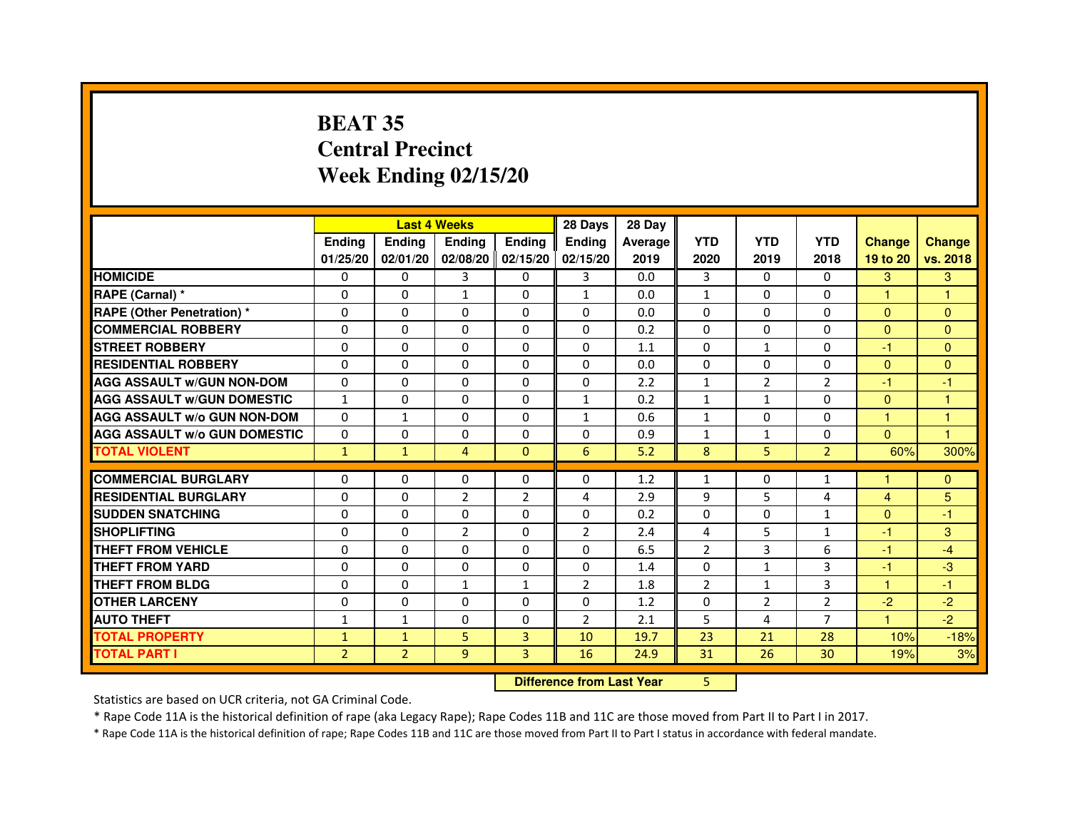# BEAT 35
# Central Precinct
# Week Ending 02/15/20

| | Last 4 Weeks | | | | 28 Days | 28 Day | | | | | |
|---|---|---|---|---|---|---|---|---|---|---|---|
| | Ending 01/25/20 | Ending 02/01/20 | Ending 02/08/20 | Ending 02/15/20 | Ending 02/15/20 | Average 2019 | YTD 2020 | YTD 2019 | YTD 2018 | Change 19 to 20 | Change vs. 2018 |
| **HOMICIDE** | 0 | 0 | 3 | 0 | 3 | 0.0 | 3 | 0 | 0 | 3 | 3 |
| **RAPE (Carnal) *** | 0 | 0 | 1 | 0 | 1 | 0.0 | 1 | 0 | 0 | 1 | 1 |
| **RAPE (Other Penetration) *** | 0 | 0 | 0 | 0 | 0 | 0.0 | 0 | 0 | 0 | 0 | 0 |
| **COMMERCIAL ROBBERY** | 0 | 0 | 0 | 0 | 0 | 0.2 | 0 | 0 | 0 | 0 | 0 |
| **STREET ROBBERY** | 0 | 0 | 0 | 0 | 0 | 1.1 | 0 | 1 | 0 | -1 | 0 |
| **RESIDENTIAL ROBBERY** | 0 | 0 | 0 | 0 | 0 | 0.0 | 0 | 0 | 0 | 0 | 0 |
| **AGG ASSAULT w/GUN NON-DOM** | 0 | 0 | 0 | 0 | 0 | 2.2 | 1 | 2 | 2 | -1 | -1 |
| **AGG ASSAULT w/GUN DOMESTIC** | 1 | 0 | 0 | 0 | 1 | 0.2 | 1 | 1 | 0 | 0 | 1 |
| **AGG ASSAULT w/o GUN NON-DOM** | 0 | 1 | 0 | 0 | 1 | 0.6 | 1 | 0 | 0 | 1 | 1 |
| **AGG ASSAULT w/o GUN DOMESTIC** | 0 | 0 | 0 | 0 | 0 | 0.9 | 1 | 1 | 0 | 0 | 1 |
| **TOTAL VIOLENT** | 1 | 1 | 4 | 0 | 6 | 5.2 | 8 | 5 | 2 | 60% | 300% |
| **COMMERCIAL BURGLARY** | 0 | 0 | 0 | 0 | 0 | 1.2 | 1 | 0 | 1 | 1 | 0 |
| **RESIDENTIAL BURGLARY** | 0 | 0 | 2 | 2 | 4 | 2.9 | 9 | 5 | 4 | 4 | 5 |
| **SUDDEN SNATCHING** | 0 | 0 | 0 | 0 | 0 | 0.2 | 0 | 0 | 1 | 0 | -1 |
| **SHOPLIFTING** | 0 | 0 | 2 | 0 | 2 | 2.4 | 4 | 5 | 1 | -1 | 3 |
| **THEFT FROM VEHICLE** | 0 | 0 | 0 | 0 | 0 | 6.5 | 2 | 3 | 6 | -1 | -4 |
| **THEFT FROM YARD** | 0 | 0 | 0 | 0 | 0 | 1.4 | 0 | 1 | 3 | -1 | -3 |
| **THEFT FROM BLDG** | 0 | 0 | 1 | 1 | 2 | 1.8 | 2 | 1 | 3 | 1 | -1 |
| **OTHER LARCENY** | 0 | 0 | 0 | 0 | 0 | 1.2 | 0 | 2 | 2 | -2 | -2 |
| **AUTO THEFT** | 1 | 1 | 0 | 0 | 2 | 2.1 | 5 | 4 | 7 | 1 | -2 |
| **TOTAL PROPERTY** | 1 | 1 | 5 | 3 | 10 | 19.7 | 23 | 21 | 28 | 10% | -18% |
| **TOTAL PART I** | 2 | 2 | 9 | 3 | 16 | 24.9 | 31 | 26 | 30 | 19% | 3% |

**Difference from Last Year** 5

Statistics are based on UCR criteria, not GA Criminal Code.

* Rape Code 11A is the historical definition of rape (aka Legacy Rape); Rape Codes 11B and 11C are those moved from Part II to Part I in 2017.

* Rape Code 11A is the historical definition of rape; Rape Codes 11B and 11C are those moved from Part II to Part I status in accordance with federal mandate.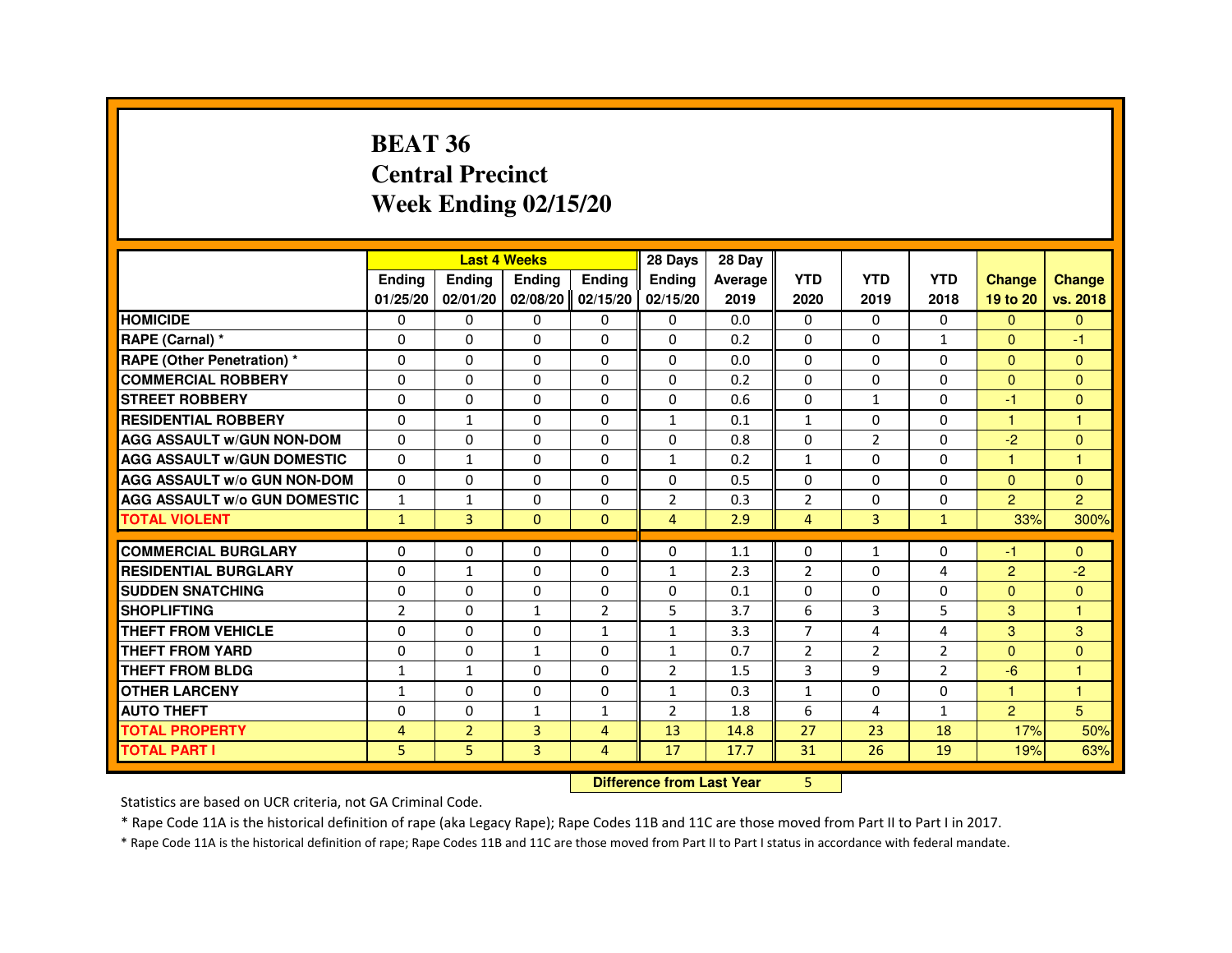# BEAT 36
# Central Precinct
# Week Ending 02/15/20

| | Last 4 Weeks | | | | 28 Days | 28 Day | | | | | |
|---|---|---|---|---|---|---|---|---|---|---|---|
| | Ending 01/25/20 | Ending 02/01/20 | Ending 02/08/20 | Ending 02/15/20 | Ending 02/15/20 | Average 2019 | YTD 2020 | YTD 2019 | YTD 2018 | Change 19 to 20 | Change vs. 2018 |
| HOMICIDE | 0 | 0 | 0 | 0 | 0 | 0.0 | 0 | 0 | 0 | 0 | 0 |
| RAPE (Carnal) * | 0 | 0 | 0 | 0 | 0 | 0.2 | 0 | 0 | 1 | 0 | -1 |
| RAPE (Other Penetration) * | 0 | 0 | 0 | 0 | 0 | 0.0 | 0 | 0 | 0 | 0 | 0 |
| COMMERCIAL ROBBERY | 0 | 0 | 0 | 0 | 0 | 0.2 | 0 | 0 | 0 | 0 | 0 |
| STREET ROBBERY | 0 | 0 | 0 | 0 | 0 | 0.6 | 0 | 1 | 0 | -1 | 0 |
| RESIDENTIAL ROBBERY | 0 | 1 | 0 | 0 | 1 | 0.1 | 1 | 0 | 0 | 1 | 1 |
| AGG ASSAULT w/GUN NON-DOM | 0 | 0 | 0 | 0 | 0 | 0.8 | 0 | 2 | 0 | -2 | 0 |
| AGG ASSAULT w/GUN DOMESTIC | 0 | 1 | 0 | 0 | 1 | 0.2 | 1 | 0 | 0 | 1 | 1 |
| AGG ASSAULT w/o GUN NON-DOM | 0 | 0 | 0 | 0 | 0 | 0.5 | 0 | 0 | 0 | 0 | 0 |
| AGG ASSAULT w/o GUN DOMESTIC | 1 | 1 | 0 | 0 | 2 | 0.3 | 2 | 0 | 0 | 2 | 2 |
| TOTAL VIOLENT | 1 | 3 | 0 | 0 | 4 | 2.9 | 4 | 3 | 1 | 33% | 300% |
| COMMERCIAL BURGLARY | 0 | 0 | 0 | 0 | 0 | 1.1 | 0 | 1 | 0 | -1 | 0 |
| RESIDENTIAL BURGLARY | 0 | 1 | 0 | 0 | 1 | 2.3 | 2 | 0 | 4 | 2 | -2 |
| SUDDEN SNATCHING | 0 | 0 | 0 | 0 | 0 | 0.1 | 0 | 0 | 0 | 0 | 0 |
| SHOPLIFTING | 2 | 0 | 1 | 2 | 5 | 3.7 | 6 | 3 | 5 | 3 | 1 |
| THEFT FROM VEHICLE | 0 | 0 | 0 | 1 | 1 | 3.3 | 7 | 4 | 4 | 3 | 3 |
| THEFT FROM YARD | 0 | 0 | 1 | 0 | 1 | 0.7 | 2 | 2 | 2 | 0 | 0 |
| THEFT FROM BLDG | 1 | 1 | 0 | 0 | 2 | 1.5 | 3 | 9 | 2 | -6 | 1 |
| OTHER LARCENY | 1 | 0 | 0 | 0 | 1 | 0.3 | 1 | 0 | 0 | 1 | 1 |
| AUTO THEFT | 0 | 0 | 1 | 1 | 2 | 1.8 | 6 | 4 | 1 | 2 | 5 |
| TOTAL PROPERTY | 4 | 2 | 3 | 4 | 13 | 14.8 | 27 | 23 | 18 | 17% | 50% |
| TOTAL PART I | 5 | 5 | 3 | 4 | 17 | 17.7 | 31 | 26 | 19 | 19% | 63% |

**Difference from Last Year** 5

Statistics are based on UCR criteria, not GA Criminal Code.

* Rape Code 11A is the historical definition of rape (aka Legacy Rape); Rape Codes 11B and 11C are those moved from Part II to Part I in 2017.

* Rape Code 11A is the historical definition of rape; Rape Codes 11B and 11C are those moved from Part II to Part I status in accordance with federal mandate.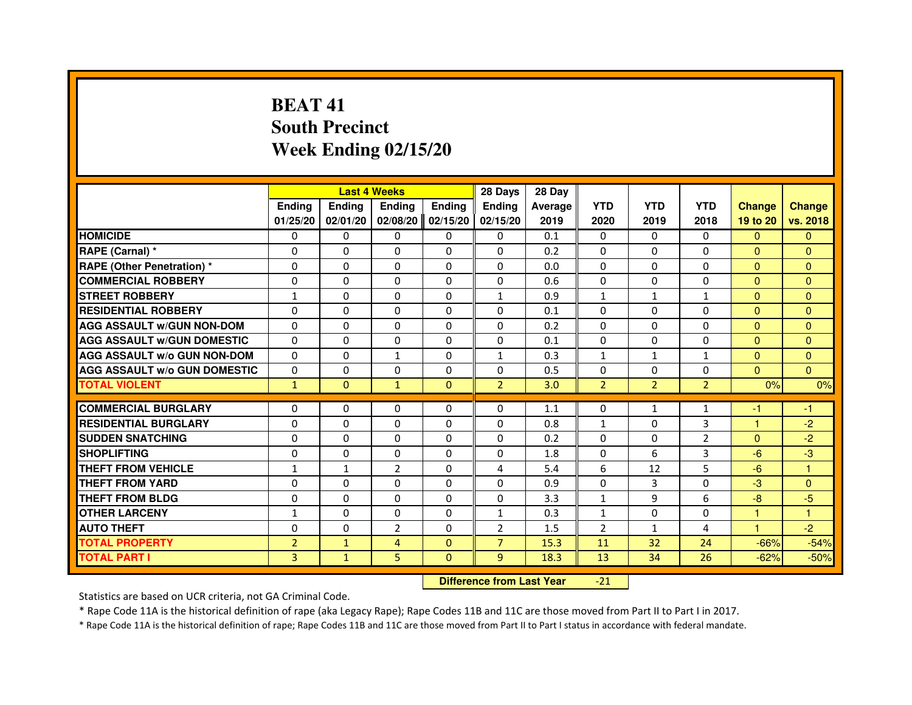# BEAT 41
## South Precinct
## Week Ending 02/15/20

| | Last 4 Weeks | | | | 28 Days | 28 Day | | | | | |
|---|---|---|---|---|---|---|---|---|---|---|---|
| | Ending 01/25/20 | Ending 02/01/20 | Ending 02/08/20 | Ending 02/15/20 | Ending 02/15/20 | Average 2019 | YTD 2020 | YTD 2019 | YTD 2018 | Change 19 to 20 | Change vs. 2018 |
| **HOMICIDE** | 0 | 0 | 0 | 0 | 0 | 0.1 | 0 | 0 | 0 | 0 | 0 |
| **RAPE (Carnal) *** | 0 | 0 | 0 | 0 | 0 | 0.2 | 0 | 0 | 0 | 0 | 0 |
| **RAPE (Other Penetration) *** | 0 | 0 | 0 | 0 | 0 | 0.0 | 0 | 0 | 0 | 0 | 0 |
| **COMMERCIAL ROBBERY** | 0 | 0 | 0 | 0 | 0 | 0.6 | 0 | 0 | 0 | 0 | 0 |
| **STREET ROBBERY** | 1 | 0 | 0 | 0 | 1 | 0.9 | 1 | 1 | 1 | 0 | 0 |
| **RESIDENTIAL ROBBERY** | 0 | 0 | 0 | 0 | 0 | 0.1 | 0 | 0 | 0 | 0 | 0 |
| **AGG ASSAULT w/GUN NON-DOM** | 0 | 0 | 0 | 0 | 0 | 0.2 | 0 | 0 | 0 | 0 | 0 |
| **AGG ASSAULT w/GUN DOMESTIC** | 0 | 0 | 0 | 0 | 0 | 0.1 | 0 | 0 | 0 | 0 | 0 |
| **AGG ASSAULT w/o GUN NON-DOM** | 0 | 0 | 1 | 0 | 1 | 0.3 | 1 | 1 | 1 | 0 | 0 |
| **AGG ASSAULT w/o GUN DOMESTIC** | 0 | 0 | 0 | 0 | 0 | 0.5 | 0 | 0 | 0 | 0 | 0 |
| **TOTAL VIOLENT** | 1 | 0 | 1 | 0 | 2 | 3.0 | 2 | 2 | 2 | 0% | 0% |
| **COMMERCIAL BURGLARY** | 0 | 0 | 0 | 0 | 0 | 1.1 | 0 | 1 | 1 | -1 | -1 |
| **RESIDENTIAL BURGLARY** | 0 | 0 | 0 | 0 | 0 | 0.8 | 1 | 0 | 3 | 1 | -2 |
| **SUDDEN SNATCHING** | 0 | 0 | 0 | 0 | 0 | 0.2 | 0 | 0 | 2 | 0 | -2 |
| **SHOPLIFTING** | 0 | 0 | 0 | 0 | 0 | 1.8 | 0 | 6 | 3 | -6 | -3 |
| **THEFT FROM VEHICLE** | 1 | 1 | 2 | 0 | 4 | 5.4 | 6 | 12 | 5 | -6 | 1 |
| **THEFT FROM YARD** | 0 | 0 | 0 | 0 | 0 | 0.9 | 0 | 3 | 0 | -3 | 0 |
| **THEFT FROM BLDG** | 0 | 0 | 0 | 0 | 0 | 3.3 | 1 | 9 | 6 | -8 | -5 |
| **OTHER LARCENY** | 1 | 0 | 0 | 0 | 1 | 0.3 | 1 | 0 | 0 | 1 | 1 |
| **AUTO THEFT** | 0 | 0 | 2 | 0 | 2 | 1.5 | 2 | 1 | 4 | 1 | -2 |
| **TOTAL PROPERTY** | 2 | 1 | 4 | 0 | 7 | 15.3 | 11 | 32 | 24 | -66% | -54% |
| **TOTAL PART I** | 3 | 1 | 5 | 0 | 9 | 18.3 | 13 | 34 | 26 | -62% | -50% |

**Difference from Last Year** -21

Statistics are based on UCR criteria, not GA Criminal Code.

* Rape Code 11A is the historical definition of rape (aka Legacy Rape); Rape Codes 11B and 11C are those moved from Part II to Part I in 2017.

* Rape Code 11A is the historical definition of rape; Rape Codes 11B and 11C are those moved from Part II to Part I status in accordance with federal mandate.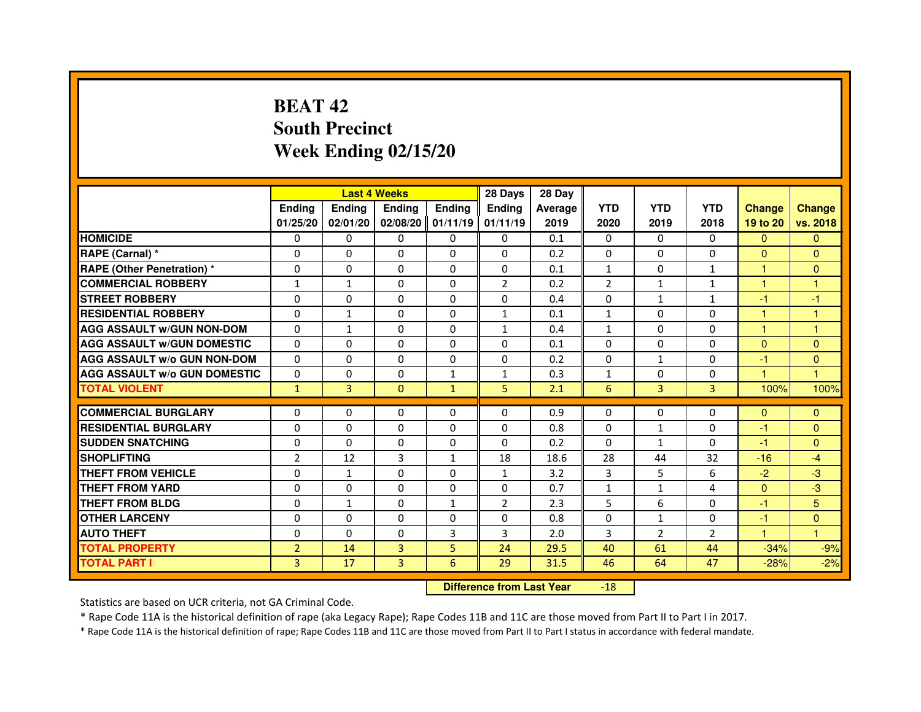# BEAT 42
## South Precinct
## Week Ending 02/15/20

| | Last 4 Weeks | | | | 28 Days | 28 Day | | | | | |
|---|---|---|---|---|---|---|---|---|---|---|---|
| | Ending 01/25/20 | Ending 02/01/20 | Ending 02/08/20 | Ending 01/11/19 | Ending 01/11/19 | Average 2019 | YTD 2020 | YTD 2019 | YTD 2018 | Change 19 to 20 | Change vs. 2018 |
| HOMICIDE | 0 | 0 | 0 | 0 | 0 | 0.1 | 0 | 0 | 0 | 0 | 0 |
| RAPE (Carnal) * | 0 | 0 | 0 | 0 | 0 | 0.2 | 0 | 0 | 0 | 0 | 0 |
| RAPE (Other Penetration) * | 0 | 0 | 0 | 0 | 0 | 0.1 | 1 | 0 | 1 | 1 | 0 |
| COMMERCIAL ROBBERY | 1 | 1 | 0 | 0 | 2 | 0.2 | 2 | 1 | 1 | 1 | 1 |
| STREET ROBBERY | 0 | 0 | 0 | 0 | 0 | 0.4 | 0 | 1 | 1 | -1 | -1 |
| RESIDENTIAL ROBBERY | 0 | 1 | 0 | 0 | 1 | 0.1 | 1 | 0 | 0 | 1 | 1 |
| AGG ASSAULT w/GUN NON-DOM | 0 | 1 | 0 | 0 | 1 | 0.4 | 1 | 0 | 0 | 1 | 1 |
| AGG ASSAULT w/GUN DOMESTIC | 0 | 0 | 0 | 0 | 0 | 0.1 | 0 | 0 | 0 | 0 | 0 |
| AGG ASSAULT w/o GUN NON-DOM | 0 | 0 | 0 | 0 | 0 | 0.2 | 0 | 1 | 0 | -1 | 0 |
| AGG ASSAULT w/o GUN DOMESTIC | 0 | 0 | 0 | 1 | 1 | 0.3 | 1 | 0 | 0 | 1 | 1 |
| TOTAL VIOLENT | 1 | 3 | 0 | 1 | 5 | 2.1 | 6 | 3 | 3 | 100% | 100% |
| COMMERCIAL BURGLARY | 0 | 0 | 0 | 0 | 0 | 0.9 | 0 | 0 | 0 | 0 | 0 |
| RESIDENTIAL BURGLARY | 0 | 0 | 0 | 0 | 0 | 0.8 | 0 | 1 | 0 | -1 | 0 |
| SUDDEN SNATCHING | 0 | 0 | 0 | 0 | 0 | 0.2 | 0 | 1 | 0 | -1 | 0 |
| SHOPLIFTING | 2 | 12 | 3 | 1 | 18 | 18.6 | 28 | 44 | 32 | -16 | -4 |
| THEFT FROM VEHICLE | 0 | 1 | 0 | 0 | 1 | 3.2 | 3 | 5 | 6 | -2 | -3 |
| THEFT FROM YARD | 0 | 0 | 0 | 0 | 0 | 0.7 | 1 | 1 | 4 | 0 | -3 |
| THEFT FROM BLDG | 0 | 1 | 0 | 1 | 2 | 2.3 | 5 | 6 | 0 | -1 | 5 |
| OTHER LARCENY | 0 | 0 | 0 | 0 | 0 | 0.8 | 0 | 1 | 0 | -1 | 0 |
| AUTO THEFT | 0 | 0 | 0 | 3 | 3 | 2.0 | 3 | 2 | 2 | 1 | 1 |
| TOTAL PROPERTY | 2 | 14 | 3 | 5 | 24 | 29.5 | 40 | 61 | 44 | -34% | -9% |
| TOTAL PART I | 3 | 17 | 3 | 6 | 29 | 31.5 | 46 | 64 | 47 | -28% | -2% |

| Difference from Last Year | -18 |
|---|---|

Statistics are based on UCR criteria, not GA Criminal Code.

* Rape Code 11A is the historical definition of rape (aka Legacy Rape); Rape Codes 11B and 11C are those moved from Part II to Part I in 2017.

* Rape Code 11A is the historical definition of rape; Rape Codes 11B and 11C are those moved from Part II to Part I status in accordance with federal mandate.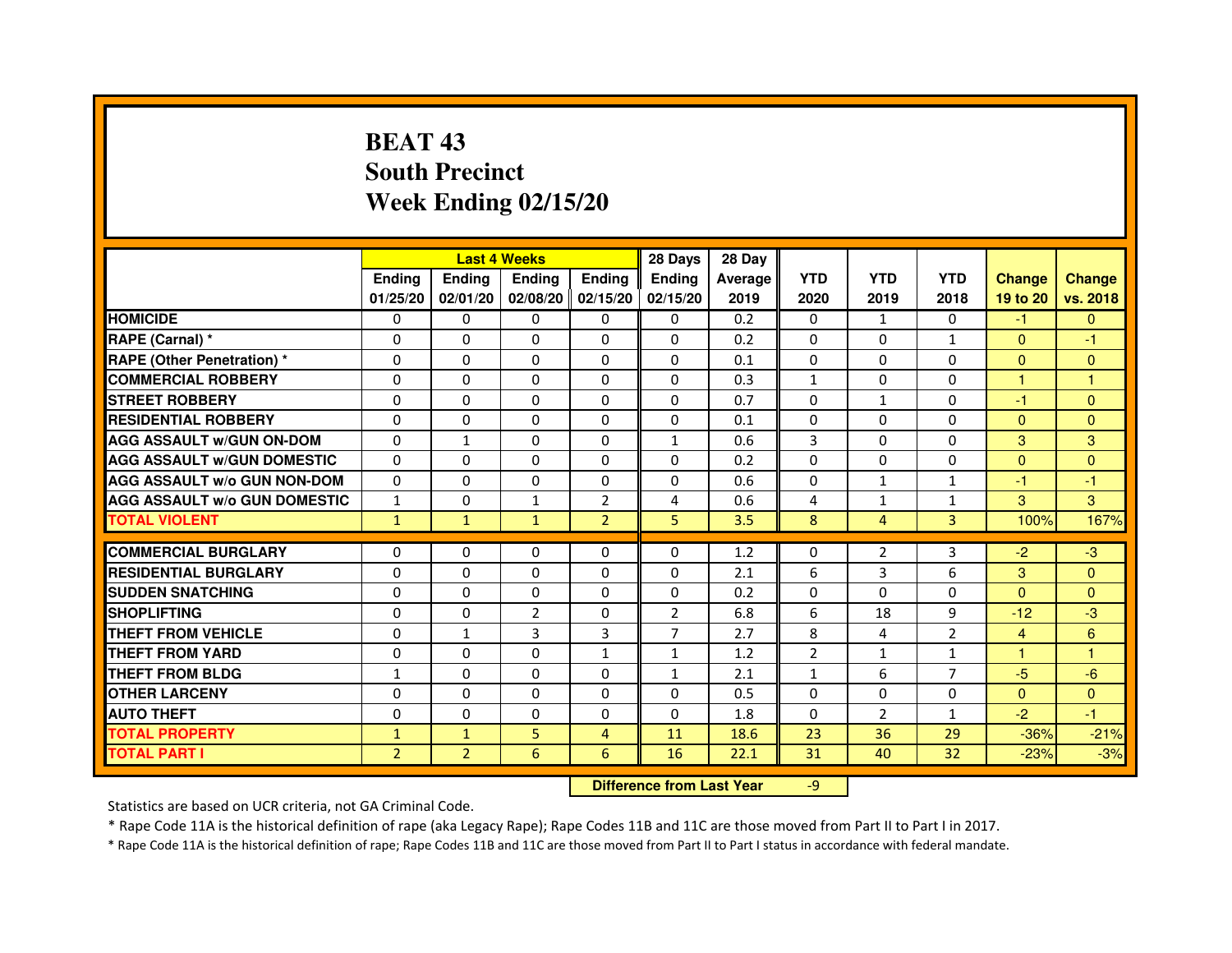# BEAT 43
# South Precinct
# Week Ending 02/15/20

| | Last 4 Weeks | | | | 28 Days | 28 Day | | | | | |
|---|---|---|---|---|---|---|---|---|---|---|---|
| | Ending 01/25/20 | Ending 02/01/20 | Ending 02/08/20 | Ending 02/15/20 | Ending 02/15/20 | Average 2019 | YTD 2020 | YTD 2019 | YTD 2018 | Change 19 to 20 | Change vs. 2018 |
| HOMICIDE | 0 | 0 | 0 | 0 | 0 | 0.2 | 0 | 1 | 0 | -1 | 0 |
| RAPE (Carnal) * | 0 | 0 | 0 | 0 | 0 | 0.2 | 0 | 0 | 1 | 0 | -1 |
| RAPE (Other Penetration) * | 0 | 0 | 0 | 0 | 0 | 0.1 | 0 | 0 | 0 | 0 | 0 |
| COMMERCIAL ROBBERY | 0 | 0 | 0 | 0 | 0 | 0.3 | 1 | 0 | 0 | 1 | 1 |
| STREET ROBBERY | 0 | 0 | 0 | 0 | 0 | 0.7 | 0 | 1 | 0 | -1 | 0 |
| RESIDENTIAL ROBBERY | 0 | 0 | 0 | 0 | 0 | 0.1 | 0 | 0 | 0 | 0 | 0 |
| AGG ASSAULT w/GUN ON-DOM | 0 | 1 | 0 | 0 | 1 | 0.6 | 3 | 0 | 0 | 3 | 3 |
| AGG ASSAULT w/GUN DOMESTIC | 0 | 0 | 0 | 0 | 0 | 0.2 | 0 | 0 | 0 | 0 | 0 |
| AGG ASSAULT w/o GUN NON-DOM | 0 | 0 | 0 | 0 | 0 | 0.6 | 0 | 1 | 1 | -1 | -1 |
| AGG ASSAULT w/o GUN DOMESTIC | 1 | 0 | 1 | 2 | 4 | 0.6 | 4 | 1 | 1 | 3 | 3 |
| TOTAL VIOLENT | 1 | 1 | 1 | 2 | 5 | 3.5 | 8 | 4 | 3 | 100% | 167% |
| COMMERCIAL BURGLARY | 0 | 0 | 0 | 0 | 0 | 1.2 | 0 | 2 | 3 | -2 | -3 |
| RESIDENTIAL BURGLARY | 0 | 0 | 0 | 0 | 0 | 2.1 | 6 | 3 | 6 | 3 | 0 |
| SUDDEN SNATCHING | 0 | 0 | 0 | 0 | 0 | 0.2 | 0 | 0 | 0 | 0 | 0 |
| SHOPLIFTING | 0 | 0 | 2 | 0 | 2 | 6.8 | 6 | 18 | 9 | -12 | -3 |
| THEFT FROM VEHICLE | 0 | 1 | 3 | 3 | 7 | 2.7 | 8 | 4 | 2 | 4 | 6 |
| THEFT FROM YARD | 0 | 0 | 0 | 1 | 1 | 1.2 | 2 | 1 | 1 | 1 | 1 |
| THEFT FROM BLDG | 1 | 0 | 0 | 0 | 1 | 2.1 | 1 | 6 | 7 | -5 | -6 |
| OTHER LARCENY | 0 | 0 | 0 | 0 | 0 | 0.5 | 0 | 0 | 0 | 0 | 0 |
| AUTO THEFT | 0 | 0 | 0 | 0 | 0 | 1.8 | 0 | 2 | 1 | -2 | -1 |
| TOTAL PROPERTY | 1 | 1 | 5 | 4 | 11 | 18.6 | 23 | 36 | 29 | -36% | -21% |
| TOTAL PART I | 2 | 2 | 6 | 6 | 16 | 22.1 | 31 | 40 | 32 | -23% | -3% |

**Difference from Last Year** -9

Statistics are based on UCR criteria, not GA Criminal Code.

* Rape Code 11A is the historical definition of rape (aka Legacy Rape); Rape Codes 11B and 11C are those moved from Part II to Part I in 2017.

* Rape Code 11A is the historical definition of rape; Rape Codes 11B and 11C are those moved from Part II to Part I status in accordance with federal mandate.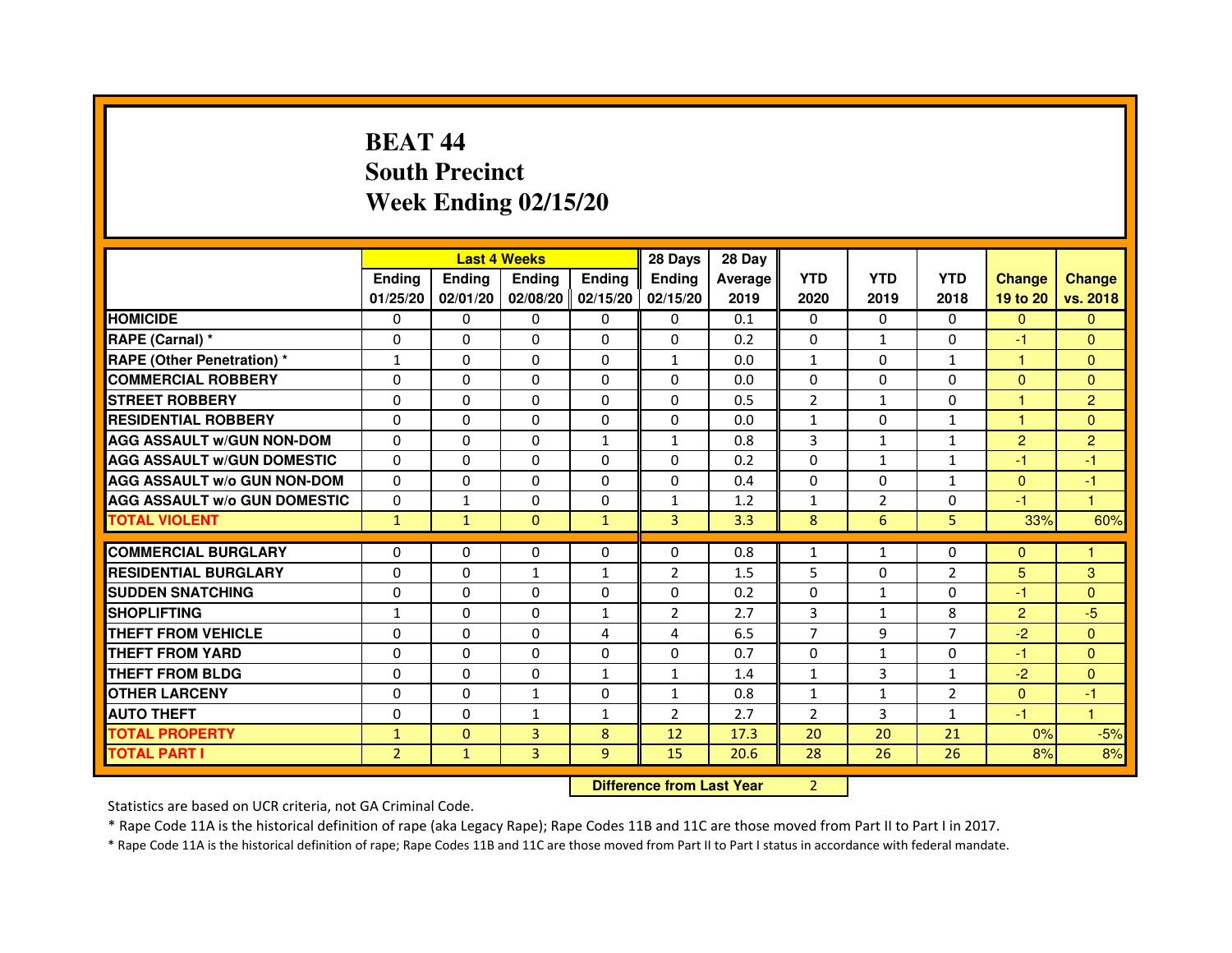# BEAT 44
## South Precinct
## Week Ending 02/15/20

| | Last 4 Weeks | | | | 28 Days | 28 Day | | | | | |
|---|---|---|---|---|---|---|---|---|---|---|---|
| | Ending 01/25/20 | Ending 02/01/20 | Ending 02/08/20 | Ending 02/15/20 | Ending 02/15/20 | Average 2019 | YTD 2020 | YTD 2019 | YTD 2018 | Change 19 to 20 | Change vs. 2018 |
| HOMICIDE | 0 | 0 | 0 | 0 | 0 | 0.1 | 0 | 0 | 0 | 0 | 0 |
| RAPE (Carnal) * | 0 | 0 | 0 | 0 | 0 | 0.2 | 0 | 1 | 0 | -1 | 0 |
| RAPE (Other Penetration) * | 1 | 0 | 0 | 0 | 1 | 0.0 | 1 | 0 | 1 | 1 | 0 |
| COMMERCIAL ROBBERY | 0 | 0 | 0 | 0 | 0 | 0.0 | 0 | 0 | 0 | 0 | 0 |
| STREET ROBBERY | 0 | 0 | 0 | 0 | 0 | 0.5 | 2 | 1 | 0 | 1 | 2 |
| RESIDENTIAL ROBBERY | 0 | 0 | 0 | 0 | 0 | 0.0 | 1 | 0 | 1 | 1 | 0 |
| AGG ASSAULT w/GUN NON-DOM | 0 | 0 | 0 | 1 | 1 | 0.8 | 3 | 1 | 1 | 2 | 2 |
| AGG ASSAULT w/GUN DOMESTIC | 0 | 0 | 0 | 0 | 0 | 0.2 | 0 | 1 | 1 | -1 | -1 |
| AGG ASSAULT w/o GUN NON-DOM | 0 | 0 | 0 | 0 | 0 | 0.4 | 0 | 0 | 1 | 0 | -1 |
| AGG ASSAULT w/o GUN DOMESTIC | 0 | 1 | 0 | 0 | 1 | 1.2 | 1 | 2 | 0 | -1 | 1 |
| TOTAL VIOLENT | 1 | 1 | 0 | 1 | 3 | 3.3 | 8 | 6 | 5 | 33% | 60% |
| COMMERCIAL BURGLARY | 0 | 0 | 0 | 0 | 0 | 0.8 | 1 | 1 | 0 | 0 | 1 |
| RESIDENTIAL BURGLARY | 0 | 0 | 1 | 1 | 2 | 1.5 | 5 | 0 | 2 | 5 | 3 |
| SUDDEN SNATCHING | 0 | 0 | 0 | 0 | 0 | 0.2 | 0 | 1 | 0 | -1 | 0 |
| SHOPLIFTING | 1 | 0 | 0 | 1 | 2 | 2.7 | 3 | 1 | 8 | 2 | -5 |
| THEFT FROM VEHICLE | 0 | 0 | 0 | 4 | 4 | 6.5 | 7 | 9 | 7 | -2 | 0 |
| THEFT FROM YARD | 0 | 0 | 0 | 0 | 0 | 0.7 | 0 | 1 | 0 | -1 | 0 |
| THEFT FROM BLDG | 0 | 0 | 0 | 1 | 1 | 1.4 | 1 | 3 | 1 | -2 | 0 |
| OTHER LARCENY | 0 | 0 | 1 | 0 | 1 | 0.8 | 1 | 1 | 2 | 0 | -1 |
| AUTO THEFT | 0 | 0 | 1 | 1 | 2 | 2.7 | 2 | 3 | 1 | -1 | 1 |
| TOTAL PROPERTY | 1 | 0 | 3 | 8 | 12 | 17.3 | 20 | 20 | 21 | 0% | -5% |
| TOTAL PART I | 2 | 1 | 3 | 9 | 15 | 20.6 | 28 | 26 | 26 | 8% | 8% |

**Difference from Last Year** 2

Statistics are based on UCR criteria, not GA Criminal Code.

* Rape Code 11A is the historical definition of rape (aka Legacy Rape); Rape Codes 11B and 11C are those moved from Part II to Part I in 2017.

* Rape Code 11A is the historical definition of rape; Rape Codes 11B and 11C are those moved from Part II to Part I status in accordance with federal mandate.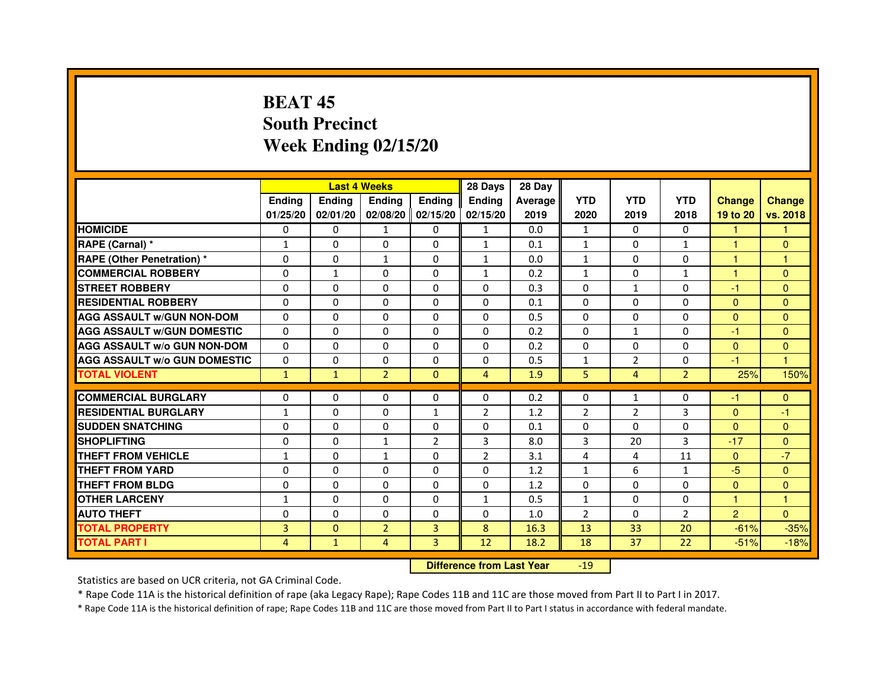# BEAT 45
## South Precinct
## Week Ending 02/15/20

| | Last 4 Weeks | | | | 28 Days | 28 Day | | | | | |
|---|---|---|---|---|---|---|---|---|---|---|---|
| | Ending 01/25/20 | Ending 02/01/20 | Ending 02/08/20 | Ending 02/15/20 | Ending 02/15/20 | Average 2019 | YTD 2020 | YTD 2019 | YTD 2018 | Change 19 to 20 | Change vs. 2018 |
| HOMICIDE | 0 | 0 | 1 | 0 | 1 | 0.0 | 1 | 0 | 0 | 1 | 1 |
| RAPE (Carnal) * | 1 | 0 | 0 | 0 | 1 | 0.1 | 1 | 0 | 1 | 1 | 0 |
| RAPE (Other Penetration) * | 0 | 0 | 1 | 0 | 1 | 0.0 | 1 | 0 | 0 | 1 | 1 |
| COMMERCIAL ROBBERY | 0 | 1 | 0 | 0 | 1 | 0.2 | 1 | 0 | 1 | 1 | 0 |
| STREET ROBBERY | 0 | 0 | 0 | 0 | 0 | 0.3 | 0 | 1 | 0 | -1 | 0 |
| RESIDENTIAL ROBBERY | 0 | 0 | 0 | 0 | 0 | 0.1 | 0 | 0 | 0 | 0 | 0 |
| AGG ASSAULT w/GUN NON-DOM | 0 | 0 | 0 | 0 | 0 | 0.5 | 0 | 0 | 0 | 0 | 0 |
| AGG ASSAULT w/GUN DOMESTIC | 0 | 0 | 0 | 0 | 0 | 0.2 | 0 | 1 | 0 | -1 | 0 |
| AGG ASSAULT w/o GUN NON-DOM | 0 | 0 | 0 | 0 | 0 | 0.2 | 0 | 0 | 0 | 0 | 0 |
| AGG ASSAULT w/o GUN DOMESTIC | 0 | 0 | 0 | 0 | 0 | 0.5 | 1 | 2 | 0 | -1 | 1 |
| TOTAL VIOLENT | 1 | 1 | 2 | 0 | 4 | 1.9 | 5 | 4 | 2 | 25% | 150% |
| COMMERCIAL BURGLARY | 0 | 0 | 0 | 0 | 0 | 0.2 | 0 | 1 | 0 | -1 | 0 |
| RESIDENTIAL BURGLARY | 1 | 0 | 0 | 1 | 2 | 1.2 | 2 | 2 | 3 | 0 | -1 |
| SUDDEN SNATCHING | 0 | 0 | 0 | 0 | 0 | 0.1 | 0 | 0 | 0 | 0 | 0 |
| SHOPLIFTING | 0 | 0 | 1 | 2 | 3 | 8.0 | 3 | 20 | 3 | -17 | 0 |
| THEFT FROM VEHICLE | 1 | 0 | 1 | 0 | 2 | 3.1 | 4 | 4 | 11 | 0 | -7 |
| THEFT FROM YARD | 0 | 0 | 0 | 0 | 0 | 1.2 | 1 | 6 | 1 | -5 | 0 |
| THEFT FROM BLDG | 0 | 0 | 0 | 0 | 0 | 1.2 | 0 | 0 | 0 | 0 | 0 |
| OTHER LARCENY | 1 | 0 | 0 | 0 | 1 | 0.5 | 1 | 0 | 0 | 1 | 1 |
| AUTO THEFT | 0 | 0 | 0 | 0 | 0 | 1.0 | 2 | 0 | 2 | 2 | 0 |
| TOTAL PROPERTY | 3 | 0 | 2 | 3 | 8 | 16.3 | 13 | 33 | 20 | -61% | -35% |
| TOTAL PART I | 4 | 1 | 4 | 3 | 12 | 18.2 | 18 | 37 | 22 | -51% | -18% |

**Difference from Last Year** -19

Statistics are based on UCR criteria, not GA Criminal Code.

* Rape Code 11A is the historical definition of rape (aka Legacy Rape); Rape Codes 11B and 11C are those moved from Part II to Part I in 2017.

* Rape Code 11A is the historical definition of rape; Rape Codes 11B and 11C are those moved from Part II to Part I status in accordance with federal mandate.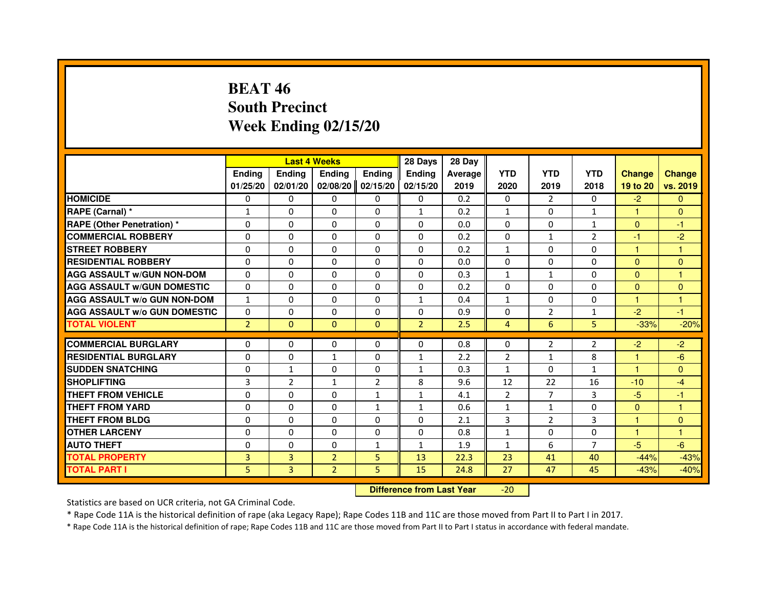# BEAT 46
# South Precinct
# Week Ending 02/15/20

| | Last 4 Weeks | | | | 28 Days | 28 Day | | | | | |
|---|---|---|---|---|---|---|---|---|---|---|---|
| | Ending 01/25/20 | Ending 02/01/20 | Ending 02/08/20 | Ending 02/15/20 | Ending 02/15/20 | Average 2019 | YTD 2020 | YTD 2019 | YTD 2018 | Change 19 to 20 | Change vs. 2019 |
| HOMICIDE | 0 | 0 | 0 | 0 | 0 | 0.2 | 0 | 2 | 0 | -2 | 0 |
| RAPE (Carnal) * | 1 | 0 | 0 | 0 | 1 | 0.2 | 1 | 0 | 1 | 1 | 0 |
| RAPE (Other Penetration) * | 0 | 0 | 0 | 0 | 0 | 0.0 | 0 | 0 | 1 | 0 | -1 |
| COMMERCIAL ROBBERY | 0 | 0 | 0 | 0 | 0 | 0.2 | 0 | 1 | 2 | -1 | -2 |
| STREET ROBBERY | 0 | 0 | 0 | 0 | 0 | 0.2 | 1 | 0 | 0 | 1 | 1 |
| RESIDENTIAL ROBBERY | 0 | 0 | 0 | 0 | 0 | 0.0 | 0 | 0 | 0 | 0 | 0 |
| AGG ASSAULT w/GUN NON-DOM | 0 | 0 | 0 | 0 | 0 | 0.3 | 1 | 1 | 0 | 0 | 1 |
| AGG ASSAULT w/GUN DOMESTIC | 0 | 0 | 0 | 0 | 0 | 0.2 | 0 | 0 | 0 | 0 | 0 |
| AGG ASSAULT w/o GUN NON-DOM | 1 | 0 | 0 | 0 | 1 | 0.4 | 1 | 0 | 0 | 1 | 1 |
| AGG ASSAULT w/o GUN DOMESTIC | 0 | 0 | 0 | 0 | 0 | 0.9 | 0 | 2 | 1 | -2 | -1 |
| TOTAL VIOLENT | 2 | 0 | 0 | 0 | 2 | 2.5 | 4 | 6 | 5 | -33% | -20% |
| COMMERCIAL BURGLARY | 0 | 0 | 0 | 0 | 0 | 0.8 | 0 | 2 | 2 | -2 | -2 |
| RESIDENTIAL BURGLARY | 0 | 0 | 1 | 0 | 1 | 2.2 | 2 | 1 | 8 | 1 | -6 |
| SUDDEN SNATCHING | 0 | 1 | 0 | 0 | 1 | 0.3 | 1 | 0 | 1 | 1 | 0 |
| SHOPLIFTING | 3 | 2 | 1 | 2 | 8 | 9.6 | 12 | 22 | 16 | -10 | -4 |
| THEFT FROM VEHICLE | 0 | 0 | 0 | 1 | 1 | 4.1 | 2 | 7 | 3 | -5 | -1 |
| THEFT FROM YARD | 0 | 0 | 0 | 1 | 1 | 0.6 | 1 | 1 | 0 | 0 | 1 |
| THEFT FROM BLDG | 0 | 0 | 0 | 0 | 0 | 2.1 | 3 | 2 | 3 | 1 | 0 |
| OTHER LARCENY | 0 | 0 | 0 | 0 | 0 | 0.8 | 1 | 0 | 0 | 1 | 1 |
| AUTO THEFT | 0 | 0 | 0 | 1 | 1 | 1.9 | 1 | 6 | 7 | -5 | -6 |
| TOTAL PROPERTY | 3 | 3 | 2 | 5 | 13 | 22.3 | 23 | 41 | 40 | -44% | -43% |
| TOTAL PART I | 5 | 3 | 2 | 5 | 15 | 24.8 | 27 | 47 | 45 | -43% | -40% |

**Difference from Last Year** -20

Statistics are based on UCR criteria, not GA Criminal Code.

* Rape Code 11A is the historical definition of rape (aka Legacy Rape); Rape Codes 11B and 11C are those moved from Part II to Part I in 2017.

* Rape Code 11A is the historical definition of rape; Rape Codes 11B and 11C are those moved from Part II to Part I status in accordance with federal mandate.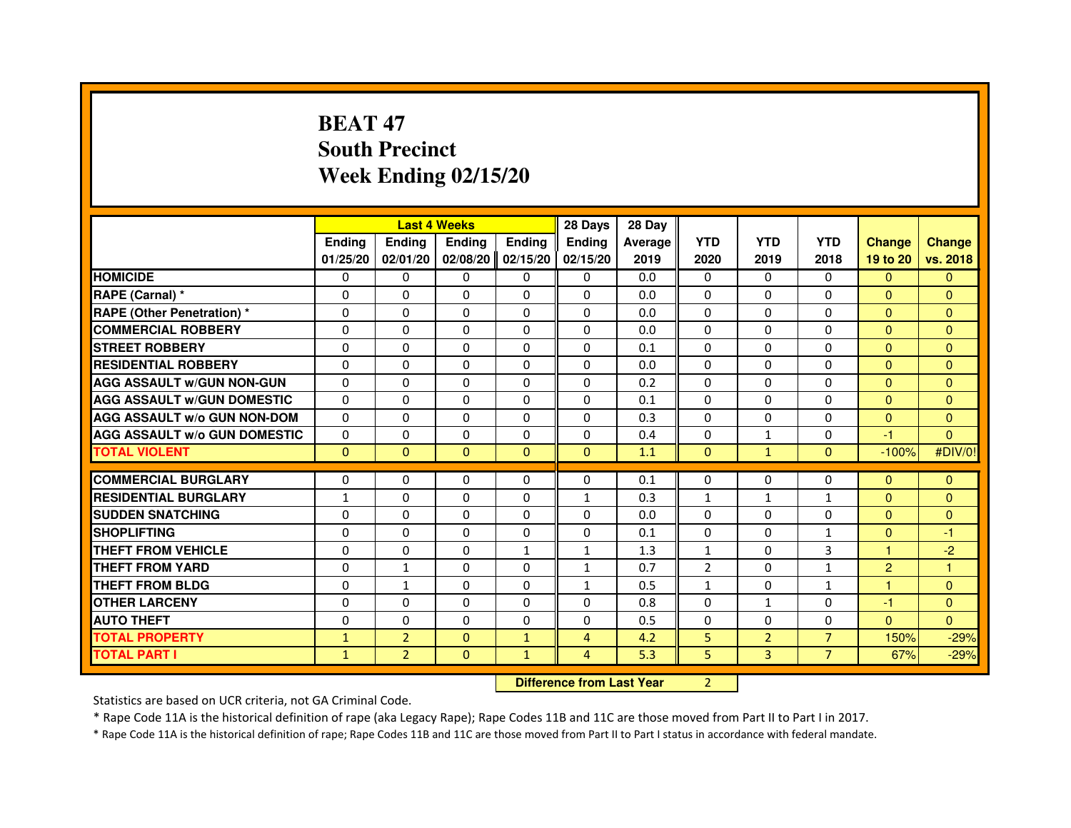# BEAT 47
## South Precinct
## Week Ending 02/15/20

| | Last 4 Weeks | | | | 28 Days | 28 Day | | | | | |
|---|---|---|---|---|---|---|---|---|---|---|---|
| | Ending 01/25/20 | Ending 02/01/20 | Ending 02/08/20 | Ending 02/15/20 | Ending 02/15/20 | Average 2019 | YTD 2020 | YTD 2019 | YTD 2018 | Change 19 to 20 | Change vs. 2018 |
| HOMICIDE | 0 | 0 | 0 | 0 | 0 | 0.0 | 0 | 0 | 0 | 0 | 0 |
| RAPE (Carnal) * | 0 | 0 | 0 | 0 | 0 | 0.0 | 0 | 0 | 0 | 0 | 0 |
| RAPE (Other Penetration) * | 0 | 0 | 0 | 0 | 0 | 0.0 | 0 | 0 | 0 | 0 | 0 |
| COMMERCIAL ROBBERY | 0 | 0 | 0 | 0 | 0 | 0.0 | 0 | 0 | 0 | 0 | 0 |
| STREET ROBBERY | 0 | 0 | 0 | 0 | 0 | 0.1 | 0 | 0 | 0 | 0 | 0 |
| RESIDENTIAL ROBBERY | 0 | 0 | 0 | 0 | 0 | 0.0 | 0 | 0 | 0 | 0 | 0 |
| AGG ASSAULT w/GUN NON-GUN | 0 | 0 | 0 | 0 | 0 | 0.2 | 0 | 0 | 0 | 0 | 0 |
| AGG ASSAULT w/GUN DOMESTIC | 0 | 0 | 0 | 0 | 0 | 0.1 | 0 | 0 | 0 | 0 | 0 |
| AGG ASSAULT w/o GUN NON-DOM | 0 | 0 | 0 | 0 | 0 | 0.3 | 0 | 0 | 0 | 0 | 0 |
| AGG ASSAULT w/o GUN DOMESTIC | 0 | 0 | 0 | 0 | 0 | 0.4 | 0 | 1 | 0 | -1 | 0 |
| TOTAL VIOLENT | 0 | 0 | 0 | 0 | 0 | 1.1 | 0 | 1 | 0 | -100% | #DIV/0! |
| COMMERCIAL BURGLARY | 0 | 0 | 0 | 0 | 0 | 0.1 | 0 | 0 | 0 | 0 | 0 |
| RESIDENTIAL BURGLARY | 1 | 0 | 0 | 0 | 1 | 0.3 | 1 | 1 | 1 | 0 | 0 |
| SUDDEN SNATCHING | 0 | 0 | 0 | 0 | 0 | 0.0 | 0 | 0 | 0 | 0 | 0 |
| SHOPLIFTING | 0 | 0 | 0 | 0 | 0 | 0.1 | 0 | 0 | 1 | 0 | -1 |
| THEFT FROM VEHICLE | 0 | 0 | 0 | 1 | 1 | 1.3 | 1 | 0 | 3 | 1 | -2 |
| THEFT FROM YARD | 0 | 1 | 0 | 0 | 1 | 0.7 | 2 | 0 | 1 | 2 | 1 |
| THEFT FROM BLDG | 0 | 1 | 0 | 0 | 1 | 0.5 | 1 | 0 | 1 | 1 | 0 |
| OTHER LARCENY | 0 | 0 | 0 | 0 | 0 | 0.8 | 0 | 1 | 0 | -1 | 0 |
| AUTO THEFT | 0 | 0 | 0 | 0 | 0 | 0.5 | 0 | 0 | 0 | 0 | 0 |
| TOTAL PROPERTY | 1 | 2 | 0 | 1 | 4 | 4.2 | 5 | 2 | 7 | 150% | -29% |
| TOTAL PART I | 1 | 2 | 0 | 1 | 4 | 5.3 | 5 | 3 | 7 | 67% | -29% |

**Difference from Last Year** 2

Statistics are based on UCR criteria, not GA Criminal Code.

* Rape Code 11A is the historical definition of rape (aka Legacy Rape); Rape Codes 11B and 11C are those moved from Part II to Part I in 2017.

* Rape Code 11A is the historical definition of rape; Rape Codes 11B and 11C are those moved from Part II to Part I status in accordance with federal mandate.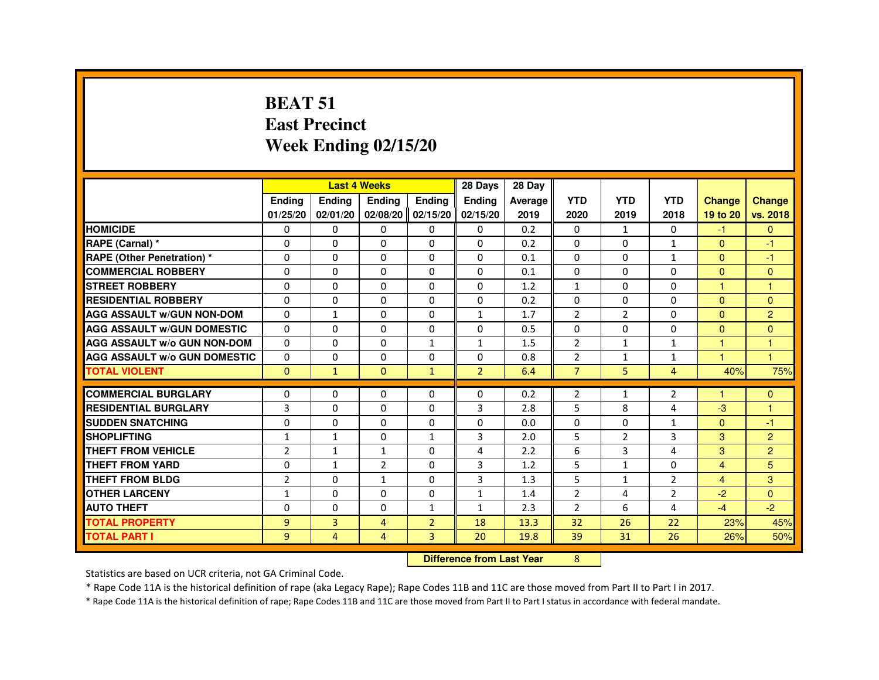# BEAT 51
# East Precinct
# Week Ending 02/15/20

| | Last 4 Weeks | | | | 28 Days | 28 Day | | | | | |
|---|---|---|---|---|---|---|---|---|---|---|---|
| | Ending 01/25/20 | Ending 02/01/20 | Ending 02/08/20 | Ending 02/15/20 | Ending 02/15/20 | Average 2019 | YTD 2020 | YTD 2019 | YTD 2018 | Change 19 to 20 | Change vs. 2018 |
| HOMICIDE | 0 | 0 | 0 | 0 | 0 | 0.2 | 0 | 1 | 0 | -1 | 0 |
| RAPE (Carnal) * | 0 | 0 | 0 | 0 | 0 | 0.2 | 0 | 0 | 1 | 0 | -1 |
| RAPE (Other Penetration) * | 0 | 0 | 0 | 0 | 0 | 0.1 | 0 | 0 | 1 | 0 | -1 |
| COMMERCIAL ROBBERY | 0 | 0 | 0 | 0 | 0 | 0.1 | 0 | 0 | 0 | 0 | 0 |
| STREET ROBBERY | 0 | 0 | 0 | 0 | 0 | 1.2 | 1 | 0 | 0 | 1 | 1 |
| RESIDENTIAL ROBBERY | 0 | 0 | 0 | 0 | 0 | 0.2 | 0 | 0 | 0 | 0 | 0 |
| AGG ASSAULT w/GUN NON-DOM | 0 | 1 | 0 | 0 | 1 | 1.7 | 2 | 2 | 0 | 0 | 2 |
| AGG ASSAULT w/GUN DOMESTIC | 0 | 0 | 0 | 0 | 0 | 0.5 | 0 | 0 | 0 | 0 | 0 |
| AGG ASSAULT w/o GUN NON-DOM | 0 | 0 | 0 | 1 | 1 | 1.5 | 2 | 1 | 1 | 1 | 1 |
| AGG ASSAULT w/o GUN DOMESTIC | 0 | 0 | 0 | 0 | 0 | 0.8 | 2 | 1 | 1 | 1 | 1 |
| TOTAL VIOLENT | 0 | 1 | 0 | 1 | 2 | 6.4 | 7 | 5 | 4 | 40% | 75% |
| COMMERCIAL BURGLARY | 0 | 0 | 0 | 0 | 0 | 0.2 | 2 | 1 | 2 | 1 | 0 |
| RESIDENTIAL BURGLARY | 3 | 0 | 0 | 0 | 3 | 2.8 | 5 | 8 | 4 | -3 | 1 |
| SUDDEN SNATCHING | 0 | 0 | 0 | 0 | 0 | 0.0 | 0 | 0 | 1 | 0 | -1 |
| SHOPLIFTING | 1 | 1 | 0 | 1 | 3 | 2.0 | 5 | 2 | 3 | 3 | 2 |
| THEFT FROM VEHICLE | 2 | 1 | 1 | 0 | 4 | 2.2 | 6 | 3 | 4 | 3 | 2 |
| THEFT FROM YARD | 0 | 1 | 2 | 0 | 3 | 1.2 | 5 | 1 | 0 | 4 | 5 |
| THEFT FROM BLDG | 2 | 0 | 1 | 0 | 3 | 1.3 | 5 | 1 | 2 | 4 | 3 |
| OTHER LARCENY | 1 | 0 | 0 | 0 | 1 | 1.4 | 2 | 4 | 2 | -2 | 0 |
| AUTO THEFT | 0 | 0 | 0 | 1 | 1 | 2.3 | 2 | 6 | 4 | -4 | -2 |
| TOTAL PROPERTY | 9 | 3 | 4 | 2 | 18 | 13.3 | 32 | 26 | 22 | 23% | 45% |
| TOTAL PART I | 9 | 4 | 4 | 3 | 20 | 19.8 | 39 | 31 | 26 | 26% | 50% |

**Difference from Last Year** 8

Statistics are based on UCR criteria, not GA Criminal Code.

* Rape Code 11A is the historical definition of rape (aka Legacy Rape); Rape Codes 11B and 11C are those moved from Part II to Part I in 2017.

* Rape Code 11A is the historical definition of rape; Rape Codes 11B and 11C are those moved from Part II to Part I status in accordance with federal mandate.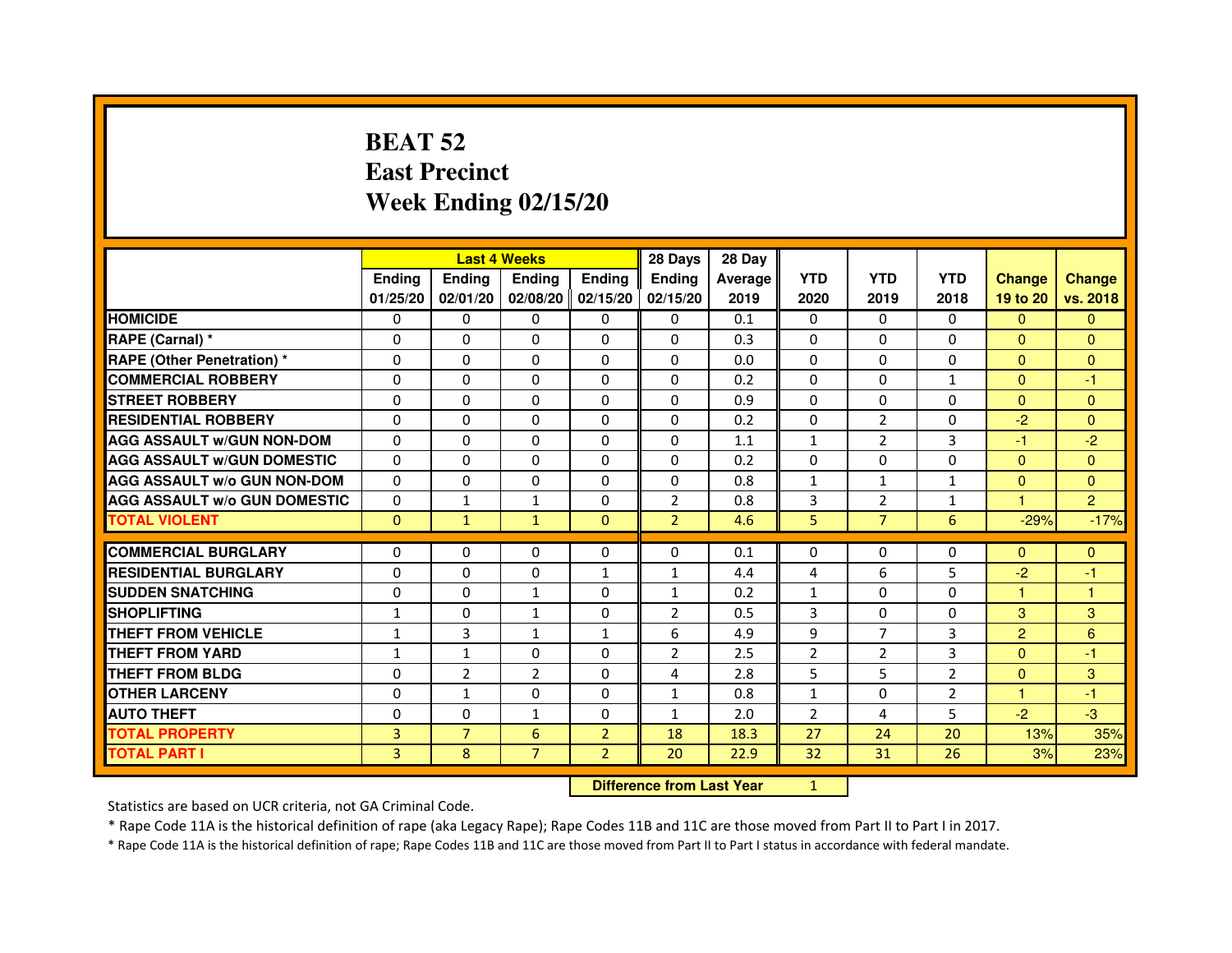# BEAT 52
# East Precinct
# Week Ending 02/15/20

| | Last 4 Weeks | | | | 28 Days | 28 Day | | | | | |
|---|---|---|---|---|---|---|---|---|---|---|---|
| | Ending 01/25/20 | Ending 02/01/20 | Ending 02/08/20 | Ending 02/15/20 | Ending 02/15/20 | Average 2019 | YTD 2020 | YTD 2019 | YTD 2018 | Change 19 to 20 | Change vs. 2018 |
| HOMICIDE | 0 | 0 | 0 | 0 | 0 | 0.1 | 0 | 0 | 0 | 0 | 0 |
| RAPE (Carnal) * | 0 | 0 | 0 | 0 | 0 | 0.3 | 0 | 0 | 0 | 0 | 0 |
| RAPE (Other Penetration) * | 0 | 0 | 0 | 0 | 0 | 0.0 | 0 | 0 | 0 | 0 | 0 |
| COMMERCIAL ROBBERY | 0 | 0 | 0 | 0 | 0 | 0.2 | 0 | 0 | 1 | 0 | -1 |
| STREET ROBBERY | 0 | 0 | 0 | 0 | 0 | 0.9 | 0 | 0 | 0 | 0 | 0 |
| RESIDENTIAL ROBBERY | 0 | 0 | 0 | 0 | 0 | 0.2 | 0 | 2 | 0 | -2 | 0 |
| AGG ASSAULT w/GUN NON-DOM | 0 | 0 | 0 | 0 | 0 | 1.1 | 1 | 2 | 3 | -1 | -2 |
| AGG ASSAULT w/GUN DOMESTIC | 0 | 0 | 0 | 0 | 0 | 0.2 | 0 | 0 | 0 | 0 | 0 |
| AGG ASSAULT w/o GUN NON-DOM | 0 | 0 | 0 | 0 | 0 | 0.8 | 1 | 1 | 1 | 0 | 0 |
| AGG ASSAULT w/o GUN DOMESTIC | 0 | 1 | 1 | 0 | 2 | 0.8 | 3 | 2 | 1 | 1 | 2 |
| TOTAL VIOLENT | 0 | 1 | 1 | 0 | 2 | 4.6 | 5 | 7 | 6 | -29% | -17% |
| COMMERCIAL BURGLARY | 0 | 0 | 0 | 0 | 0 | 0.1 | 0 | 0 | 0 | 0 | 0 |
| RESIDENTIAL BURGLARY | 0 | 0 | 0 | 1 | 1 | 4.4 | 4 | 6 | 5 | -2 | -1 |
| SUDDEN SNATCHING | 0 | 0 | 1 | 0 | 1 | 0.2 | 1 | 0 | 0 | 1 | 1 |
| SHOPLIFTING | 1 | 0 | 1 | 0 | 2 | 0.5 | 3 | 0 | 0 | 3 | 3 |
| THEFT FROM VEHICLE | 1 | 3 | 1 | 1 | 6 | 4.9 | 9 | 7 | 3 | 2 | 6 |
| THEFT FROM YARD | 1 | 1 | 0 | 0 | 2 | 2.5 | 2 | 2 | 3 | 0 | -1 |
| THEFT FROM BLDG | 0 | 2 | 2 | 0 | 4 | 2.8 | 5 | 5 | 2 | 0 | 3 |
| OTHER LARCENY | 0 | 1 | 0 | 0 | 1 | 0.8 | 1 | 0 | 2 | 1 | -1 |
| AUTO THEFT | 0 | 0 | 1 | 0 | 1 | 2.0 | 2 | 4 | 5 | -2 | -3 |
| TOTAL PROPERTY | 3 | 7 | 6 | 2 | 18 | 18.3 | 27 | 24 | 20 | 13% | 35% |
| TOTAL PART I | 3 | 8 | 7 | 2 | 20 | 22.9 | 32 | 31 | 26 | 3% | 23% |

| Difference from Last Year | 1 |
|---|---|

Statistics are based on UCR criteria, not GA Criminal Code.

* Rape Code 11A is the historical definition of rape (aka Legacy Rape); Rape Codes 11B and 11C are those moved from Part II to Part I in 2017.

* Rape Code 11A is the historical definition of rape; Rape Codes 11B and 11C are those moved from Part II to Part I status in accordance with federal mandate.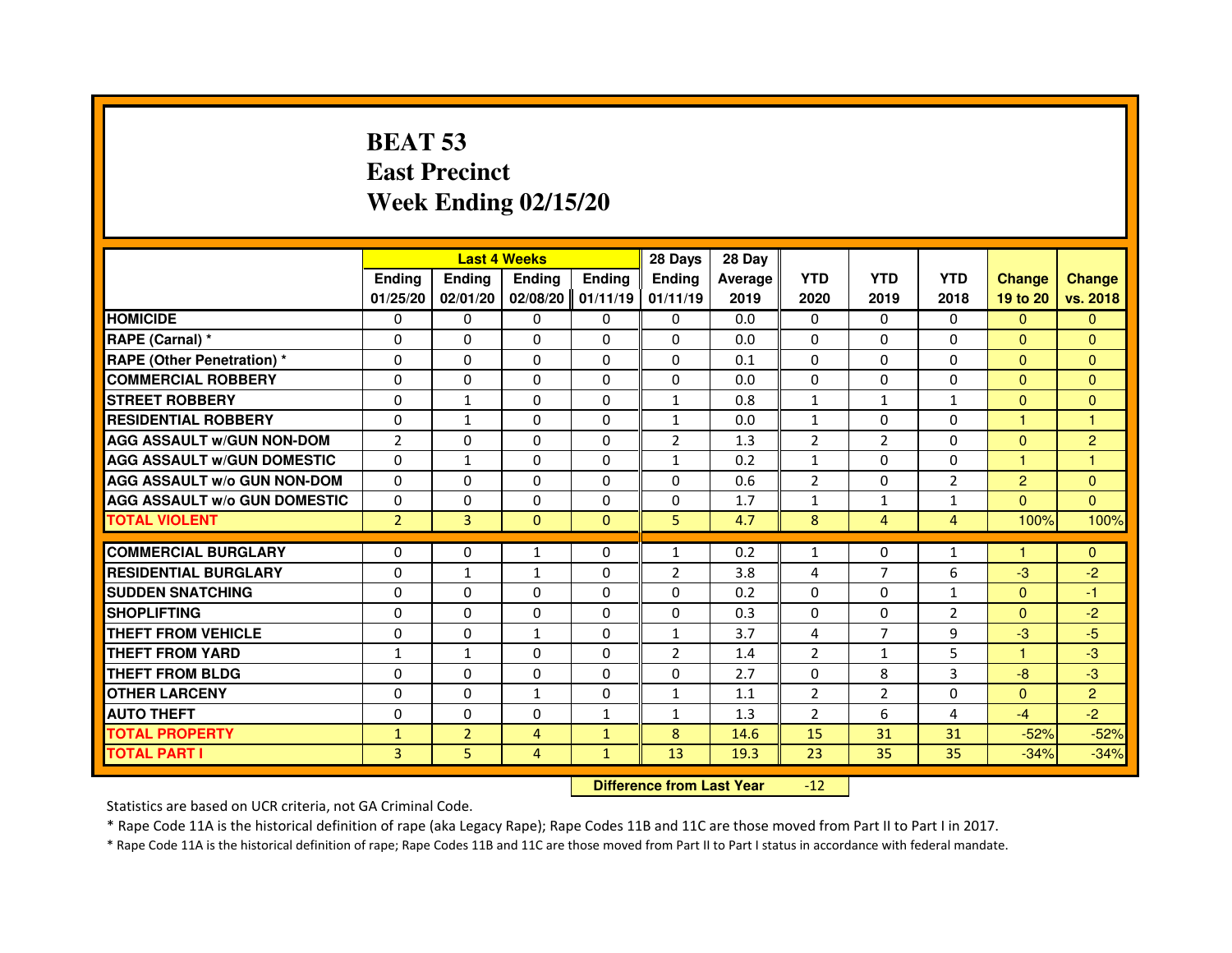# BEAT 53
# East Precinct
# Week Ending 02/15/20

| | Last 4 Weeks | | | | 28 Days | 28 Day | | | | | |
|---|---|---|---|---|---|---|---|---|---|---|---|
| | Ending 01/25/20 | Ending 02/01/20 | Ending 02/08/20 | Ending 01/11/19 | Ending 01/11/19 | Average 2019 | YTD 2020 | YTD 2019 | YTD 2018 | Change 19 to 20 | Change vs. 2018 |
| HOMICIDE | 0 | 0 | 0 | 0 | 0 | 0.0 | 0 | 0 | 0 | 0 | 0 |
| RAPE (Carnal) * | 0 | 0 | 0 | 0 | 0 | 0.0 | 0 | 0 | 0 | 0 | 0 |
| RAPE (Other Penetration) * | 0 | 0 | 0 | 0 | 0 | 0.1 | 0 | 0 | 0 | 0 | 0 |
| COMMERCIAL ROBBERY | 0 | 0 | 0 | 0 | 0 | 0.0 | 0 | 0 | 0 | 0 | 0 |
| STREET ROBBERY | 0 | 1 | 0 | 0 | 1 | 0.8 | 1 | 1 | 1 | 0 | 0 |
| RESIDENTIAL ROBBERY | 0 | 1 | 0 | 0 | 1 | 0.0 | 1 | 0 | 0 | 1 | 1 |
| AGG ASSAULT w/GUN NON-DOM | 2 | 0 | 0 | 0 | 2 | 1.3 | 2 | 2 | 0 | 0 | 2 |
| AGG ASSAULT w/GUN DOMESTIC | 0 | 1 | 0 | 0 | 1 | 0.2 | 1 | 0 | 0 | 1 | 1 |
| AGG ASSAULT w/o GUN NON-DOM | 0 | 0 | 0 | 0 | 0 | 0.6 | 2 | 0 | 2 | 2 | 0 |
| AGG ASSAULT w/o GUN DOMESTIC | 0 | 0 | 0 | 0 | 0 | 1.7 | 1 | 1 | 1 | 0 | 0 |
| TOTAL VIOLENT | 2 | 3 | 0 | 0 | 5 | 4.7 | 8 | 4 | 4 | 100% | 100% |
| COMMERCIAL BURGLARY | 0 | 0 | 1 | 0 | 1 | 0.2 | 1 | 0 | 1 | 1 | 0 |
| RESIDENTIAL BURGLARY | 0 | 1 | 1 | 0 | 2 | 3.8 | 4 | 7 | 6 | -3 | -2 |
| SUDDEN SNATCHING | 0 | 0 | 0 | 0 | 0 | 0.2 | 0 | 0 | 1 | 0 | -1 |
| SHOPLIFTING | 0 | 0 | 0 | 0 | 0 | 0.3 | 0 | 0 | 2 | 0 | -2 |
| THEFT FROM VEHICLE | 0 | 0 | 1 | 0 | 1 | 3.7 | 4 | 7 | 9 | -3 | -5 |
| THEFT FROM YARD | 1 | 1 | 0 | 0 | 2 | 1.4 | 2 | 1 | 5 | 1 | -3 |
| THEFT FROM BLDG | 0 | 0 | 0 | 0 | 0 | 2.7 | 0 | 8 | 3 | -8 | -3 |
| OTHER LARCENY | 0 | 0 | 1 | 0 | 1 | 1.1 | 2 | 2 | 0 | 0 | 2 |
| AUTO THEFT | 0 | 0 | 0 | 1 | 1 | 1.3 | 2 | 6 | 4 | -4 | -2 |
| TOTAL PROPERTY | 1 | 2 | 4 | 1 | 8 | 14.6 | 15 | 31 | 31 | -52% | -52% |
| TOTAL PART I | 3 | 5 | 4 | 1 | 13 | 19.3 | 23 | 35 | 35 | -34% | -34% |

**Difference from Last Year** -12

Statistics are based on UCR criteria, not GA Criminal Code.

* Rape Code 11A is the historical definition of rape (aka Legacy Rape); Rape Codes 11B and 11C are those moved from Part II to Part I in 2017.

* Rape Code 11A is the historical definition of rape; Rape Codes 11B and 11C are those moved from Part II to Part I status in accordance with federal mandate.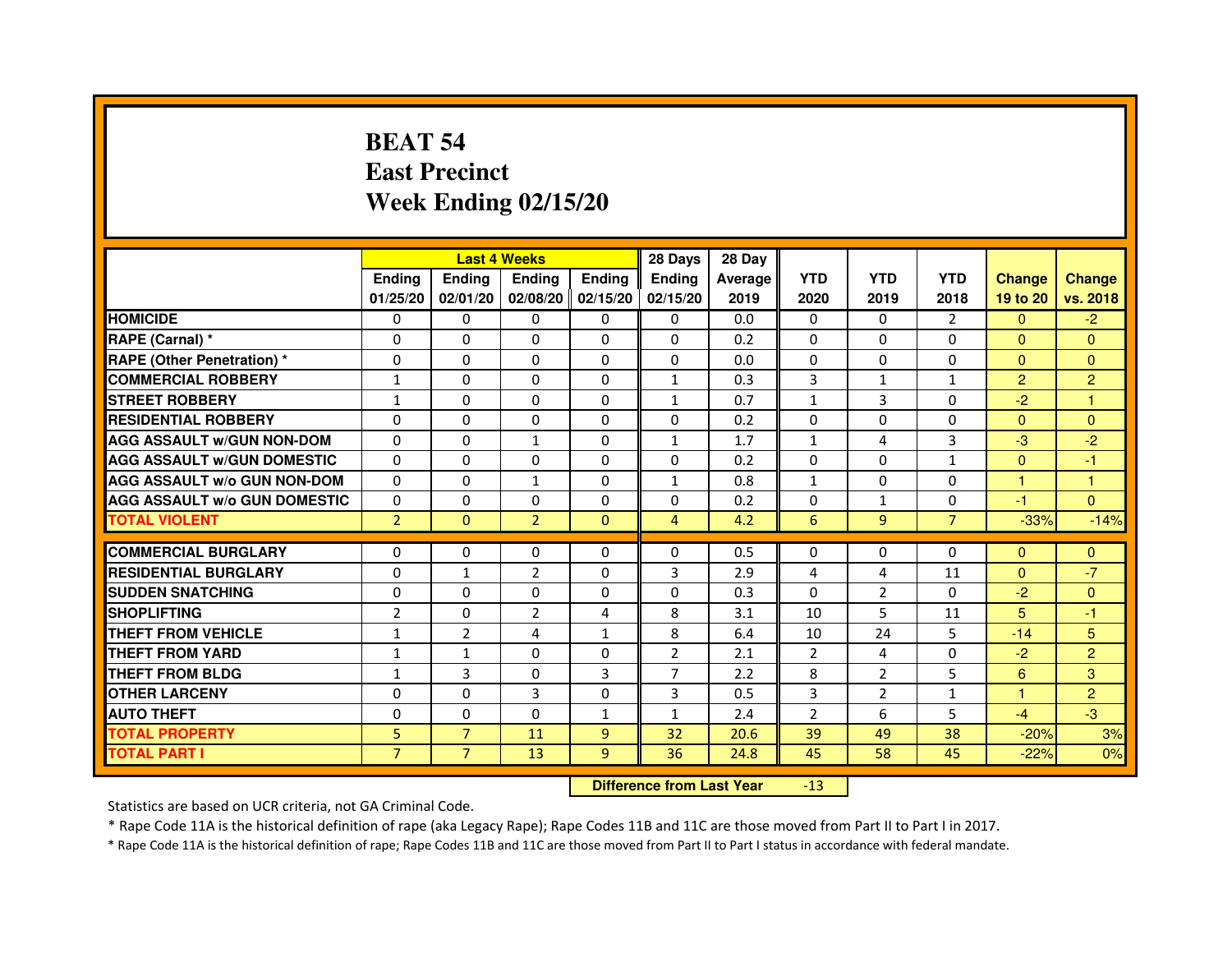# BEAT 54
# East Precinct
# Week Ending 02/15/20

| | Last 4 Weeks | | | | 28 Days | 28 Day | | | | | |
|---|---|---|---|---|---|---|---|---|---|---|---|
| | Ending 01/25/20 | Ending 02/01/20 | Ending 02/08/20 | Ending 02/15/20 | Ending 02/15/20 | Average 2019 | YTD 2020 | YTD 2019 | YTD 2018 | Change 19 to 20 | Change vs. 2018 |
| HOMICIDE | 0 | 0 | 0 | 0 | 0 | 0.0 | 0 | 0 | 2 | 0 | -2 |
| RAPE (Carnal) * | 0 | 0 | 0 | 0 | 0 | 0.2 | 0 | 0 | 0 | 0 | 0 |
| RAPE (Other Penetration) * | 0 | 0 | 0 | 0 | 0 | 0.0 | 0 | 0 | 0 | 0 | 0 |
| COMMERCIAL ROBBERY | 1 | 0 | 0 | 0 | 1 | 0.3 | 3 | 1 | 1 | 2 | 2 |
| STREET ROBBERY | 1 | 0 | 0 | 0 | 1 | 0.7 | 1 | 3 | 0 | -2 | 1 |
| RESIDENTIAL ROBBERY | 0 | 0 | 0 | 0 | 0 | 0.2 | 0 | 0 | 0 | 0 | 0 |
| AGG ASSAULT w/GUN NON-DOM | 0 | 0 | 1 | 0 | 1 | 1.7 | 1 | 4 | 3 | -3 | -2 |
| AGG ASSAULT w/GUN DOMESTIC | 0 | 0 | 0 | 0 | 0 | 0.2 | 0 | 0 | 1 | 0 | -1 |
| AGG ASSAULT w/o GUN NON-DOM | 0 | 0 | 1 | 0 | 1 | 0.8 | 1 | 0 | 0 | 1 | 1 |
| AGG ASSAULT w/o GUN DOMESTIC | 0 | 0 | 0 | 0 | 0 | 0.2 | 0 | 1 | 0 | -1 | 0 |
| TOTAL VIOLENT | 2 | 0 | 2 | 0 | 4 | 4.2 | 6 | 9 | 7 | -33% | -14% |
| COMMERCIAL BURGLARY | 0 | 0 | 0 | 0 | 0 | 0.5 | 0 | 0 | 0 | 0 | 0 |
| RESIDENTIAL BURGLARY | 0 | 1 | 2 | 0 | 3 | 2.9 | 4 | 4 | 11 | 0 | -7 |
| SUDDEN SNATCHING | 0 | 0 | 0 | 0 | 0 | 0.3 | 0 | 2 | 0 | -2 | 0 |
| SHOPLIFTING | 2 | 0 | 2 | 4 | 8 | 3.1 | 10 | 5 | 11 | 5 | -1 |
| THEFT FROM VEHICLE | 1 | 2 | 4 | 1 | 8 | 6.4 | 10 | 24 | 5 | -14 | 5 |
| THEFT FROM YARD | 1 | 1 | 0 | 0 | 2 | 2.1 | 2 | 4 | 0 | -2 | 2 |
| THEFT FROM BLDG | 1 | 3 | 0 | 3 | 7 | 2.2 | 8 | 2 | 5 | 6 | 3 |
| OTHER LARCENY | 0 | 0 | 3 | 0 | 3 | 0.5 | 3 | 2 | 1 | 1 | 2 |
| AUTO THEFT | 0 | 0 | 0 | 1 | 1 | 2.4 | 2 | 6 | 5 | -4 | -3 |
| TOTAL PROPERTY | 5 | 7 | 11 | 9 | 32 | 20.6 | 39 | 49 | 38 | -20% | 3% |
| TOTAL PART I | 7 | 7 | 13 | 9 | 36 | 24.8 | 45 | 58 | 45 | -22% | 0% |

**Difference from Last Year** -13

Statistics are based on UCR criteria, not GA Criminal Code.

* Rape Code 11A is the historical definition of rape (aka Legacy Rape); Rape Codes 11B and 11C are those moved from Part II to Part I in 2017.

* Rape Code 11A is the historical definition of rape; Rape Codes 11B and 11C are those moved from Part II to Part I status in accordance with federal mandate.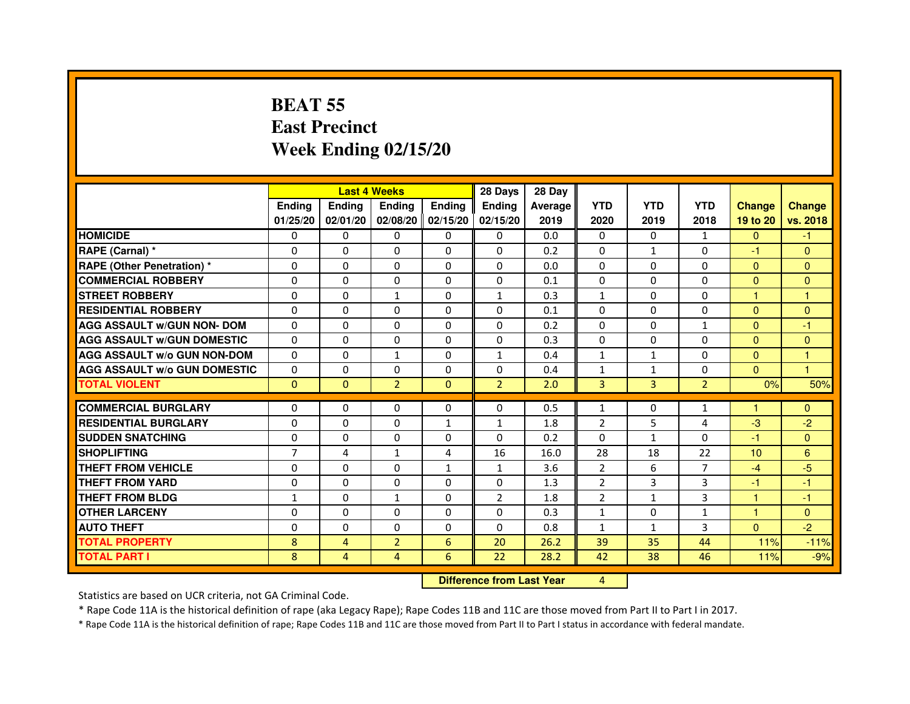# BEAT 55
# East Precinct
# Week Ending 02/15/20

| | Last 4 Weeks | | | | 28 Days | 28 Day | | | | | |
|---|---|---|---|---|---|---|---|---|---|---|---|
| | Ending 01/25/20 | Ending 02/01/20 | Ending 02/08/20 | Ending 02/15/20 | Ending 02/15/20 | Average 2019 | YTD 2020 | YTD 2019 | YTD 2018 | Change 19 to 20 | Change vs. 2018 |
| HOMICIDE | 0 | 0 | 0 | 0 | 0 | 0.0 | 0 | 0 | 1 | 0 | -1 |
| RAPE (Carnal) * | 0 | 0 | 0 | 0 | 0 | 0.2 | 0 | 1 | 0 | -1 | 0 |
| RAPE (Other Penetration) * | 0 | 0 | 0 | 0 | 0 | 0.0 | 0 | 0 | 0 | 0 | 0 |
| COMMERCIAL ROBBERY | 0 | 0 | 0 | 0 | 0 | 0.1 | 0 | 0 | 0 | 0 | 0 |
| STREET ROBBERY | 0 | 0 | 1 | 0 | 1 | 0.3 | 1 | 0 | 0 | 1 | 1 |
| RESIDENTIAL ROBBERY | 0 | 0 | 0 | 0 | 0 | 0.1 | 0 | 0 | 0 | 0 | 0 |
| AGG ASSAULT w/GUN NON- DOM | 0 | 0 | 0 | 0 | 0 | 0.2 | 0 | 0 | 1 | 0 | -1 |
| AGG ASSAULT w/GUN DOMESTIC | 0 | 0 | 0 | 0 | 0 | 0.3 | 0 | 0 | 0 | 0 | 0 |
| AGG ASSAULT w/o GUN NON-DOM | 0 | 0 | 1 | 0 | 1 | 0.4 | 1 | 1 | 0 | 0 | 1 |
| AGG ASSAULT w/o GUN DOMESTIC | 0 | 0 | 0 | 0 | 0 | 0.4 | 1 | 1 | 0 | 0 | 1 |
| TOTAL VIOLENT | 0 | 0 | 2 | 0 | 2 | 2.0 | 3 | 3 | 2 | 0% | 50% |
| COMMERCIAL BURGLARY | 0 | 0 | 0 | 0 | 0 | 0.5 | 1 | 0 | 1 | 1 | 0 |
| RESIDENTIAL BURGLARY | 0 | 0 | 0 | 1 | 1 | 1.8 | 2 | 5 | 4 | -3 | -2 |
| SUDDEN SNATCHING | 0 | 0 | 0 | 0 | 0 | 0.2 | 0 | 1 | 0 | -1 | 0 |
| SHOPLIFTING | 7 | 4 | 1 | 4 | 16 | 16.0 | 28 | 18 | 22 | 10 | 6 |
| THEFT FROM VEHICLE | 0 | 0 | 0 | 1 | 1 | 3.6 | 2 | 6 | 7 | -4 | -5 |
| THEFT FROM YARD | 0 | 0 | 0 | 0 | 0 | 1.3 | 2 | 3 | 3 | -1 | -1 |
| THEFT FROM BLDG | 1 | 0 | 1 | 0 | 2 | 1.8 | 2 | 1 | 3 | 1 | -1 |
| OTHER LARCENY | 0 | 0 | 0 | 0 | 0 | 0.3 | 1 | 0 | 1 | 1 | 0 |
| AUTO THEFT | 0 | 0 | 0 | 0 | 0 | 0.8 | 1 | 1 | 3 | 0 | -2 |
| TOTAL PROPERTY | 8 | 4 | 2 | 6 | 20 | 26.2 | 39 | 35 | 44 | 11% | -11% |
| TOTAL PART I | 8 | 4 | 4 | 6 | 22 | 28.2 | 42 | 38 | 46 | 11% | -9% |

| Difference from Last Year | 4 |
|---|---|

Statistics are based on UCR criteria, not GA Criminal Code.

* Rape Code 11A is the historical definition of rape (aka Legacy Rape); Rape Codes 11B and 11C are those moved from Part II to Part I in 2017.

* Rape Code 11A is the historical definition of rape; Rape Codes 11B and 11C are those moved from Part II to Part I status in accordance with federal mandate.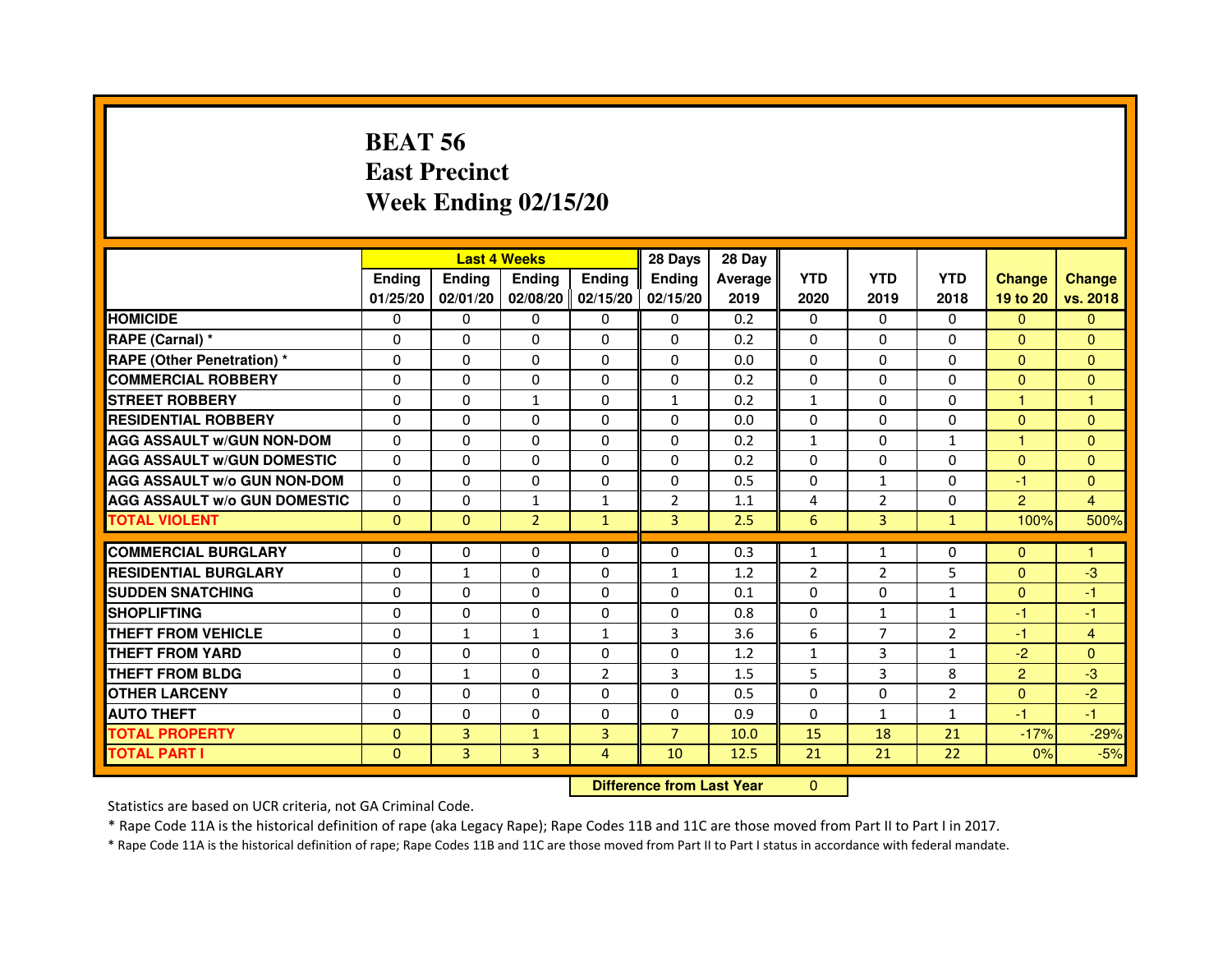# BEAT 56
# East Precinct
# Week Ending 02/15/20

| | Last 4 Weeks | | | | 28 Days | 28 Day | | | | | |
|---|---|---|---|---|---|---|---|---|---|---|---|
| | Ending 01/25/20 | Ending 02/01/20 | Ending 02/08/20 | Ending 02/15/20 | Ending 02/15/20 | Average 2019 | YTD 2020 | YTD 2019 | YTD 2018 | Change 19 to 20 | Change vs. 2018 |
| HOMICIDE | 0 | 0 | 0 | 0 | 0 | 0.2 | 0 | 0 | 0 | 0 | 0 |
| RAPE (Carnal) * | 0 | 0 | 0 | 0 | 0 | 0.2 | 0 | 0 | 0 | 0 | 0 |
| RAPE (Other Penetration) * | 0 | 0 | 0 | 0 | 0 | 0.0 | 0 | 0 | 0 | 0 | 0 |
| COMMERCIAL ROBBERY | 0 | 0 | 0 | 0 | 0 | 0.2 | 0 | 0 | 0 | 0 | 0 |
| STREET ROBBERY | 0 | 0 | 1 | 0 | 1 | 0.2 | 1 | 0 | 0 | 1 | 1 |
| RESIDENTIAL ROBBERY | 0 | 0 | 0 | 0 | 0 | 0.0 | 0 | 0 | 0 | 0 | 0 |
| AGG ASSAULT w/GUN NON-DOM | 0 | 0 | 0 | 0 | 0 | 0.2 | 1 | 0 | 1 | 1 | 0 |
| AGG ASSAULT w/GUN DOMESTIC | 0 | 0 | 0 | 0 | 0 | 0.2 | 0 | 0 | 0 | 0 | 0 |
| AGG ASSAULT w/o GUN NON-DOM | 0 | 0 | 0 | 0 | 0 | 0.5 | 0 | 1 | 0 | -1 | 0 |
| AGG ASSAULT w/o GUN DOMESTIC | 0 | 0 | 1 | 1 | 2 | 1.1 | 4 | 2 | 0 | 2 | 4 |
| TOTAL VIOLENT | 0 | 0 | 2 | 1 | 3 | 2.5 | 6 | 3 | 1 | 100% | 500% |
| COMMERCIAL BURGLARY | 0 | 0 | 0 | 0 | 0 | 0.3 | 1 | 1 | 0 | 0 | 1 |
| RESIDENTIAL BURGLARY | 0 | 1 | 0 | 0 | 1 | 1.2 | 2 | 2 | 5 | 0 | -3 |
| SUDDEN SNATCHING | 0 | 0 | 0 | 0 | 0 | 0.1 | 0 | 0 | 1 | 0 | -1 |
| SHOPLIFTING | 0 | 0 | 0 | 0 | 0 | 0.8 | 0 | 1 | 1 | -1 | -1 |
| THEFT FROM VEHICLE | 0 | 1 | 1 | 1 | 3 | 3.6 | 6 | 7 | 2 | -1 | 4 |
| THEFT FROM YARD | 0 | 0 | 0 | 0 | 0 | 1.2 | 1 | 3 | 1 | -2 | 0 |
| THEFT FROM BLDG | 0 | 1 | 0 | 2 | 3 | 1.5 | 5 | 3 | 8 | 2 | -3 |
| OTHER LARCENY | 0 | 0 | 0 | 0 | 0 | 0.5 | 0 | 0 | 2 | 0 | -2 |
| AUTO THEFT | 0 | 0 | 0 | 0 | 0 | 0.9 | 0 | 1 | 1 | -1 | -1 |
| TOTAL PROPERTY | 0 | 3 | 1 | 3 | 7 | 10.0 | 15 | 18 | 21 | -17% | -29% |
| TOTAL PART I | 0 | 3 | 3 | 4 | 10 | 12.5 | 21 | 21 | 22 | 0% | -5% |

**Difference from Last Year** 0

Statistics are based on UCR criteria, not GA Criminal Code.

* Rape Code 11A is the historical definition of rape (aka Legacy Rape); Rape Codes 11B and 11C are those moved from Part II to Part I in 2017.

* Rape Code 11A is the historical definition of rape; Rape Codes 11B and 11C are those moved from Part II to Part I status in accordance with federal mandate.